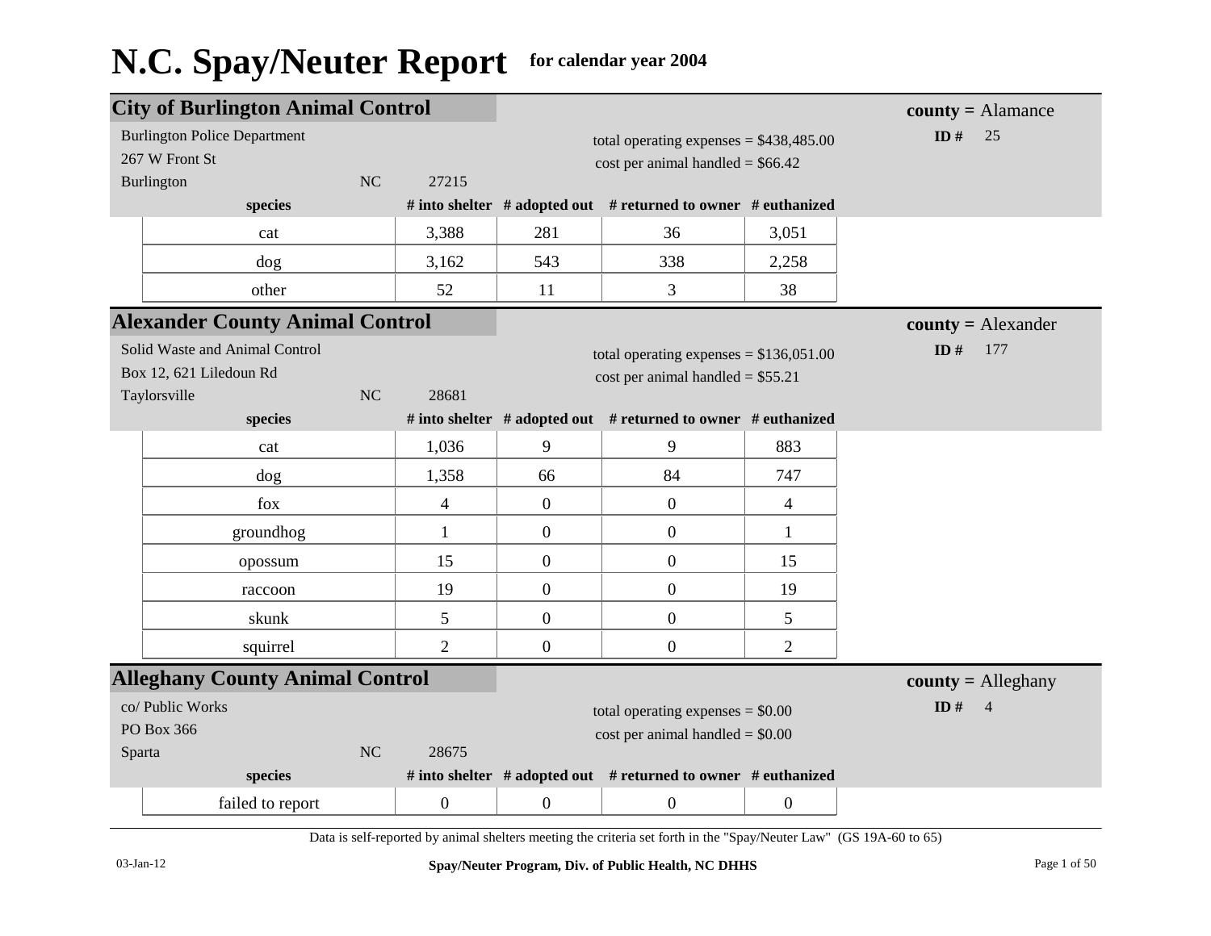# N.C. Spay/Neuter Report for calendar year 2004

## City of Burlington Animal Control

**county =** Alamance
**ID #** 25

Burlington Police Department
267 W Front St
Burlington NC 27215

total operating expenses = $438,485.00
cost per animal handled = $66.42

| species | # into shelter | # adopted out | # returned to owner | # euthanized |
|---|---|---|---|---|
| cat | 3,388 | 281 | 36 | 3,051 |
| dog | 3,162 | 543 | 338 | 2,258 |
| other | 52 | 11 | 3 | 38 |

## Alexander County Animal Control

**county =** Alexander
**ID #** 177

Solid Waste and Animal Control
Box 12, 621 Liledoun Rd
Taylorsville NC 28681

total operating expenses = $136,051.00
cost per animal handled = $55.21

| species | # into shelter | # adopted out | # returned to owner | # euthanized |
|---|---|---|---|---|
| cat | 1,036 | 9 | 9 | 883 |
| dog | 1,358 | 66 | 84 | 747 |
| fox | 4 | 0 | 0 | 4 |
| groundhog | 1 | 0 | 0 | 1 |
| opossum | 15 | 0 | 0 | 15 |
| raccoon | 19 | 0 | 0 | 19 |
| skunk | 5 | 0 | 0 | 5 |
| squirrel | 2 | 0 | 0 | 2 |

## Alleghany County Animal Control

**county =** Alleghany
**ID #** 4

co/ Public Works
PO Box 366
Sparta NC 28675

total operating expenses = $0.00
cost per animal handled = $0.00

| species | # into shelter | # adopted out | # returned to owner | # euthanized |
|---|---|---|---|---|
| failed to report | 0 | 0 | 0 | 0 |

Data is self-reported by animal shelters meeting the criteria set forth in the "Spay/Neuter Law" (GS 19A-60 to 65)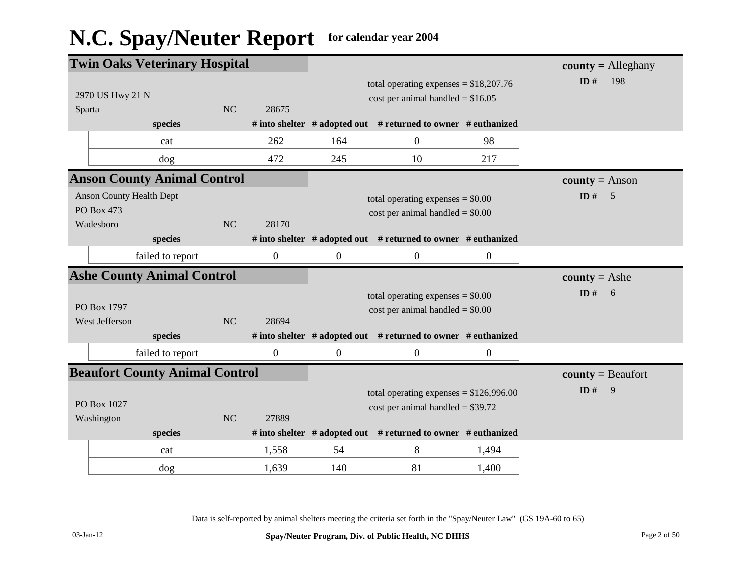# N.C. Spay/Neuter Report for calendar year 2004

## Twin Oaks Veterinary Hospital

**county =** Alleghany
**ID #** 198

2970 US Hwy 21 N
Sparta NC 28675

total operating expenses = $18,207.76
cost per animal handled = $16.05

| species | # into shelter | # adopted out | # returned to owner | # euthanized |
|---|---|---|---|---|
| cat | 262 | 164 | 0 | 98 |
| dog | 472 | 245 | 10 | 217 |

## Anson County Animal Control

**county =** Anson
**ID #** 5

Anson County Health Dept
PO Box 473
Wadesboro NC 28170

total operating expenses = $0.00
cost per animal handled = $0.00

| species | # into shelter | # adopted out | # returned to owner | # euthanized |
|---|---|---|---|---|
| failed to report | 0 | 0 | 0 | 0 |

## Ashe County Animal Control

**county =** Ashe
**ID #** 6

PO Box 1797
West Jefferson NC 28694

total operating expenses = $0.00
cost per animal handled = $0.00

| species | # into shelter | # adopted out | # returned to owner | # euthanized |
|---|---|---|---|---|
| failed to report | 0 | 0 | 0 | 0 |

## Beaufort County Animal Control

**county =** Beaufort
**ID #** 9

PO Box 1027
Washington NC 27889

total operating expenses = $126,996.00
cost per animal handled = $39.72

| species | # into shelter | # adopted out | # returned to owner | # euthanized |
|---|---|---|---|---|
| cat | 1,558 | 54 | 8 | 1,494 |
| dog | 1,639 | 140 | 81 | 1,400 |

Data is self-reported by animal shelters meeting the criteria set forth in the "Spay/Neuter Law" (GS 19A-60 to 65)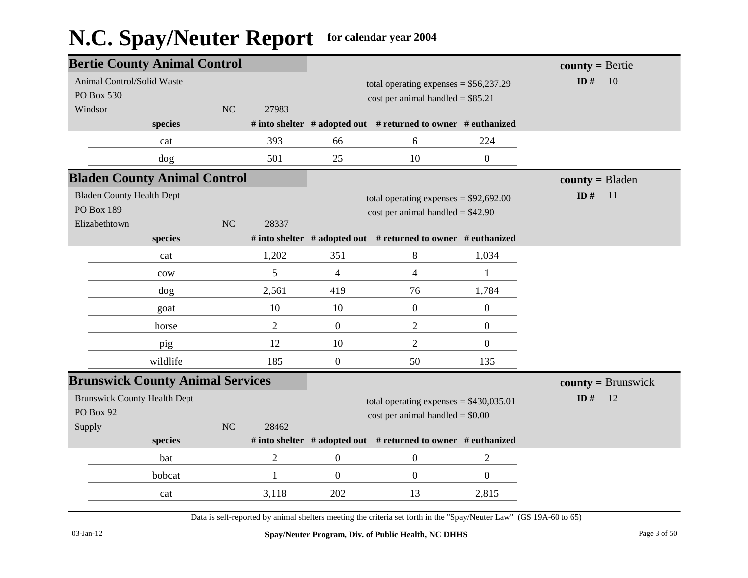# N.C. Spay/Neuter Report for calendar year 2004

## Bertie County Animal Control

**county =** Bertie
**ID #** 10

Animal Control/Solid Waste
PO Box 530
Windsor NC 27983

total operating expenses = $56,237.29
cost per animal handled = $85.21

| species | # into shelter | # adopted out | # returned to owner | # euthanized |
|---|---|---|---|---|
| cat | 393 | 66 | 6 | 224 |
| dog | 501 | 25 | 10 | 0 |

## Bladen County Animal Control

**county =** Bladen
**ID #** 11

Bladen County Health Dept
PO Box 189
Elizabethtown NC 28337

total operating expenses = $92,692.00
cost per animal handled = $42.90

| species | # into shelter | # adopted out | # returned to owner | # euthanized |
|---|---|---|---|---|
| cat | 1,202 | 351 | 8 | 1,034 |
| cow | 5 | 4 | 4 | 1 |
| dog | 2,561 | 419 | 76 | 1,784 |
| goat | 10 | 10 | 0 | 0 |
| horse | 2 | 0 | 2 | 0 |
| pig | 12 | 10 | 2 | 0 |
| wildlife | 185 | 0 | 50 | 135 |

## Brunswick County Animal Services

**county =** Brunswick
**ID #** 12

Brunswick County Health Dept
PO Box 92
Supply NC 28462

total operating expenses = $430,035.01
cost per animal handled = $0.00

| species | # into shelter | # adopted out | # returned to owner | # euthanized |
|---|---|---|---|---|
| bat | 2 | 0 | 0 | 2 |
| bobcat | 1 | 0 | 0 | 0 |
| cat | 3,118 | 202 | 13 | 2,815 |

Data is self-reported by animal shelters meeting the criteria set forth in the "Spay/Neuter Law" (GS 19A-60 to 65)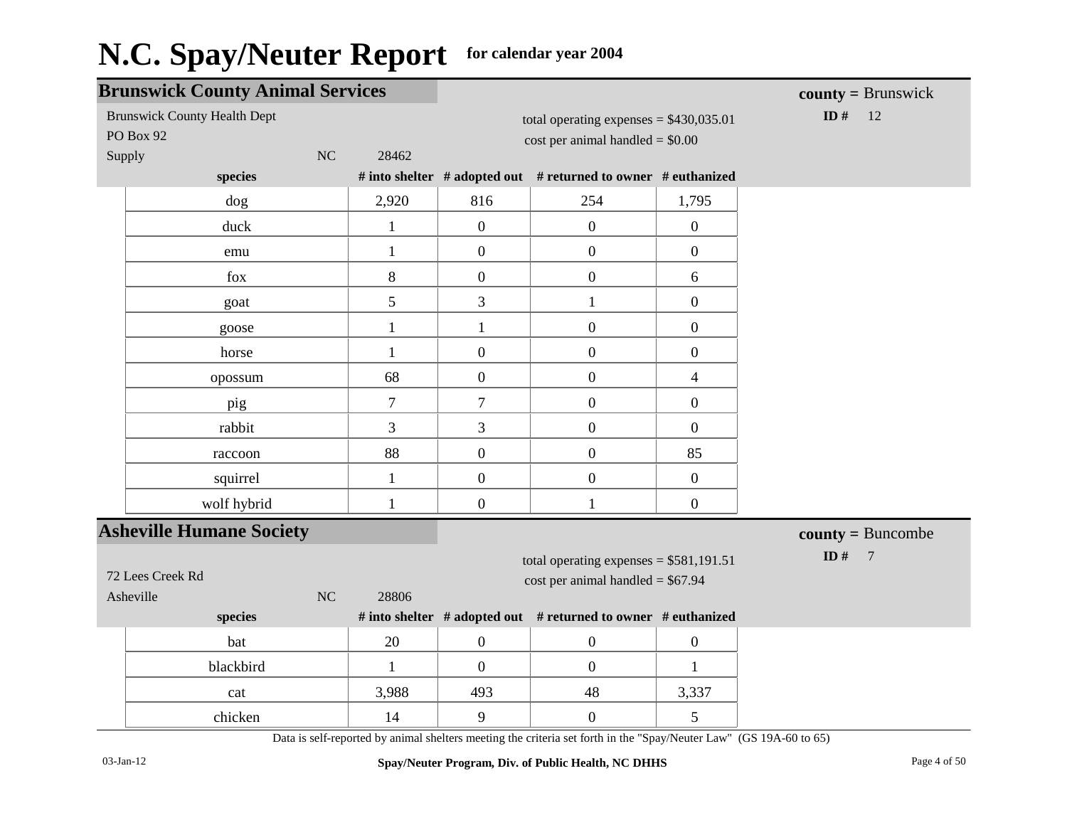# N.C. Spay/Neuter Report for calendar year 2004

## Brunswick County Animal Services

**county =** Brunswick
**ID #** 12

Brunswick County Health Dept
PO Box 92
Supply NC 28462

total operating expenses = $430,035.01
cost per animal handled = $0.00

| species | # into shelter | # adopted out | # returned to owner | # euthanized |
|---|---|---|---|---|
| dog | 2,920 | 816 | 254 | 1,795 |
| duck | 1 | 0 | 0 | 0 |
| emu | 1 | 0 | 0 | 0 |
| fox | 8 | 0 | 0 | 6 |
| goat | 5 | 3 | 1 | 0 |
| goose | 1 | 1 | 0 | 0 |
| horse | 1 | 0 | 0 | 0 |
| opossum | 68 | 0 | 0 | 4 |
| pig | 7 | 7 | 0 | 0 |
| rabbit | 3 | 3 | 0 | 0 |
| raccoon | 88 | 0 | 0 | 85 |
| squirrel | 1 | 0 | 0 | 0 |
| wolf hybrid | 1 | 0 | 1 | 0 |

## Asheville Humane Society

**county =** Buncombe
**ID #** 7

72 Lees Creek Rd
Asheville NC 28806

total operating expenses = $581,191.51
cost per animal handled = $67.94

| species | # into shelter | # adopted out | # returned to owner | # euthanized |
|---|---|---|---|---|
| bat | 20 | 0 | 0 | 0 |
| blackbird | 1 | 0 | 0 | 1 |
| cat | 3,988 | 493 | 48 | 3,337 |
| chicken | 14 | 9 | 0 | 5 |

Data is self-reported by animal shelters meeting the criteria set forth in the "Spay/Neuter Law" (GS 19A-60 to 65)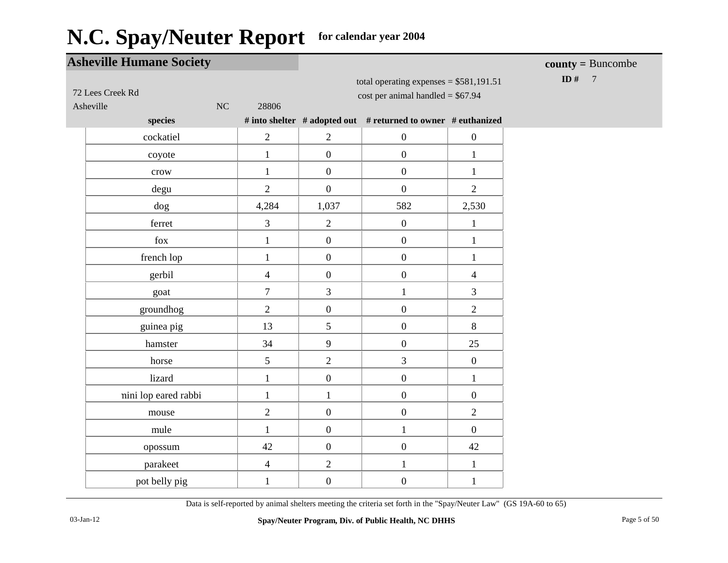# N.C. Spay/Neuter Report for calendar year 2004

## Asheville Humane Society

**county =** Buncombe

**ID #** 7

72 Lees Creek Rd
Asheville NC 28806

total operating expenses = $581,191.51
cost per animal handled = $67.94

| species | # into shelter | # adopted out | # returned to owner | # euthanized |
|---|---|---|---|---|
| cockatiel | 2 | 2 | 0 | 0 |
| coyote | 1 | 0 | 0 | 1 |
| crow | 1 | 0 | 0 | 1 |
| degu | 2 | 0 | 0 | 2 |
| dog | 4,284 | 1,037 | 582 | 2,530 |
| ferret | 3 | 2 | 0 | 1 |
| fox | 1 | 0 | 0 | 1 |
| french lop | 1 | 0 | 0 | 1 |
| gerbil | 4 | 0 | 0 | 4 |
| goat | 7 | 3 | 1 | 3 |
| groundhog | 2 | 0 | 0 | 2 |
| guinea pig | 13 | 5 | 0 | 8 |
| hamster | 34 | 9 | 0 | 25 |
| horse | 5 | 2 | 3 | 0 |
| lizard | 1 | 0 | 0 | 1 |
| mini lop eared rabbi | 1 | 1 | 0 | 0 |
| mouse | 2 | 0 | 0 | 2 |
| mule | 1 | 0 | 1 | 0 |
| opossum | 42 | 0 | 0 | 42 |
| parakeet | 4 | 2 | 1 | 1 |
| pot belly pig | 1 | 0 | 0 | 1 |

Data is self-reported by animal shelters meeting the criteria set forth in the "Spay/Neuter Law" (GS 19A-60 to 65)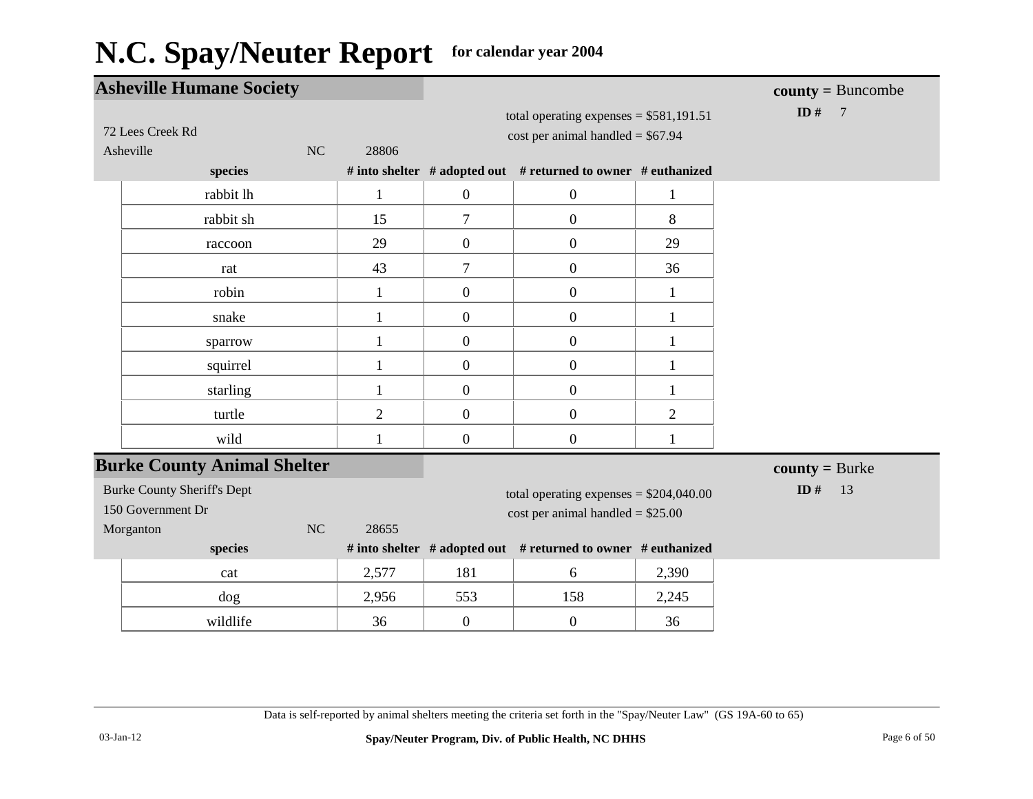# N.C. Spay/Neuter Report for calendar year 2004

## Asheville Humane Society

**county =** Buncombe
**ID #** 7

72 Lees Creek Rd
Asheville NC 28806

total operating expenses = $581,191.51
cost per animal handled = $67.94

| species | # into shelter | # adopted out | # returned to owner | # euthanized |
|---|---|---|---|---|
| rabbit lh | 1 | 0 | 0 | 1 |
| rabbit sh | 15 | 7 | 0 | 8 |
| raccoon | 29 | 0 | 0 | 29 |
| rat | 43 | 7 | 0 | 36 |
| robin | 1 | 0 | 0 | 1 |
| snake | 1 | 0 | 0 | 1 |
| sparrow | 1 | 0 | 0 | 1 |
| squirrel | 1 | 0 | 0 | 1 |
| starling | 1 | 0 | 0 | 1 |
| turtle | 2 | 0 | 0 | 2 |
| wild | 1 | 0 | 0 | 1 |

## Burke County Animal Shelter

**county =** Burke
**ID #** 13

Burke County Sheriff's Dept
150 Government Dr
Morganton NC 28655

total operating expenses = $204,040.00
cost per animal handled = $25.00

| species | # into shelter | # adopted out | # returned to owner | # euthanized |
|---|---|---|---|---|
| cat | 2,577 | 181 | 6 | 2,390 |
| dog | 2,956 | 553 | 158 | 2,245 |
| wildlife | 36 | 0 | 0 | 36 |

Data is self-reported by animal shelters meeting the criteria set forth in the "Spay/Neuter Law" (GS 19A-60 to 65)

03-Jan-12

Spay/Neuter Program, Div. of Public Health, NC DHHS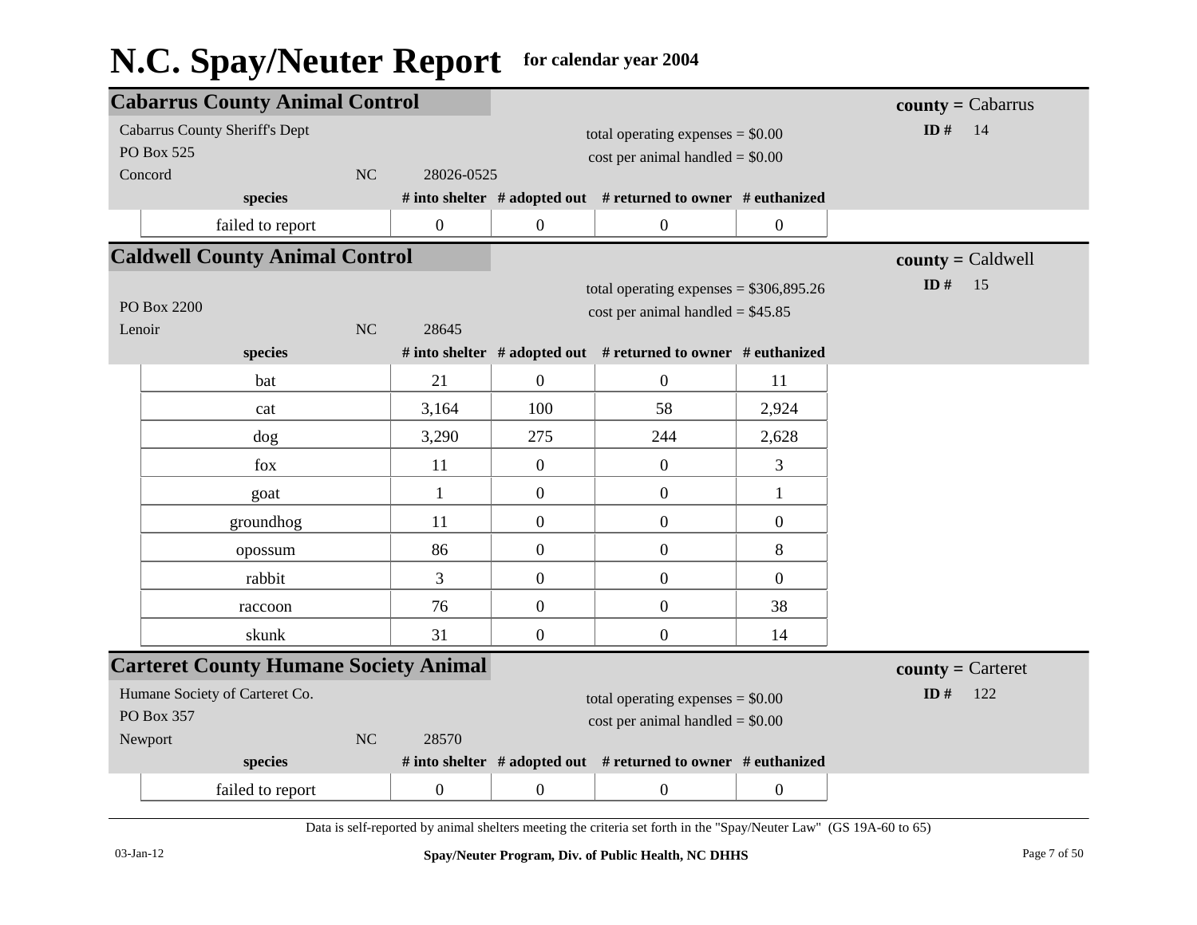# N.C. Spay/Neuter Report for calendar year 2004

## Cabarrus County Animal Control

**county =** Cabarrus
**ID #** 14

Cabarrus County Sheriff's Dept
PO Box 525
Concord NC 28026-0525

total operating expenses = $0.00
cost per animal handled = $0.00

| species | # into shelter | # adopted out | # returned to owner | # euthanized |
|---|---|---|---|---|
| failed to report | 0 | 0 | 0 | 0 |

## Caldwell County Animal Control

**county =** Caldwell
**ID #** 15

PO Box 2200
Lenoir NC 28645

total operating expenses = $306,895.26
cost per animal handled = $45.85

| species | # into shelter | # adopted out | # returned to owner | # euthanized |
|---|---|---|---|---|
| bat | 21 | 0 | 0 | 11 |
| cat | 3,164 | 100 | 58 | 2,924 |
| dog | 3,290 | 275 | 244 | 2,628 |
| fox | 11 | 0 | 0 | 3 |
| goat | 1 | 0 | 0 | 1 |
| groundhog | 11 | 0 | 0 | 0 |
| opossum | 86 | 0 | 0 | 8 |
| rabbit | 3 | 0 | 0 | 0 |
| raccoon | 76 | 0 | 0 | 38 |
| skunk | 31 | 0 | 0 | 14 |

## Carteret County Humane Society Animal

**county =** Carteret
**ID #** 122

Humane Society of Carteret Co.
PO Box 357
Newport NC 28570

total operating expenses = $0.00
cost per animal handled = $0.00

| species | # into shelter | # adopted out | # returned to owner | # euthanized |
|---|---|---|---|---|
| failed to report | 0 | 0 | 0 | 0 |

Data is self-reported by animal shelters meeting the criteria set forth in the "Spay/Neuter Law" (GS 19A-60 to 65)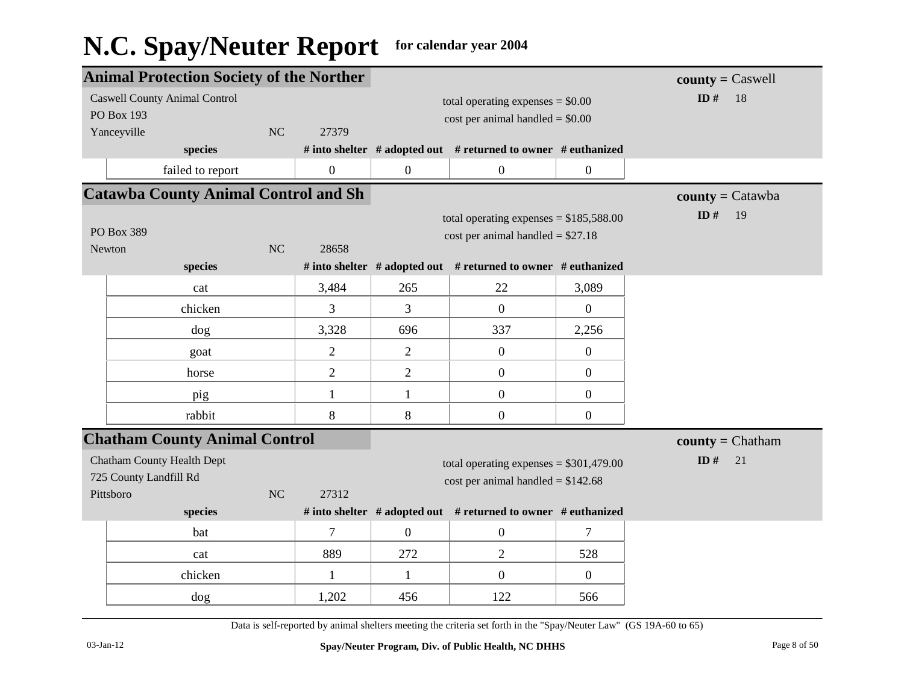# N.C. Spay/Neuter Report for calendar year 2004

## Animal Protection Society of the Norther

**county =** Caswell
**ID #** 18

Caswell County Animal Control
PO Box 193
Yanceyville NC 27379

total operating expenses = $0.00
cost per animal handled = $0.00

| species | # into shelter | # adopted out | # returned to owner | # euthanized |
|---|---|---|---|---|
| failed to report | 0 | 0 | 0 | 0 |

## Catawba County Animal Control and Sh

**county =** Catawba
**ID #** 19

PO Box 389
Newton NC 28658

total operating expenses = $185,588.00
cost per animal handled = $27.18

| species | # into shelter | # adopted out | # returned to owner | # euthanized |
|---|---|---|---|---|
| cat | 3,484 | 265 | 22 | 3,089 |
| chicken | 3 | 3 | 0 | 0 |
| dog | 3,328 | 696 | 337 | 2,256 |
| goat | 2 | 2 | 0 | 0 |
| horse | 2 | 2 | 0 | 0 |
| pig | 1 | 1 | 0 | 0 |
| rabbit | 8 | 8 | 0 | 0 |

## Chatham County Animal Control

**county =** Chatham
**ID #** 21

Chatham County Health Dept
725 County Landfill Rd
Pittsboro NC 27312

total operating expenses = $301,479.00
cost per animal handled = $142.68

| species | # into shelter | # adopted out | # returned to owner | # euthanized |
|---|---|---|---|---|
| bat | 7 | 0 | 0 | 7 |
| cat | 889 | 272 | 2 | 528 |
| chicken | 1 | 1 | 0 | 0 |
| dog | 1,202 | 456 | 122 | 566 |

Data is self-reported by animal shelters meeting the criteria set forth in the "Spay/Neuter Law" (GS 19A-60 to 65)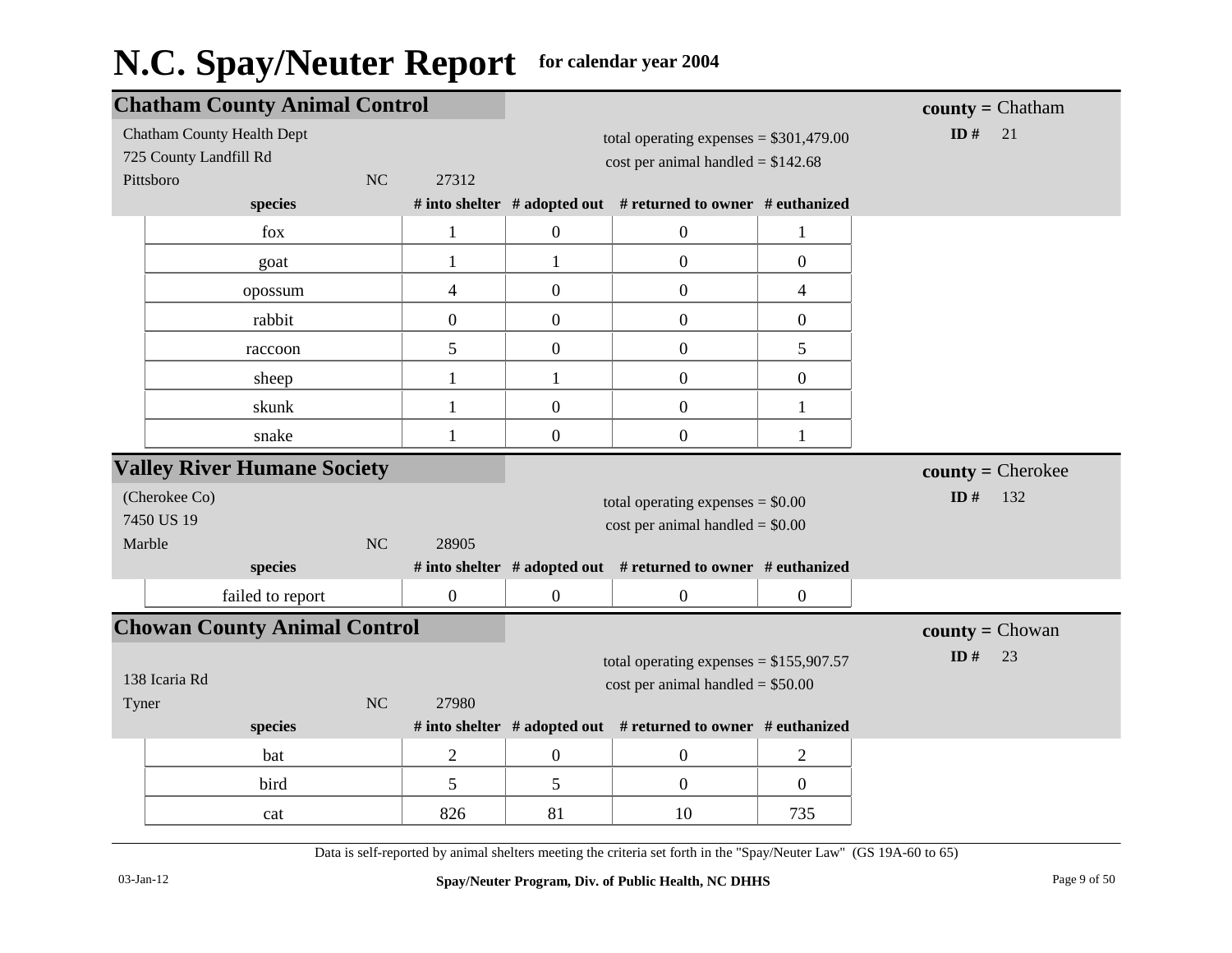# N.C. Spay/Neuter Report for calendar year 2004

## Chatham County Animal Control

**county =** Chatham
**ID #** 21

Chatham County Health Dept
725 County Landfill Rd
Pittsboro NC 27312

total operating expenses = $301,479.00
cost per animal handled = $142.68

| species | # into shelter | # adopted out | # returned to owner | # euthanized |
|---|---|---|---|---|
| fox | 1 | 0 | 0 | 1 |
| goat | 1 | 1 | 0 | 0 |
| opossum | 4 | 0 | 0 | 4 |
| rabbit | 0 | 0 | 0 | 0 |
| raccoon | 5 | 0 | 0 | 5 |
| sheep | 1 | 1 | 0 | 0 |
| skunk | 1 | 0 | 0 | 1 |
| snake | 1 | 0 | 0 | 1 |

## Valley River Humane Society

**county =** Cherokee
**ID #** 132

(Cherokee Co)
7450 US 19
Marble NC 28905

total operating expenses = $0.00
cost per animal handled = $0.00

| species | # into shelter | # adopted out | # returned to owner | # euthanized |
|---|---|---|---|---|
| failed to report | 0 | 0 | 0 | 0 |

## Chowan County Animal Control

**county =** Chowan
**ID #** 23

138 Icaria Rd
Tyner NC 27980

total operating expenses = $155,907.57
cost per animal handled = $50.00

| species | # into shelter | # adopted out | # returned to owner | # euthanized |
|---|---|---|---|---|
| bat | 2 | 0 | 0 | 2 |
| bird | 5 | 5 | 0 | 0 |
| cat | 826 | 81 | 10 | 735 |

Data is self-reported by animal shelters meeting the criteria set forth in the "Spay/Neuter Law" (GS 19A-60 to 65)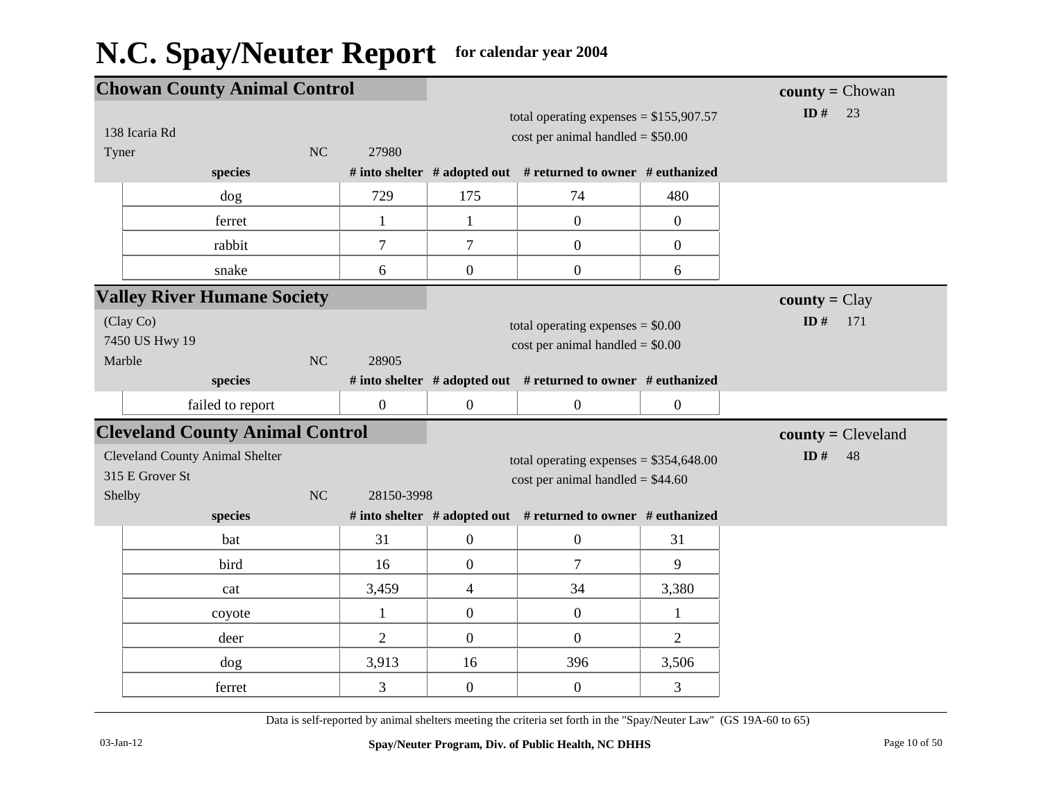# N.C. Spay/Neuter Report for calendar year 2004

## Chowan County Animal Control

**county =** Chowan
**ID #** 23

138 Icaria Rd
Tyner NC 27980

total operating expenses = $155,907.57
cost per animal handled = $50.00

| species | # into shelter | # adopted out | # returned to owner | # euthanized |
|---|---|---|---|---|
| dog | 729 | 175 | 74 | 480 |
| ferret | 1 | 1 | 0 | 0 |
| rabbit | 7 | 7 | 0 | 0 |
| snake | 6 | 0 | 0 | 6 |

## Valley River Humane Society

**county =** Clay
**ID #** 171

(Clay Co)
7450 US Hwy 19
Marble NC 28905

total operating expenses = $0.00
cost per animal handled = $0.00

| species | # into shelter | # adopted out | # returned to owner | # euthanized |
|---|---|---|---|---|
| failed to report | 0 | 0 | 0 | 0 |

## Cleveland County Animal Control

**county =** Cleveland
**ID #** 48

Cleveland County Animal Shelter
315 E Grover St
Shelby NC 28150-3998

total operating expenses = $354,648.00
cost per animal handled = $44.60

| species | # into shelter | # adopted out | # returned to owner | # euthanized |
|---|---|---|---|---|
| bat | 31 | 0 | 0 | 31 |
| bird | 16 | 0 | 7 | 9 |
| cat | 3,459 | 4 | 34 | 3,380 |
| coyote | 1 | 0 | 0 | 1 |
| deer | 2 | 0 | 0 | 2 |
| dog | 3,913 | 16 | 396 | 3,506 |
| ferret | 3 | 0 | 0 | 3 |

Data is self-reported by animal shelters meeting the criteria set forth in the "Spay/Neuter Law" (GS 19A-60 to 65)

03-Jan-12 — Spay/Neuter Program, Div. of Public Health, NC DHHS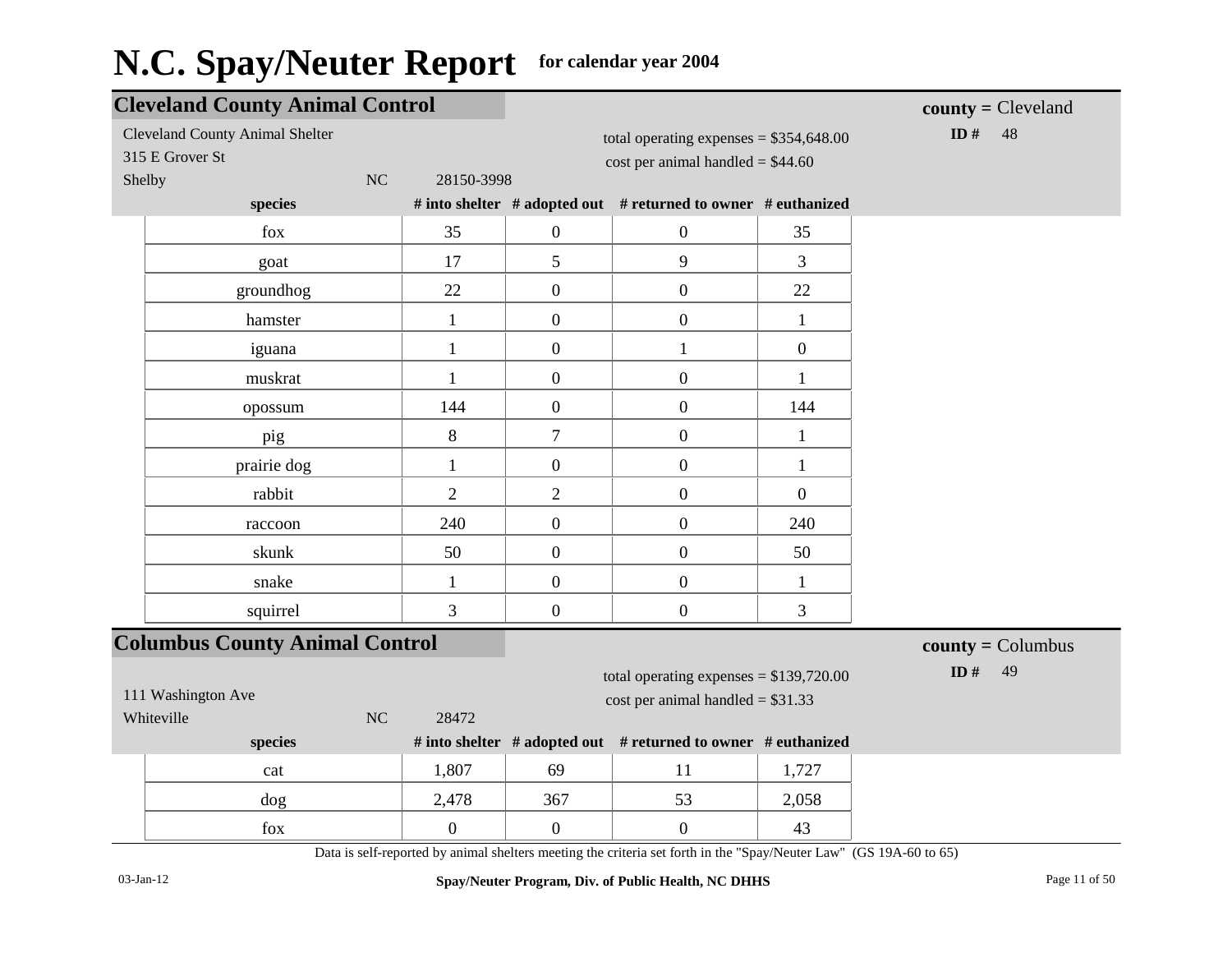# N.C. Spay/Neuter Report for calendar year 2004

## Cleveland County Animal Control

**county =** Cleveland
**ID #** 48

Cleveland County Animal Shelter
315 E Grover St
Shelby NC 28150-3998

total operating expenses = $354,648.00
cost per animal handled = $44.60

| species | # into shelter | # adopted out | # returned to owner | # euthanized |
|---|---|---|---|---|
| fox | 35 | 0 | 0 | 35 |
| goat | 17 | 5 | 9 | 3 |
| groundhog | 22 | 0 | 0 | 22 |
| hamster | 1 | 0 | 0 | 1 |
| iguana | 1 | 0 | 1 | 0 |
| muskrat | 1 | 0 | 0 | 1 |
| opossum | 144 | 0 | 0 | 144 |
| pig | 8 | 7 | 0 | 1 |
| prairie dog | 1 | 0 | 0 | 1 |
| rabbit | 2 | 2 | 0 | 0 |
| raccoon | 240 | 0 | 0 | 240 |
| skunk | 50 | 0 | 0 | 50 |
| snake | 1 | 0 | 0 | 1 |
| squirrel | 3 | 0 | 0 | 3 |

## Columbus County Animal Control

**county =** Columbus
**ID #** 49

111 Washington Ave
Whiteville NC 28472

total operating expenses = $139,720.00
cost per animal handled = $31.33

| species | # into shelter | # adopted out | # returned to owner | # euthanized |
|---|---|---|---|---|
| cat | 1,807 | 69 | 11 | 1,727 |
| dog | 2,478 | 367 | 53 | 2,058 |
| fox | 0 | 0 | 0 | 43 |

Data is self-reported by animal shelters meeting the criteria set forth in the "Spay/Neuter Law" (GS 19A-60 to 65)

03-Jan-12

Spay/Neuter Program, Div. of Public Health, NC DHHS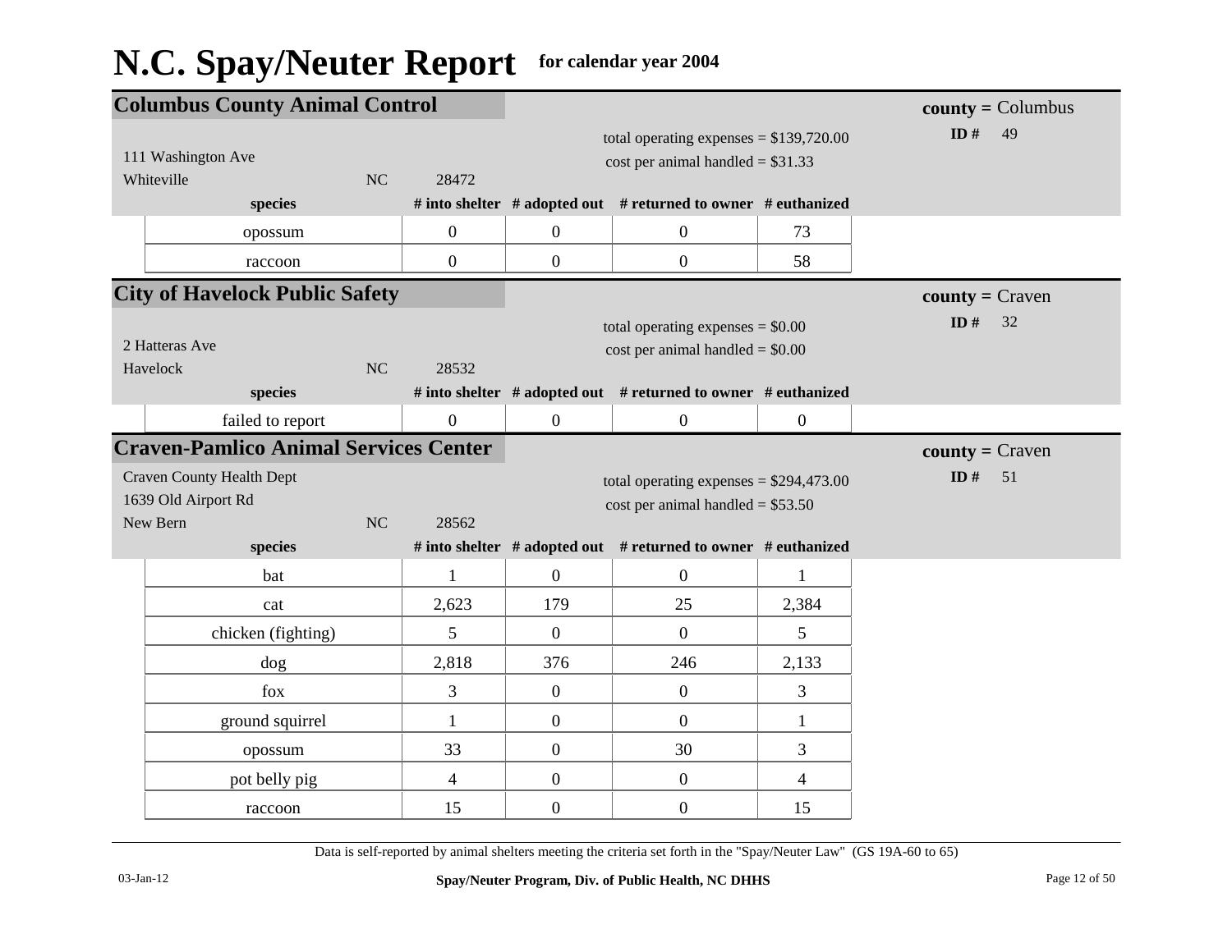# N.C. Spay/Neuter Report for calendar year 2004

## Columbus County Animal Control

**county =** Columbus
**ID #** 49

111 Washington Ave
Whiteville NC 28472

total operating expenses = $139,720.00
cost per animal handled = $31.33

| species | # into shelter | # adopted out | # returned to owner | # euthanized |
|---|---|---|---|---|
| opossum | 0 | 0 | 0 | 73 |
| raccoon | 0 | 0 | 0 | 58 |

## City of Havelock Public Safety

**county =** Craven
**ID #** 32

2 Hatteras Ave
Havelock NC 28532

total operating expenses = $0.00
cost per animal handled = $0.00

| species | # into shelter | # adopted out | # returned to owner | # euthanized |
|---|---|---|---|---|
| failed to report | 0 | 0 | 0 | 0 |

## Craven-Pamlico Animal Services Center

**county =** Craven
**ID #** 51

Craven County Health Dept
1639 Old Airport Rd
New Bern NC 28562

total operating expenses = $294,473.00
cost per animal handled = $53.50

| species | # into shelter | # adopted out | # returned to owner | # euthanized |
|---|---|---|---|---|
| bat | 1 | 0 | 0 | 1 |
| cat | 2,623 | 179 | 25 | 2,384 |
| chicken (fighting) | 5 | 0 | 0 | 5 |
| dog | 2,818 | 376 | 246 | 2,133 |
| fox | 3 | 0 | 0 | 3 |
| ground squirrel | 1 | 0 | 0 | 1 |
| opossum | 33 | 0 | 30 | 3 |
| pot belly pig | 4 | 0 | 0 | 4 |
| raccoon | 15 | 0 | 0 | 15 |

Data is self-reported by animal shelters meeting the criteria set forth in the "Spay/Neuter Law" (GS 19A-60 to 65)

03-Jan-12

Spay/Neuter Program, Div. of Public Health, NC DHHS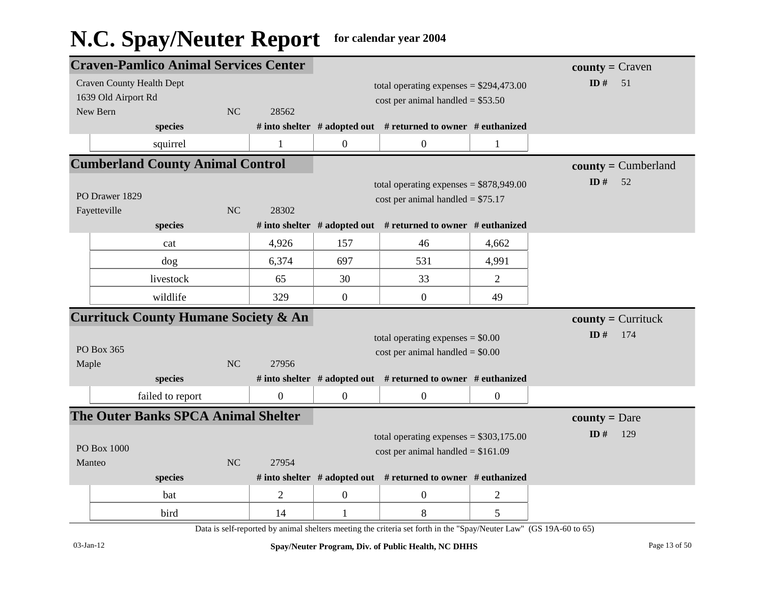# N.C. Spay/Neuter Report for calendar year 2004

## Craven-Pamlico Animal Services Center

**county =** Craven
**ID #** 51

Craven County Health Dept
1639 Old Airport Rd
New Bern NC 28562

total operating expenses = $294,473.00
cost per animal handled = $53.50

| species | # into shelter | # adopted out | # returned to owner | # euthanized |
|---|---|---|---|---|
| squirrel | 1 | 0 | 0 | 1 |

## Cumberland County Animal Control

**county =** Cumberland
**ID #** 52

PO Drawer 1829
Fayetteville NC 28302

total operating expenses = $878,949.00
cost per animal handled = $75.17

| species | # into shelter | # adopted out | # returned to owner | # euthanized |
|---|---|---|---|---|
| cat | 4,926 | 157 | 46 | 4,662 |
| dog | 6,374 | 697 | 531 | 4,991 |
| livestock | 65 | 30 | 33 | 2 |
| wildlife | 329 | 0 | 0 | 49 |

## Currituck County Humane Society & An

**county =** Currituck
**ID #** 174

PO Box 365
Maple NC 27956

total operating expenses = $0.00
cost per animal handled = $0.00

| species | # into shelter | # adopted out | # returned to owner | # euthanized |
|---|---|---|---|---|
| failed to report | 0 | 0 | 0 | 0 |

## The Outer Banks SPCA Animal Shelter

**county =** Dare
**ID #** 129

PO Box 1000
Manteo NC 27954

total operating expenses = $303,175.00
cost per animal handled = $161.09

| species | # into shelter | # adopted out | # returned to owner | # euthanized |
|---|---|---|---|---|
| bat | 2 | 0 | 0 | 2 |
| bird | 14 | 1 | 8 | 5 |

Data is self-reported by animal shelters meeting the criteria set forth in the "Spay/Neuter Law" (GS 19A-60 to 65)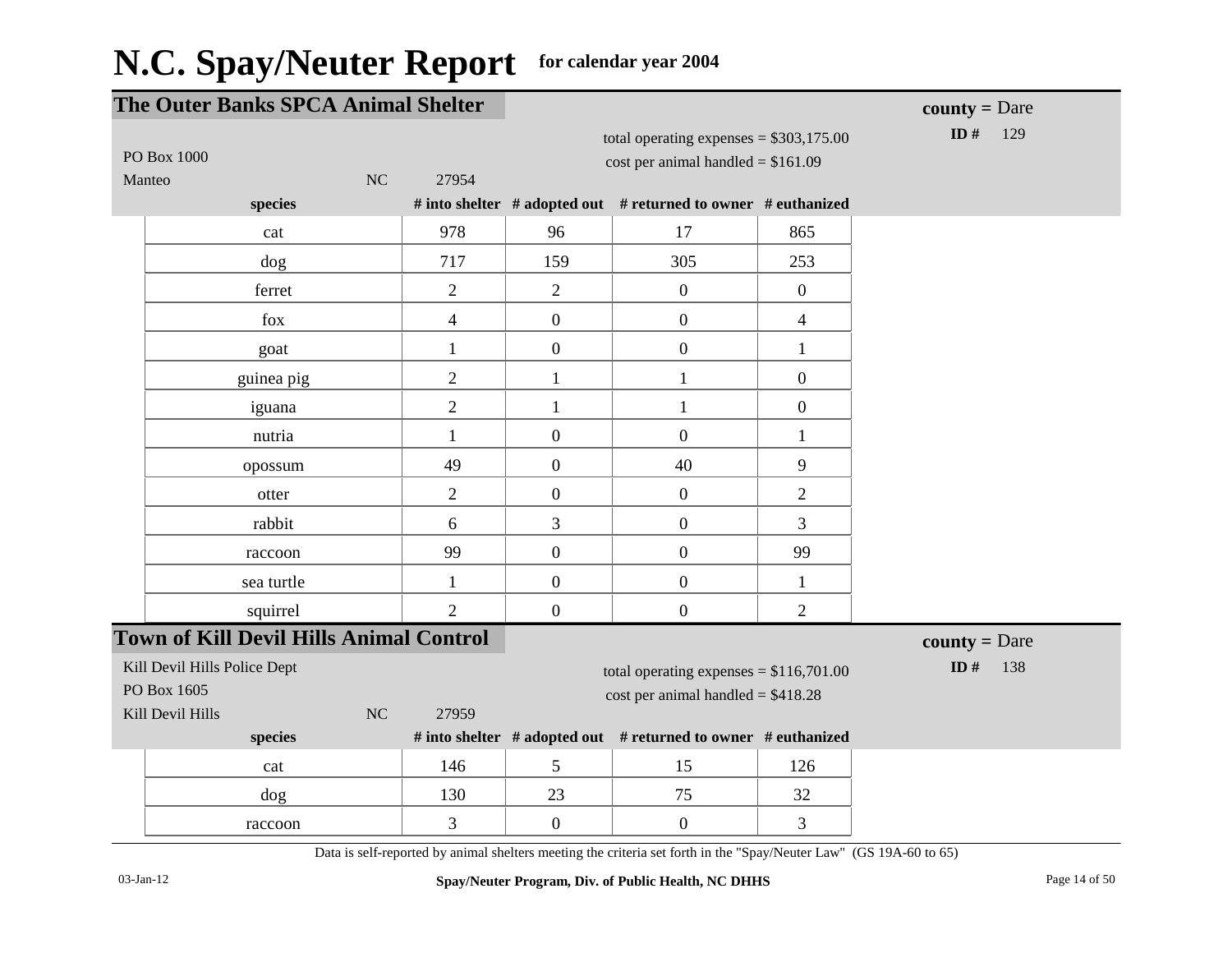# N.C. Spay/Neuter Report for calendar year 2004

## The Outer Banks SPCA Animal Shelter

**county =** Dare
**ID #** 129

PO Box 1000
Manteo NC 27954

total operating expenses = $303,175.00
cost per animal handled = $161.09

| species | # into shelter | # adopted out | # returned to owner | # euthanized |
|---|---|---|---|---|
| cat | 978 | 96 | 17 | 865 |
| dog | 717 | 159 | 305 | 253 |
| ferret | 2 | 2 | 0 | 0 |
| fox | 4 | 0 | 0 | 4 |
| goat | 1 | 0 | 0 | 1 |
| guinea pig | 2 | 1 | 1 | 0 |
| iguana | 2 | 1 | 1 | 0 |
| nutria | 1 | 0 | 0 | 1 |
| opossum | 49 | 0 | 40 | 9 |
| otter | 2 | 0 | 0 | 2 |
| rabbit | 6 | 3 | 0 | 3 |
| raccoon | 99 | 0 | 0 | 99 |
| sea turtle | 1 | 0 | 0 | 1 |
| squirrel | 2 | 0 | 0 | 2 |

## Town of Kill Devil Hills Animal Control

**county =** Dare
**ID #** 138

Kill Devil Hills Police Dept
PO Box 1605
Kill Devil Hills NC 27959

total operating expenses = $116,701.00
cost per animal handled = $418.28

| species | # into shelter | # adopted out | # returned to owner | # euthanized |
|---|---|---|---|---|
| cat | 146 | 5 | 15 | 126 |
| dog | 130 | 23 | 75 | 32 |
| raccoon | 3 | 0 | 0 | 3 |

Data is self-reported by animal shelters meeting the criteria set forth in the "Spay/Neuter Law" (GS 19A-60 to 65)

03-Jan-12 Spay/Neuter Program, Div. of Public Health, NC DHHS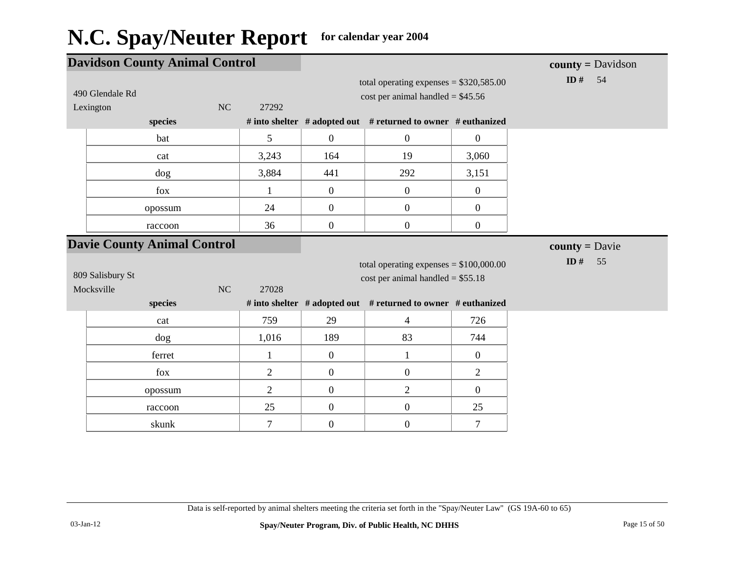# N.C. Spay/Neuter Report for calendar year 2004

## Davidson County Animal Control

**county =** Davidson
**ID #** 54

490 Glendale Rd
Lexington NC 27292

total operating expenses = $320,585.00
cost per animal handled = $45.56

| species | # into shelter | # adopted out | # returned to owner | # euthanized |
|---|---|---|---|---|
| bat | 5 | 0 | 0 | 0 |
| cat | 3,243 | 164 | 19 | 3,060 |
| dog | 3,884 | 441 | 292 | 3,151 |
| fox | 1 | 0 | 0 | 0 |
| opossum | 24 | 0 | 0 | 0 |
| raccoon | 36 | 0 | 0 | 0 |

## Davie County Animal Control

**county =** Davie
**ID #** 55

809 Salisbury St
Mocksville NC 27028

total operating expenses = $100,000.00
cost per animal handled = $55.18

| species | # into shelter | # adopted out | # returned to owner | # euthanized |
|---|---|---|---|---|
| cat | 759 | 29 | 4 | 726 |
| dog | 1,016 | 189 | 83 | 744 |
| ferret | 1 | 0 | 1 | 0 |
| fox | 2 | 0 | 0 | 2 |
| opossum | 2 | 0 | 2 | 0 |
| raccoon | 25 | 0 | 0 | 25 |
| skunk | 7 | 0 | 0 | 7 |

Data is self-reported by animal shelters meeting the criteria set forth in the "Spay/Neuter Law" (GS 19A-60 to 65)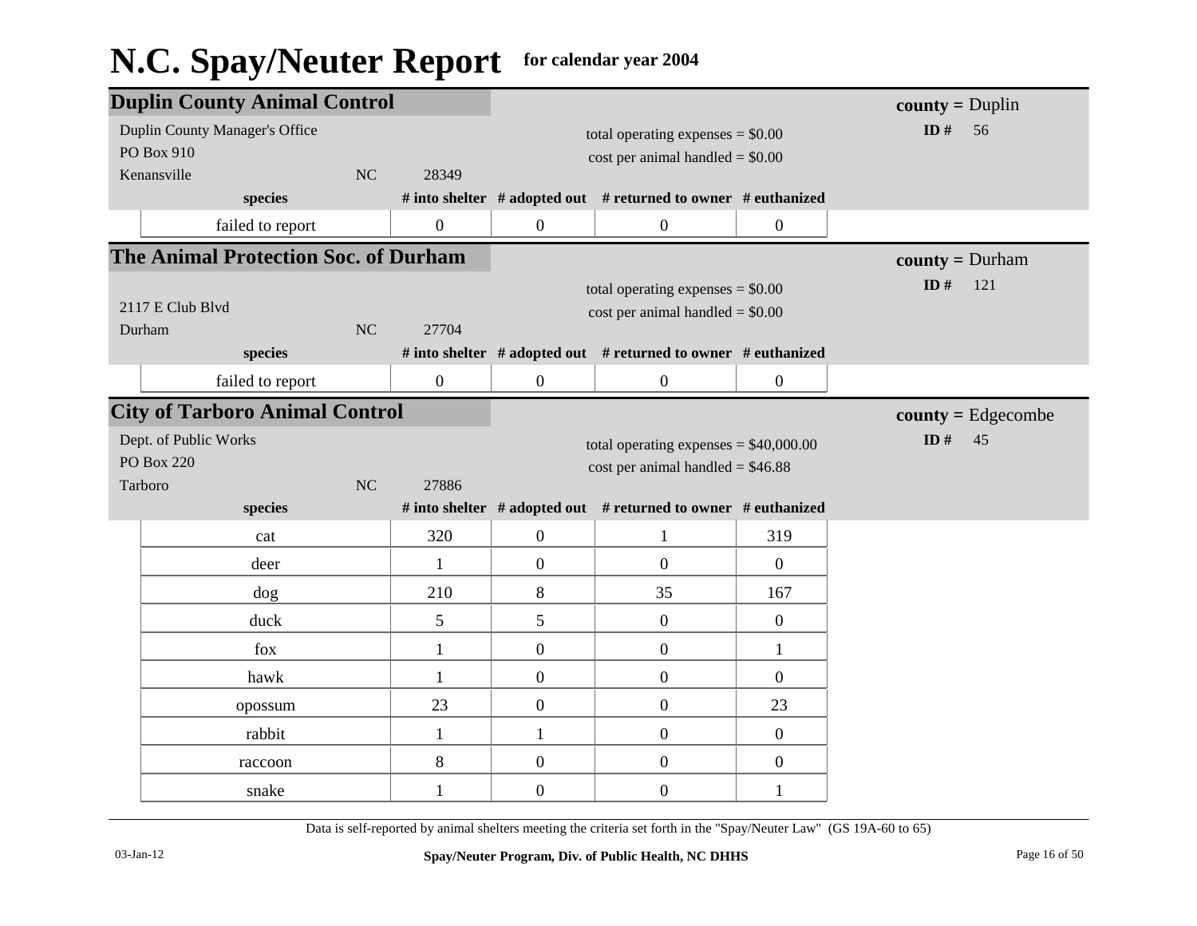# N.C. Spay/Neuter Report for calendar year 2004

## Duplin County Animal Control

**county =** Duplin
**ID #** 56

Duplin County Manager's Office
PO Box 910
Kenansville NC 28349

total operating expenses = $0.00
cost per animal handled = $0.00

| species | # into shelter | # adopted out | # returned to owner | # euthanized |
|---|---|---|---|---|
| failed to report | 0 | 0 | 0 | 0 |

## The Animal Protection Soc. of Durham

**county =** Durham
**ID #** 121

2117 E Club Blvd
Durham NC 27704

total operating expenses = $0.00
cost per animal handled = $0.00

| species | # into shelter | # adopted out | # returned to owner | # euthanized |
|---|---|---|---|---|
| failed to report | 0 | 0 | 0 | 0 |

## City of Tarboro Animal Control

**county =** Edgecombe
**ID #** 45

Dept. of Public Works
PO Box 220
Tarboro NC 27886

total operating expenses = $40,000.00
cost per animal handled = $46.88

| species | # into shelter | # adopted out | # returned to owner | # euthanized |
|---|---|---|---|---|
| cat | 320 | 0 | 1 | 319 |
| deer | 1 | 0 | 0 | 0 |
| dog | 210 | 8 | 35 | 167 |
| duck | 5 | 5 | 0 | 0 |
| fox | 1 | 0 | 0 | 1 |
| hawk | 1 | 0 | 0 | 0 |
| opossum | 23 | 0 | 0 | 23 |
| rabbit | 1 | 1 | 0 | 0 |
| raccoon | 8 | 0 | 0 | 0 |
| snake | 1 | 0 | 0 | 1 |

Data is self-reported by animal shelters meeting the criteria set forth in the "Spay/Neuter Law" (GS 19A-60 to 65)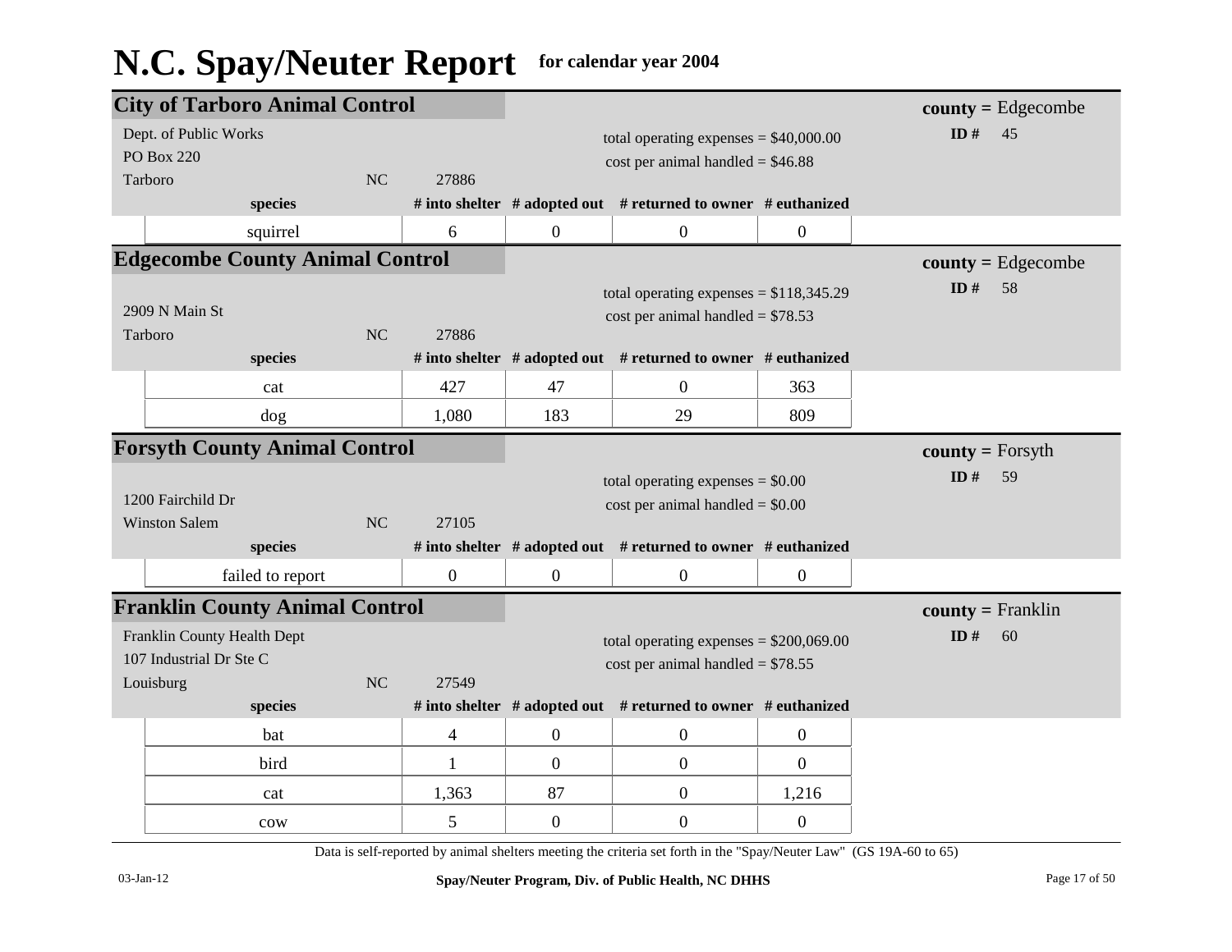# N.C. Spay/Neuter Report for calendar year 2004

## City of Tarboro Animal Control

**county =** Edgecombe
**ID #** 45

Dept. of Public Works
PO Box 220
Tarboro NC 27886

total operating expenses = $40,000.00
cost per animal handled = $46.88

| species | # into shelter | # adopted out | # returned to owner | # euthanized |
|---|---|---|---|---|
| squirrel | 6 | 0 | 0 | 0 |

## Edgecombe County Animal Control

**county =** Edgecombe
**ID #** 58

2909 N Main St
Tarboro NC 27886

total operating expenses = $118,345.29
cost per animal handled = $78.53

| species | # into shelter | # adopted out | # returned to owner | # euthanized |
|---|---|---|---|---|
| cat | 427 | 47 | 0 | 363 |
| dog | 1,080 | 183 | 29 | 809 |

## Forsyth County Animal Control

**county =** Forsyth
**ID #** 59

1200 Fairchild Dr
Winston Salem NC 27105

total operating expenses = $0.00
cost per animal handled = $0.00

| species | # into shelter | # adopted out | # returned to owner | # euthanized |
|---|---|---|---|---|
| failed to report | 0 | 0 | 0 | 0 |

## Franklin County Animal Control

**county =** Franklin
**ID #** 60

Franklin County Health Dept
107 Industrial Dr Ste C
Louisburg NC 27549

total operating expenses = $200,069.00
cost per animal handled = $78.55

| species | # into shelter | # adopted out | # returned to owner | # euthanized |
|---|---|---|---|---|
| bat | 4 | 0 | 0 | 0 |
| bird | 1 | 0 | 0 | 0 |
| cat | 1,363 | 87 | 0 | 1,216 |
| cow | 5 | 0 | 0 | 0 |

Data is self-reported by animal shelters meeting the criteria set forth in the "Spay/Neuter Law" (GS 19A-60 to 65)

03-Jan-12 Spay/Neuter Program, Div. of Public Health, NC DHHS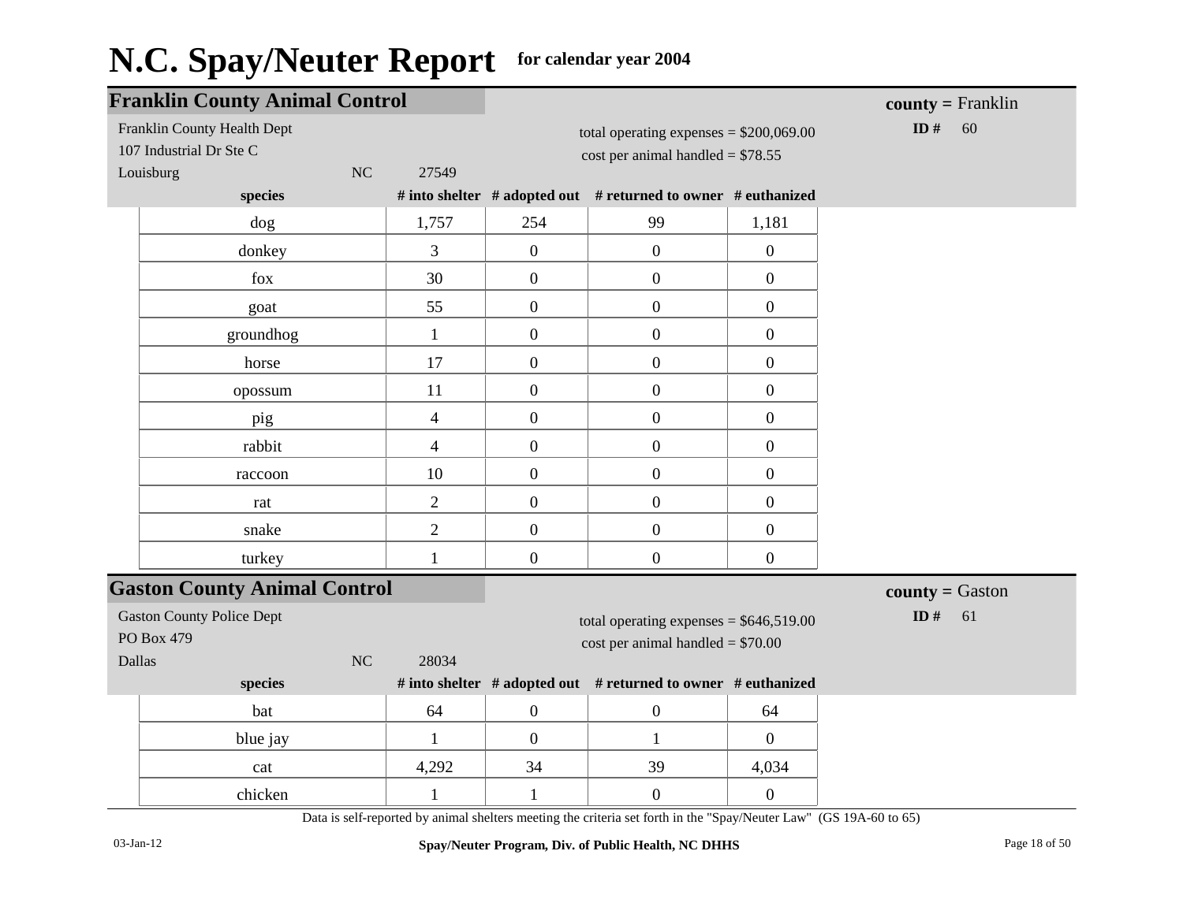# N.C. Spay/Neuter Report for calendar year 2004

## Franklin County Animal Control

**county =** Franklin
**ID #** 60

Franklin County Health Dept
107 Industrial Dr Ste C
Louisburg NC 27549

total operating expenses = $200,069.00
cost per animal handled = $78.55

| species | # into shelter | # adopted out | # returned to owner | # euthanized |
|---|---|---|---|---|
| dog | 1,757 | 254 | 99 | 1,181 |
| donkey | 3 | 0 | 0 | 0 |
| fox | 30 | 0 | 0 | 0 |
| goat | 55 | 0 | 0 | 0 |
| groundhog | 1 | 0 | 0 | 0 |
| horse | 17 | 0 | 0 | 0 |
| opossum | 11 | 0 | 0 | 0 |
| pig | 4 | 0 | 0 | 0 |
| rabbit | 4 | 0 | 0 | 0 |
| raccoon | 10 | 0 | 0 | 0 |
| rat | 2 | 0 | 0 | 0 |
| snake | 2 | 0 | 0 | 0 |
| turkey | 1 | 0 | 0 | 0 |

## Gaston County Animal Control

**county =** Gaston
**ID #** 61

Gaston County Police Dept
PO Box 479
Dallas NC 28034

total operating expenses = $646,519.00
cost per animal handled = $70.00

| species | # into shelter | # adopted out | # returned to owner | # euthanized |
|---|---|---|---|---|
| bat | 64 | 0 | 0 | 64 |
| blue jay | 1 | 0 | 1 | 0 |
| cat | 4,292 | 34 | 39 | 4,034 |
| chicken | 1 | 1 | 0 | 0 |

Data is self-reported by animal shelters meeting the criteria set forth in the "Spay/Neuter Law" (GS 19A-60 to 65)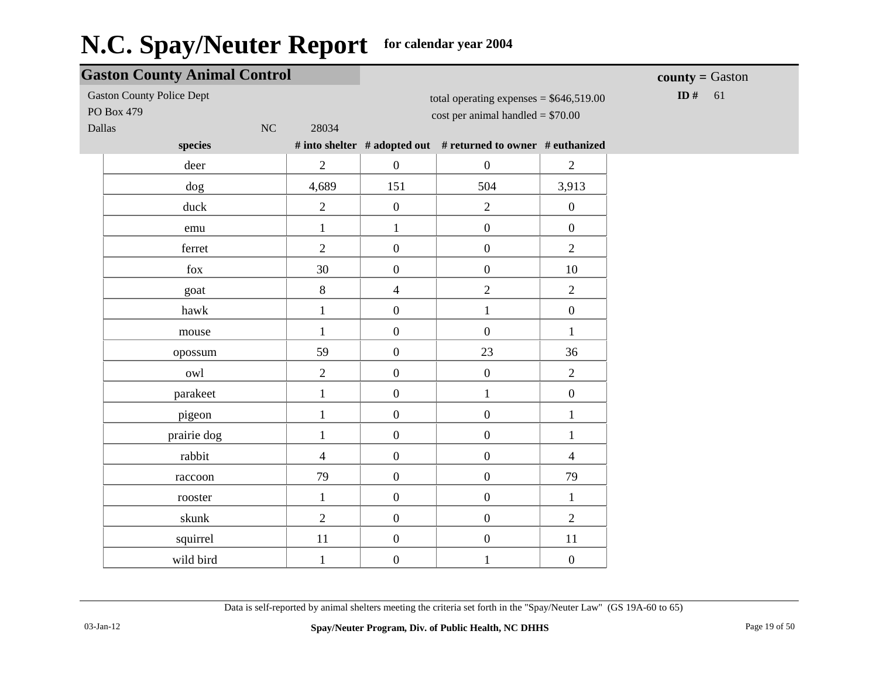# N.C. Spay/Neuter Report for calendar year 2004

## Gaston County Animal Control

**county =** Gaston

**ID #** 61

Gaston County Police Dept
PO Box 479
Dallas NC 28034

total operating expenses = $646,519.00
cost per animal handled = $70.00

| species | # into shelter | # adopted out | # returned to owner | # euthanized |
|---|---|---|---|---|
| deer | 2 | 0 | 0 | 2 |
| dog | 4,689 | 151 | 504 | 3,913 |
| duck | 2 | 0 | 2 | 0 |
| emu | 1 | 1 | 0 | 0 |
| ferret | 2 | 0 | 0 | 2 |
| fox | 30 | 0 | 0 | 10 |
| goat | 8 | 4 | 2 | 2 |
| hawk | 1 | 0 | 1 | 0 |
| mouse | 1 | 0 | 0 | 1 |
| opossum | 59 | 0 | 23 | 36 |
| owl | 2 | 0 | 0 | 2 |
| parakeet | 1 | 0 | 1 | 0 |
| pigeon | 1 | 0 | 0 | 1 |
| prairie dog | 1 | 0 | 0 | 1 |
| rabbit | 4 | 0 | 0 | 4 |
| raccoon | 79 | 0 | 0 | 79 |
| rooster | 1 | 0 | 0 | 1 |
| skunk | 2 | 0 | 0 | 2 |
| squirrel | 11 | 0 | 0 | 11 |
| wild bird | 1 | 0 | 1 | 0 |

Data is self-reported by animal shelters meeting the criteria set forth in the "Spay/Neuter Law" (GS 19A-60 to 65)

03-Jan-12

**Spay/Neuter Program, Div. of Public Health, NC DHHS**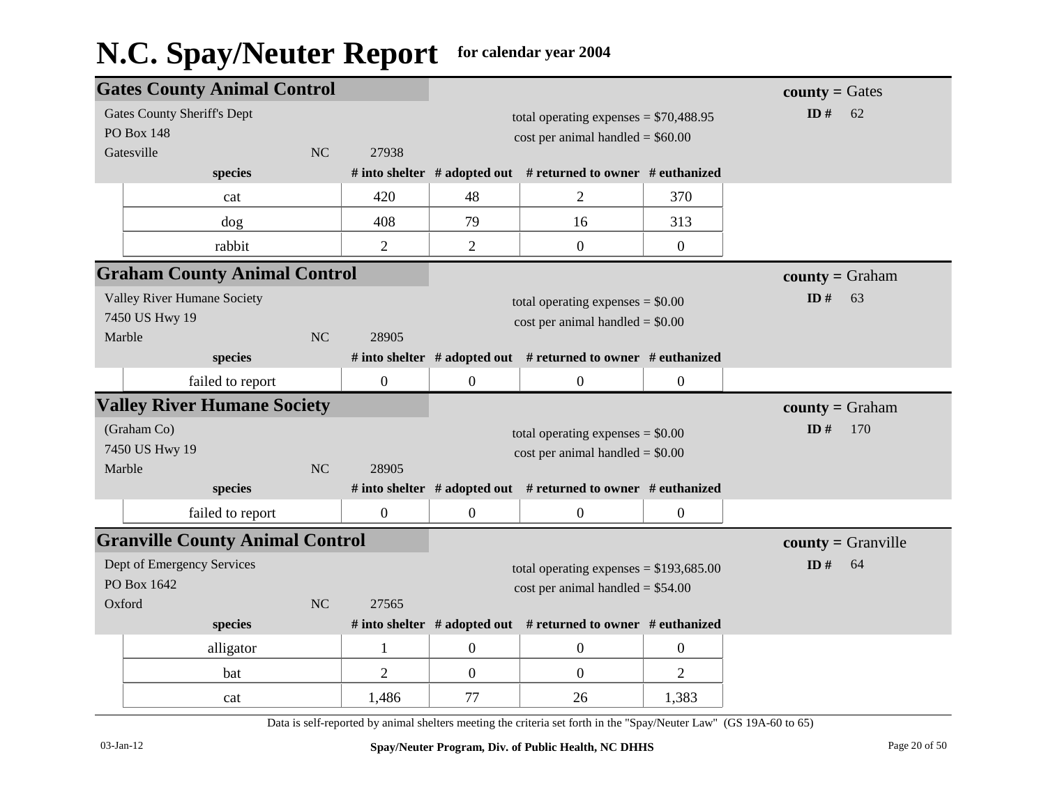# N.C. Spay/Neuter Report for calendar year 2004

## Gates County Animal Control

**county =** Gates
**ID #** 62

Gates County Sheriff's Dept
PO Box 148
Gatesville NC 27938

total operating expenses = $70,488.95
cost per animal handled = $60.00

| species | # into shelter | # adopted out | # returned to owner | # euthanized |
|---|---|---|---|---|
| cat | 420 | 48 | 2 | 370 |
| dog | 408 | 79 | 16 | 313 |
| rabbit | 2 | 2 | 0 | 0 |

## Graham County Animal Control

**county =** Graham
**ID #** 63

Valley River Humane Society
7450 US Hwy 19
Marble NC 28905

total operating expenses = $0.00
cost per animal handled = $0.00

| species | # into shelter | # adopted out | # returned to owner | # euthanized |
|---|---|---|---|---|
| failed to report | 0 | 0 | 0 | 0 |

## Valley River Humane Society

**county =** Graham
**ID #** 170

(Graham Co)
7450 US Hwy 19
Marble NC 28905

total operating expenses = $0.00
cost per animal handled = $0.00

| species | # into shelter | # adopted out | # returned to owner | # euthanized |
|---|---|---|---|---|
| failed to report | 0 | 0 | 0 | 0 |

## Granville County Animal Control

**county =** Granville
**ID #** 64

Dept of Emergency Services
PO Box 1642
Oxford NC 27565

total operating expenses = $193,685.00
cost per animal handled = $54.00

| species | # into shelter | # adopted out | # returned to owner | # euthanized |
|---|---|---|---|---|
| alligator | 1 | 0 | 0 | 0 |
| bat | 2 | 0 | 0 | 2 |
| cat | 1,486 | 77 | 26 | 1,383 |

Data is self-reported by animal shelters meeting the criteria set forth in the "Spay/Neuter Law" (GS 19A-60 to 65)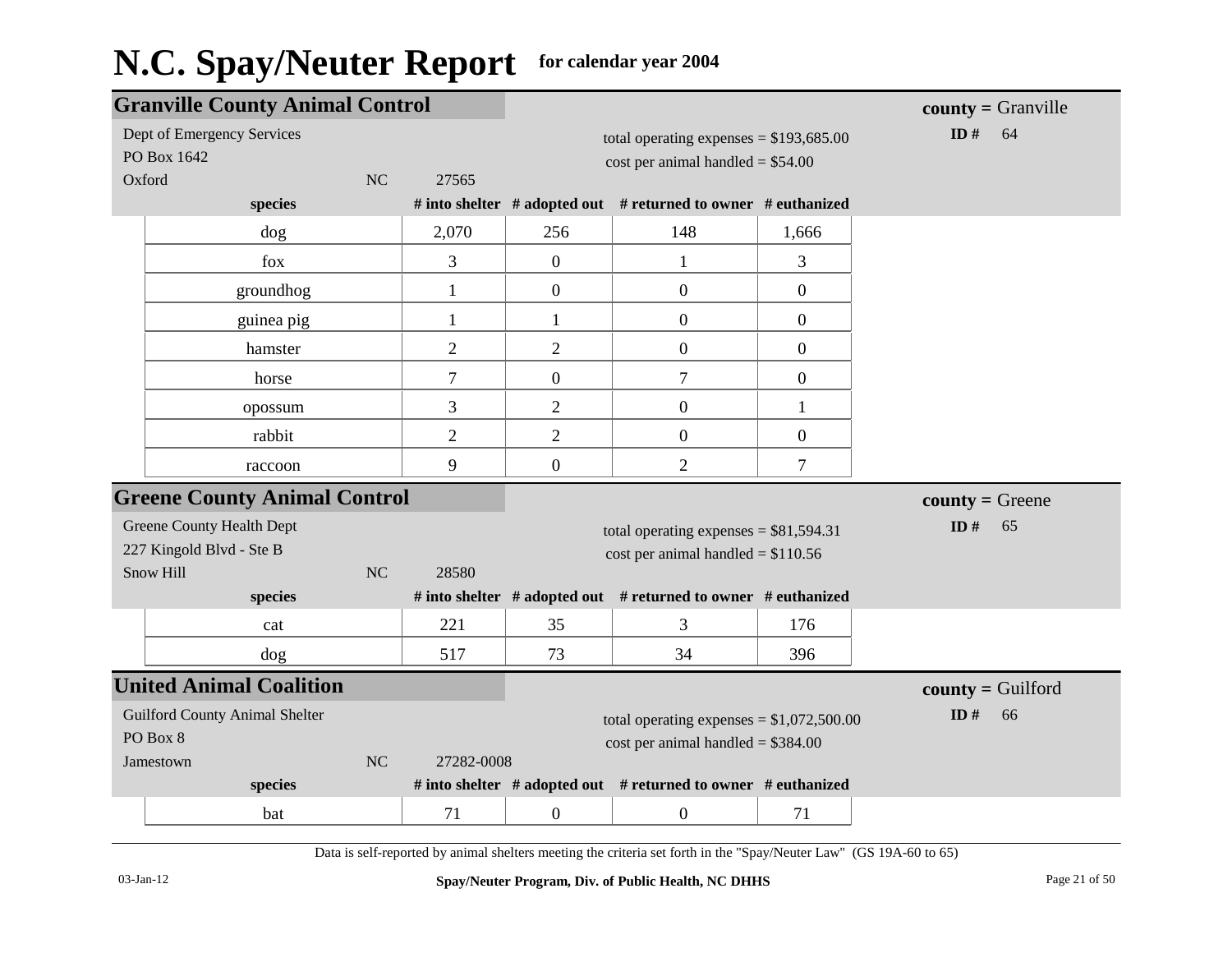# N.C. Spay/Neuter Report for calendar year 2004

## Granville County Animal Control

**county =** Granville
**ID #** 64

Dept of Emergency Services
PO Box 1642
Oxford NC 27565

total operating expenses = $193,685.00
cost per animal handled = $54.00

| species | # into shelter | # adopted out | # returned to owner | # euthanized |
|---|---|---|---|---|
| dog | 2,070 | 256 | 148 | 1,666 |
| fox | 3 | 0 | 1 | 3 |
| groundhog | 1 | 0 | 0 | 0 |
| guinea pig | 1 | 1 | 0 | 0 |
| hamster | 2 | 2 | 0 | 0 |
| horse | 7 | 0 | 7 | 0 |
| opossum | 3 | 2 | 0 | 1 |
| rabbit | 2 | 2 | 0 | 0 |
| raccoon | 9 | 0 | 2 | 7 |

## Greene County Animal Control

**county =** Greene
**ID #** 65

Greene County Health Dept
227 Kingold Blvd - Ste B
Snow Hill NC 28580

total operating expenses = $81,594.31
cost per animal handled = $110.56

| species | # into shelter | # adopted out | # returned to owner | # euthanized |
|---|---|---|---|---|
| cat | 221 | 35 | 3 | 176 |
| dog | 517 | 73 | 34 | 396 |

## United Animal Coalition

**county =** Guilford
**ID #** 66

Guilford County Animal Shelter
PO Box 8
Jamestown NC 27282-0008

total operating expenses = $1,072,500.00
cost per animal handled = $384.00

| species | # into shelter | # adopted out | # returned to owner | # euthanized |
|---|---|---|---|---|
| bat | 71 | 0 | 0 | 71 |

Data is self-reported by animal shelters meeting the criteria set forth in the "Spay/Neuter Law" (GS 19A-60 to 65)

03-Jan-12 Spay/Neuter Program, Div. of Public Health, NC DHHS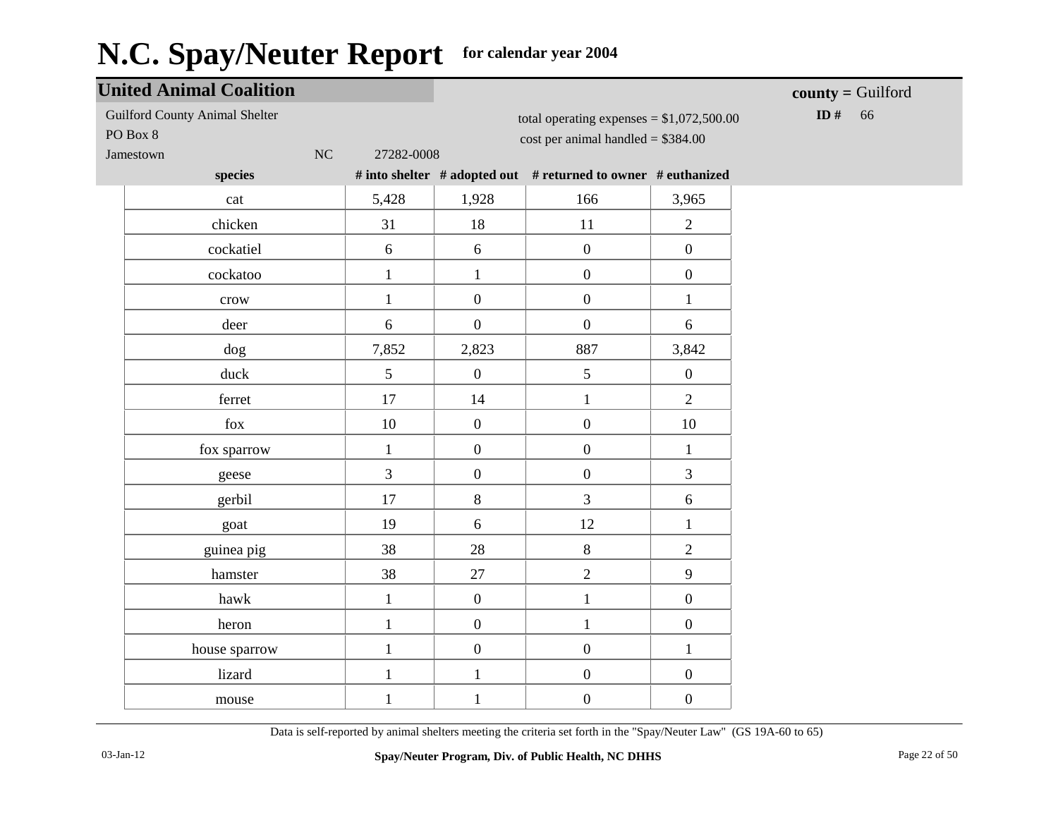# N.C. Spay/Neuter Report for calendar year 2004

## United Animal Coalition

**county =** Guilford

**ID #** 66

Guilford County Animal Shelter
PO Box 8
Jamestown NC 27282-0008

total operating expenses = $1,072,500.00
cost per animal handled = $384.00

| species | # into shelter | # adopted out | # returned to owner | # euthanized |
|---|---|---|---|---|
| cat | 5,428 | 1,928 | 166 | 3,965 |
| chicken | 31 | 18 | 11 | 2 |
| cockatiel | 6 | 6 | 0 | 0 |
| cockatoo | 1 | 1 | 0 | 0 |
| crow | 1 | 0 | 0 | 1 |
| deer | 6 | 0 | 0 | 6 |
| dog | 7,852 | 2,823 | 887 | 3,842 |
| duck | 5 | 0 | 5 | 0 |
| ferret | 17 | 14 | 1 | 2 |
| fox | 10 | 0 | 0 | 10 |
| fox sparrow | 1 | 0 | 0 | 1 |
| geese | 3 | 0 | 0 | 3 |
| gerbil | 17 | 8 | 3 | 6 |
| goat | 19 | 6 | 12 | 1 |
| guinea pig | 38 | 28 | 8 | 2 |
| hamster | 38 | 27 | 2 | 9 |
| hawk | 1 | 0 | 1 | 0 |
| heron | 1 | 0 | 1 | 0 |
| house sparrow | 1 | 0 | 0 | 1 |
| lizard | 1 | 1 | 0 | 0 |
| mouse | 1 | 1 | 0 | 0 |

Data is self-reported by animal shelters meeting the criteria set forth in the "Spay/Neuter Law" (GS 19A-60 to 65)

03-Jan-12

**Spay/Neuter Program, Div. of Public Health, NC DHHS**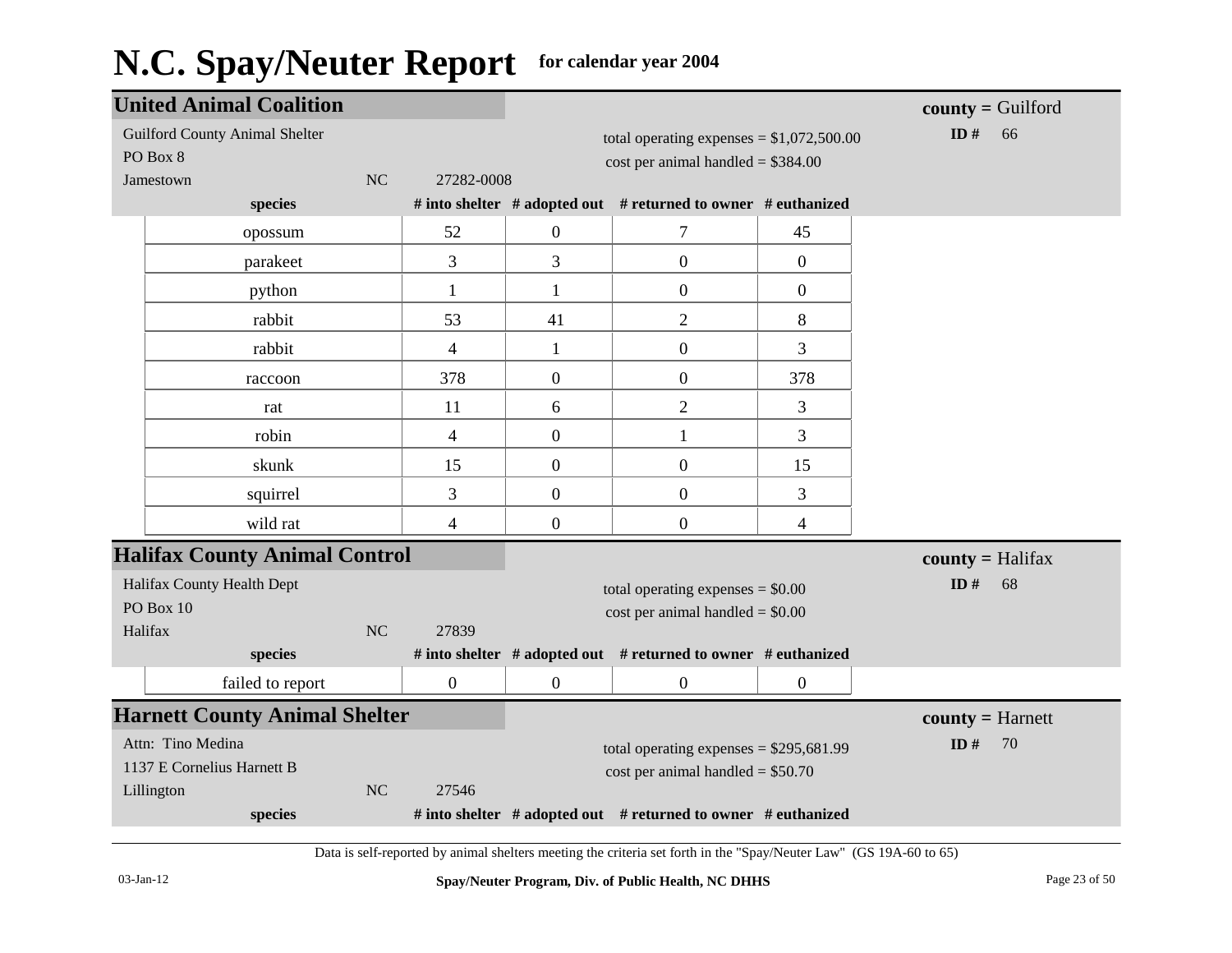# N.C. Spay/Neuter Report for calendar year 2004

## United Animal Coalition

**county =** Guilford
**ID #** 66

Guilford County Animal Shelter
PO Box 8
Jamestown NC 27282-0008

total operating expenses = $1,072,500.00
cost per animal handled = $384.00

| species | # into shelter | # adopted out | # returned to owner | # euthanized |
|---|---|---|---|---|
| opossum | 52 | 0 | 7 | 45 |
| parakeet | 3 | 3 | 0 | 0 |
| python | 1 | 1 | 0 | 0 |
| rabbit | 53 | 41 | 2 | 8 |
| rabbit | 4 | 1 | 0 | 3 |
| raccoon | 378 | 0 | 0 | 378 |
| rat | 11 | 6 | 2 | 3 |
| robin | 4 | 0 | 1 | 3 |
| skunk | 15 | 0 | 0 | 15 |
| squirrel | 3 | 0 | 0 | 3 |
| wild rat | 4 | 0 | 0 | 4 |

## Halifax County Animal Control

**county =** Halifax
**ID #** 68

Halifax County Health Dept
PO Box 10
Halifax NC 27839

total operating expenses = $0.00
cost per animal handled = $0.00

| species | # into shelter | # adopted out | # returned to owner | # euthanized |
|---|---|---|---|---|
| failed to report | 0 | 0 | 0 | 0 |

## Harnett County Animal Shelter

**county =** Harnett
**ID #** 70

Attn: Tino Medina
1137 E Cornelius Harnett B
Lillington NC 27546

total operating expenses = $295,681.99
cost per animal handled = $50.70

| species | # into shelter | # adopted out | # returned to owner | # euthanized |
|---|---|---|---|---|

Data is self-reported by animal shelters meeting the criteria set forth in the "Spay/Neuter Law" (GS 19A-60 to 65)

03-Jan-12

Spay/Neuter Program, Div. of Public Health, NC DHHS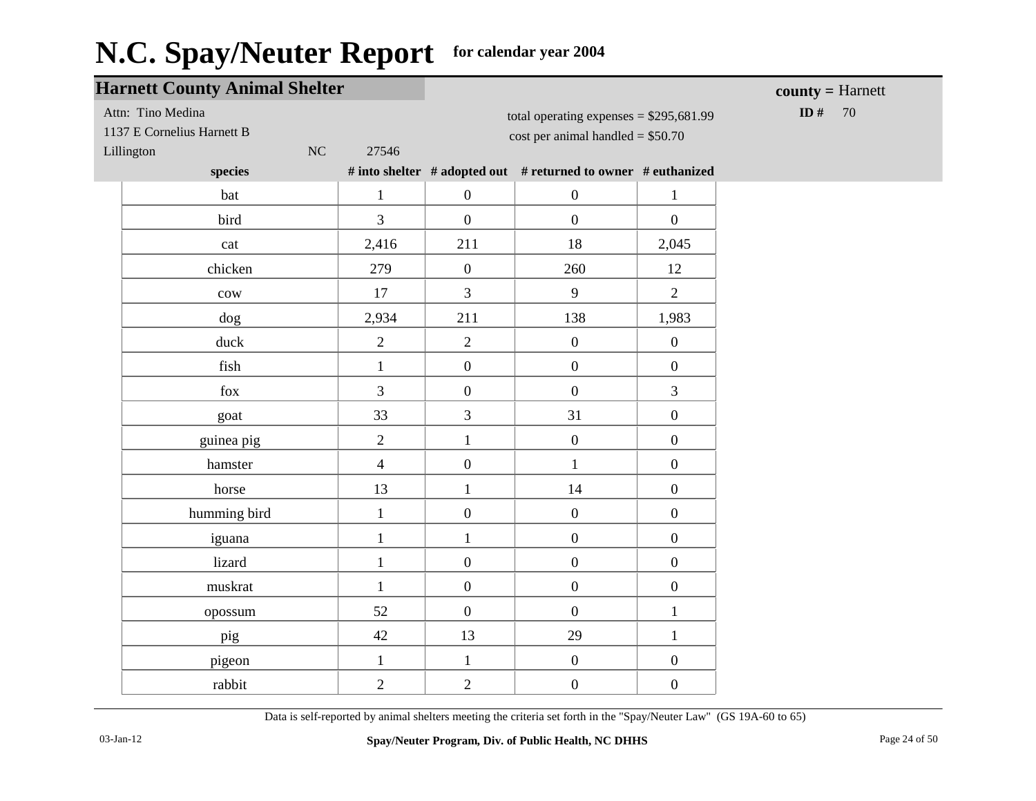# N.C. Spay/Neuter Report for calendar year 2004

## Harnett County Animal Shelter

**county =** Harnett

**ID #** 70

Attn: Tino Medina
1137 E Cornelius Harnett B
Lillington NC 27546

total operating expenses = $295,681.99
cost per animal handled = $50.70

| species | # into shelter | # adopted out | # returned to owner | # euthanized |
|---|---|---|---|---|
| bat | 1 | 0 | 0 | 1 |
| bird | 3 | 0 | 0 | 0 |
| cat | 2,416 | 211 | 18 | 2,045 |
| chicken | 279 | 0 | 260 | 12 |
| cow | 17 | 3 | 9 | 2 |
| dog | 2,934 | 211 | 138 | 1,983 |
| duck | 2 | 2 | 0 | 0 |
| fish | 1 | 0 | 0 | 0 |
| fox | 3 | 0 | 0 | 3 |
| goat | 33 | 3 | 31 | 0 |
| guinea pig | 2 | 1 | 0 | 0 |
| hamster | 4 | 0 | 1 | 0 |
| horse | 13 | 1 | 14 | 0 |
| humming bird | 1 | 0 | 0 | 0 |
| iguana | 1 | 1 | 0 | 0 |
| lizard | 1 | 0 | 0 | 0 |
| muskrat | 1 | 0 | 0 | 0 |
| opossum | 52 | 0 | 0 | 1 |
| pig | 42 | 13 | 29 | 1 |
| pigeon | 1 | 1 | 0 | 0 |
| rabbit | 2 | 2 | 0 | 0 |

Data is self-reported by animal shelters meeting the criteria set forth in the "Spay/Neuter Law" (GS 19A-60 to 65)

03-Jan-12

**Spay/Neuter Program, Div. of Public Health, NC DHHS**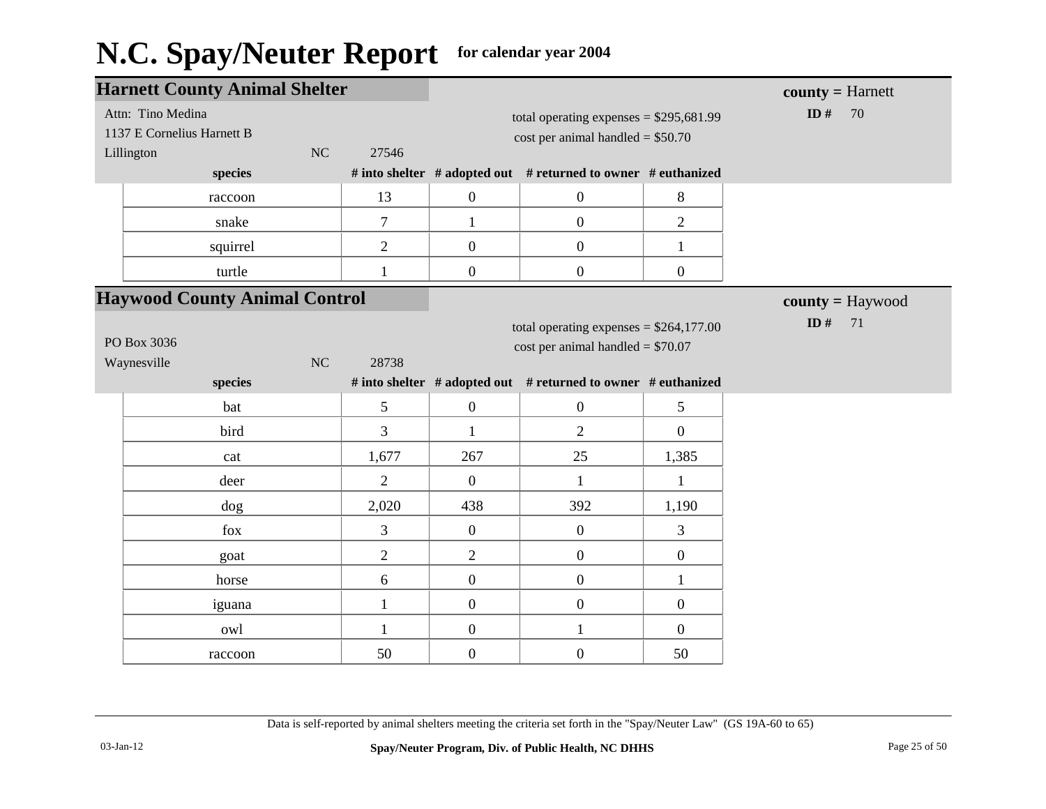# N.C. Spay/Neuter Report for calendar year 2004

## Harnett County Animal Shelter

**county =** Harnett
**ID #** 70

Attn: Tino Medina
1137 E Cornelius Harnett B
Lillington NC 27546

total operating expenses = $295,681.99
cost per animal handled = $50.70

| species | # into shelter | # adopted out | # returned to owner | # euthanized |
|---|---|---|---|---|
| raccoon | 13 | 0 | 0 | 8 |
| snake | 7 | 1 | 0 | 2 |
| squirrel | 2 | 0 | 0 | 1 |
| turtle | 1 | 0 | 0 | 0 |

## Haywood County Animal Control

**county =** Haywood
**ID #** 71

PO Box 3036
Waynesville NC 28738

total operating expenses = $264,177.00
cost per animal handled = $70.07

| species | # into shelter | # adopted out | # returned to owner | # euthanized |
|---|---|---|---|---|
| bat | 5 | 0 | 0 | 5 |
| bird | 3 | 1 | 2 | 0 |
| cat | 1,677 | 267 | 25 | 1,385 |
| deer | 2 | 0 | 1 | 1 |
| dog | 2,020 | 438 | 392 | 1,190 |
| fox | 3 | 0 | 0 | 3 |
| goat | 2 | 2 | 0 | 0 |
| horse | 6 | 0 | 0 | 1 |
| iguana | 1 | 0 | 0 | 0 |
| owl | 1 | 0 | 1 | 0 |
| raccoon | 50 | 0 | 0 | 50 |

Data is self-reported by animal shelters meeting the criteria set forth in the "Spay/Neuter Law" (GS 19A-60 to 65)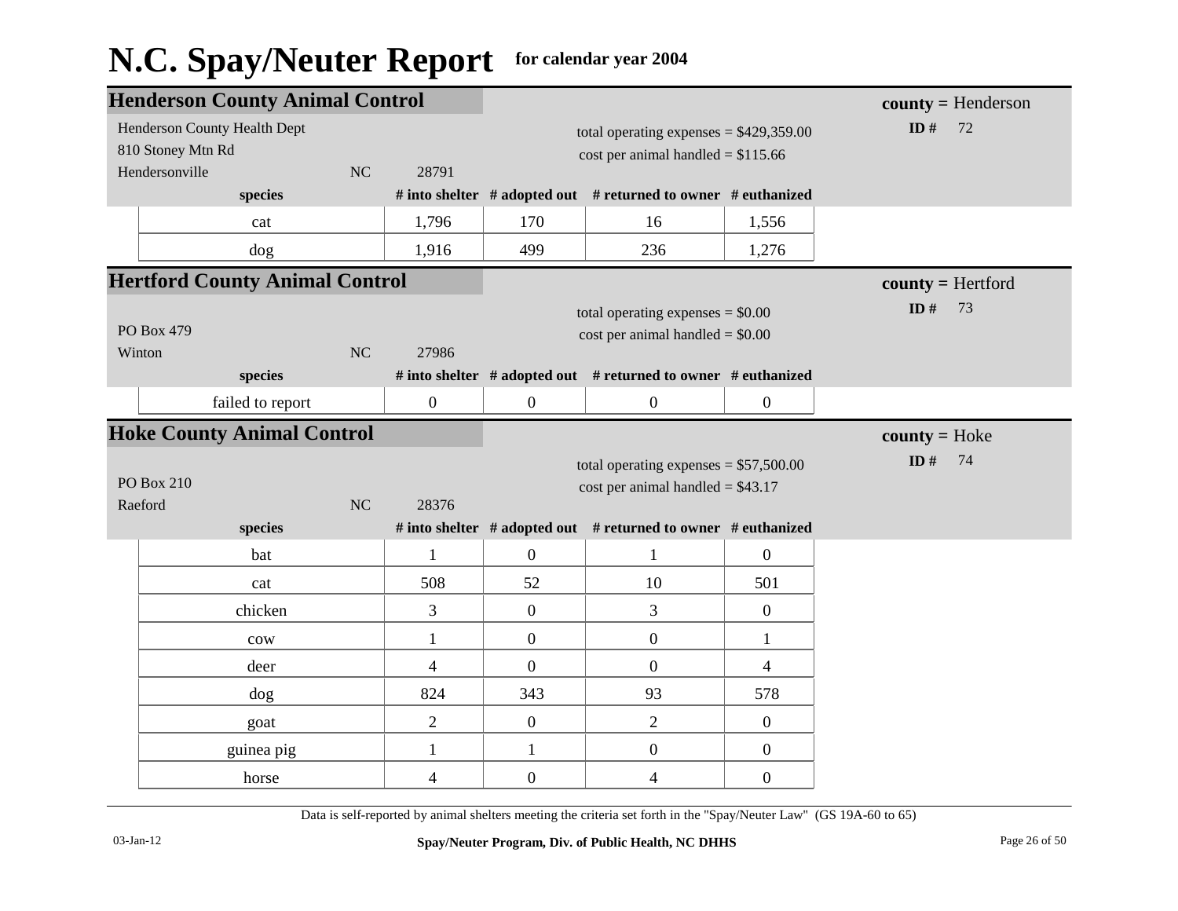# N.C. Spay/Neuter Report for calendar year 2004

## Henderson County Animal Control

**county =** Henderson
**ID #** 72

Henderson County Health Dept
810 Stoney Mtn Rd
Hendersonville NC 28791

total operating expenses = $429,359.00
cost per animal handled = $115.66

| species | # into shelter | # adopted out | # returned to owner | # euthanized |
|---|---|---|---|---|
| cat | 1,796 | 170 | 16 | 1,556 |
| dog | 1,916 | 499 | 236 | 1,276 |

## Hertford County Animal Control

**county =** Hertford
**ID #** 73

PO Box 479
Winton NC 27986

total operating expenses = $0.00
cost per animal handled = $0.00

| species | # into shelter | # adopted out | # returned to owner | # euthanized |
|---|---|---|---|---|
| failed to report | 0 | 0 | 0 | 0 |

## Hoke County Animal Control

**county =** Hoke
**ID #** 74

PO Box 210
Raeford NC 28376

total operating expenses = $57,500.00
cost per animal handled = $43.17

| species | # into shelter | # adopted out | # returned to owner | # euthanized |
|---|---|---|---|---|
| bat | 1 | 0 | 1 | 0 |
| cat | 508 | 52 | 10 | 501 |
| chicken | 3 | 0 | 3 | 0 |
| cow | 1 | 0 | 0 | 1 |
| deer | 4 | 0 | 0 | 4 |
| dog | 824 | 343 | 93 | 578 |
| goat | 2 | 0 | 2 | 0 |
| guinea pig | 1 | 1 | 0 | 0 |
| horse | 4 | 0 | 4 | 0 |

Data is self-reported by animal shelters meeting the criteria set forth in the "Spay/Neuter Law" (GS 19A-60 to 65)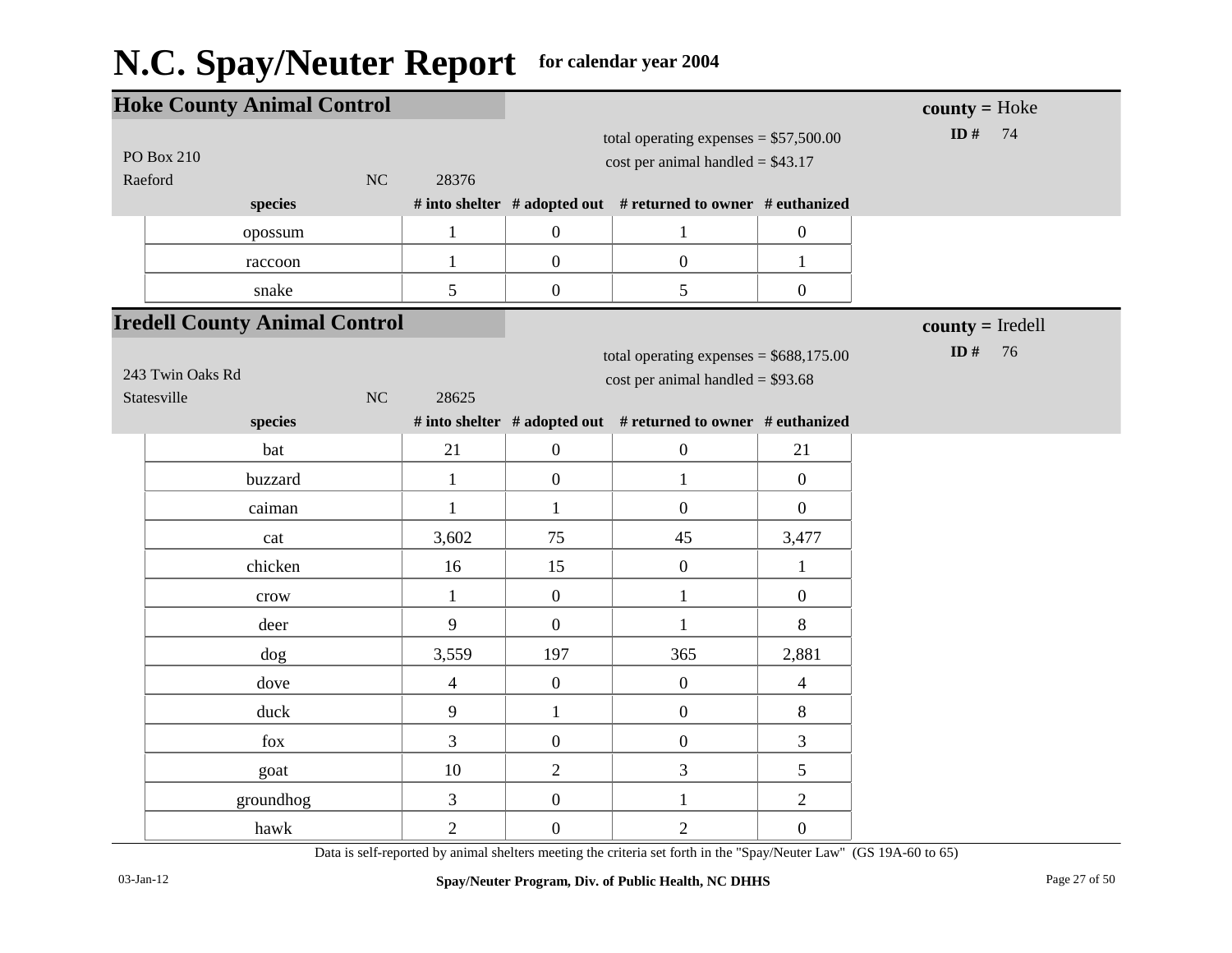# N.C. Spay/Neuter Report for calendar year 2004

## Hoke County Animal Control

**county =** Hoke
**ID #** 74

PO Box 210
Raeford NC 28376

total operating expenses = $57,500.00
cost per animal handled = $43.17

| species | # into shelter | # adopted out | # returned to owner | # euthanized |
|---|---|---|---|---|
| opossum | 1 | 0 | 1 | 0 |
| raccoon | 1 | 0 | 0 | 1 |
| snake | 5 | 0 | 5 | 0 |

## Iredell County Animal Control

**county =** Iredell
**ID #** 76

243 Twin Oaks Rd
Statesville NC 28625

total operating expenses = $688,175.00
cost per animal handled = $93.68

| species | # into shelter | # adopted out | # returned to owner | # euthanized |
|---|---|---|---|---|
| bat | 21 | 0 | 0 | 21 |
| buzzard | 1 | 0 | 1 | 0 |
| caiman | 1 | 1 | 0 | 0 |
| cat | 3,602 | 75 | 45 | 3,477 |
| chicken | 16 | 15 | 0 | 1 |
| crow | 1 | 0 | 1 | 0 |
| deer | 9 | 0 | 1 | 8 |
| dog | 3,559 | 197 | 365 | 2,881 |
| dove | 4 | 0 | 0 | 4 |
| duck | 9 | 1 | 0 | 8 |
| fox | 3 | 0 | 0 | 3 |
| goat | 10 | 2 | 3 | 5 |
| groundhog | 3 | 0 | 1 | 2 |
| hawk | 2 | 0 | 2 | 0 |

Data is self-reported by animal shelters meeting the criteria set forth in the "Spay/Neuter Law" (GS 19A-60 to 65)

03-Jan-12 Spay/Neuter Program, Div. of Public Health, NC DHHS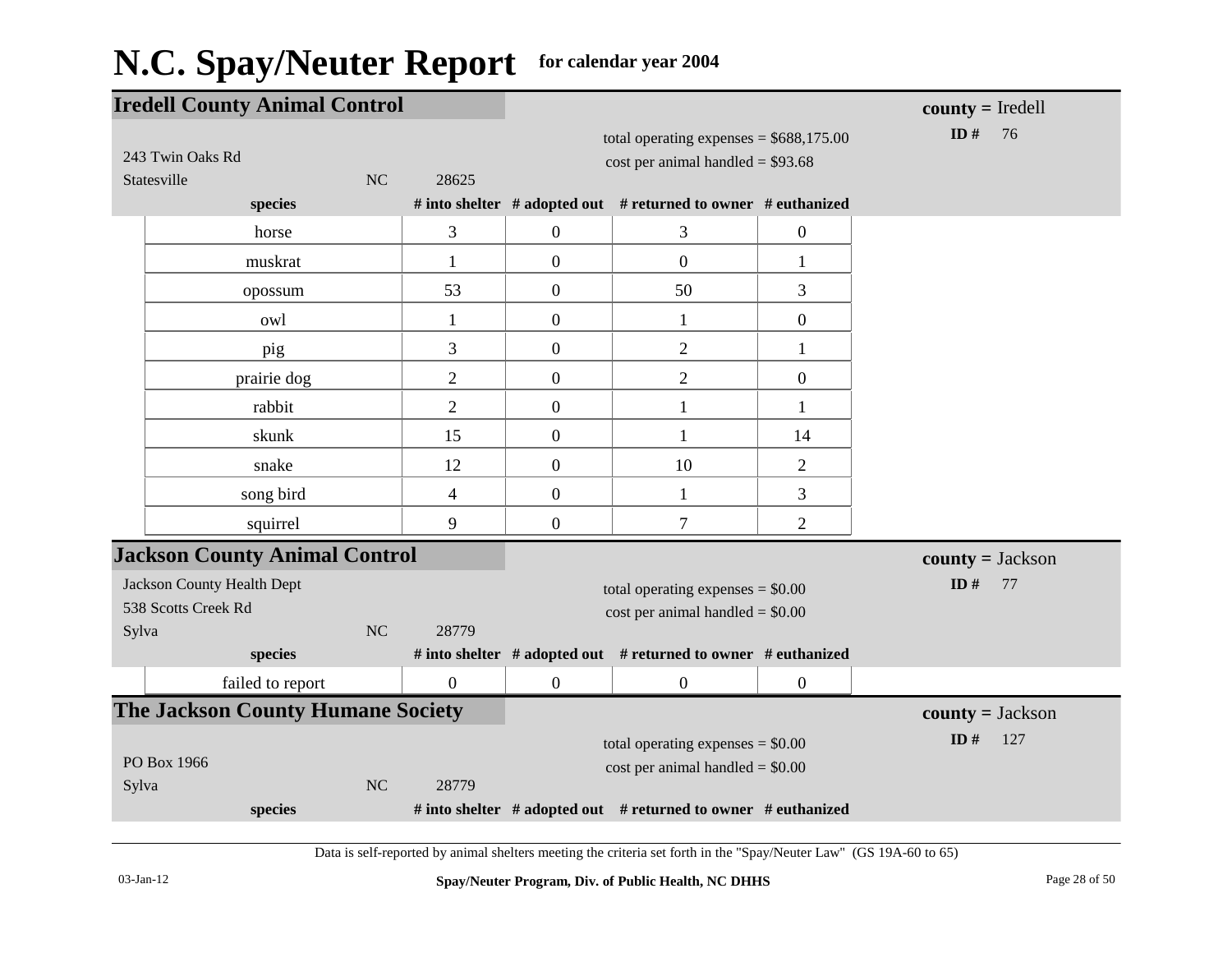# N.C. Spay/Neuter Report for calendar year 2004

## Iredell County Animal Control

**county =** Iredell
**ID #** 76

243 Twin Oaks Rd
Statesville NC 28625

total operating expenses = $688,175.00
cost per animal handled = $93.68

| species | # into shelter | # adopted out | # returned to owner | # euthanized |
|---|---|---|---|---|
| horse | 3 | 0 | 3 | 0 |
| muskrat | 1 | 0 | 0 | 1 |
| opossum | 53 | 0 | 50 | 3 |
| owl | 1 | 0 | 1 | 0 |
| pig | 3 | 0 | 2 | 1 |
| prairie dog | 2 | 0 | 2 | 0 |
| rabbit | 2 | 0 | 1 | 1 |
| skunk | 15 | 0 | 1 | 14 |
| snake | 12 | 0 | 10 | 2 |
| song bird | 4 | 0 | 1 | 3 |
| squirrel | 9 | 0 | 7 | 2 |

## Jackson County Animal Control

**county =** Jackson
**ID #** 77

Jackson County Health Dept
538 Scotts Creek Rd
Sylva NC 28779

total operating expenses = $0.00
cost per animal handled = $0.00

| species | # into shelter | # adopted out | # returned to owner | # euthanized |
|---|---|---|---|---|
| failed to report | 0 | 0 | 0 | 0 |

## The Jackson County Humane Society

**county =** Jackson
**ID #** 127

PO Box 1966
Sylva NC 28779

total operating expenses = $0.00
cost per animal handled = $0.00

| species | # into shelter | # adopted out | # returned to owner | # euthanized |
|---|---|---|---|---|

Data is self-reported by animal shelters meeting the criteria set forth in the "Spay/Neuter Law" (GS 19A-60 to 65)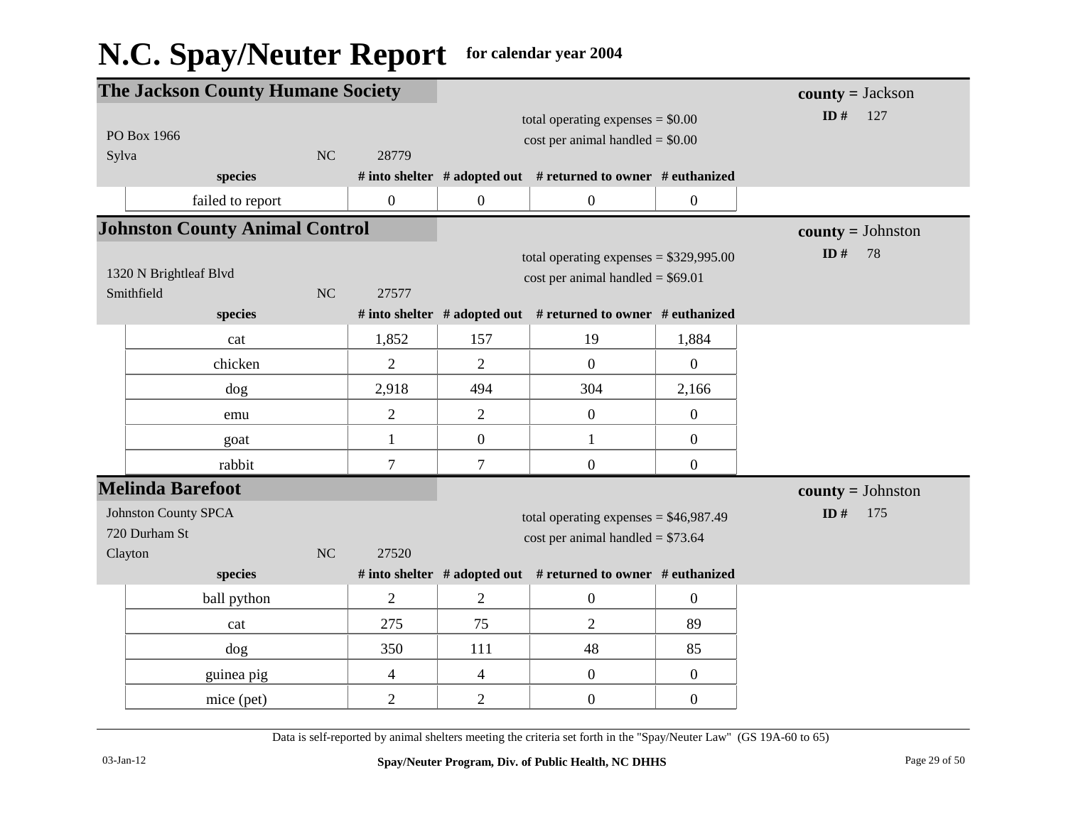# N.C. Spay/Neuter Report for calendar year 2004

## The Jackson County Humane Society

**county =** Jackson
**ID #** 127

PO Box 1966
Sylva NC 28779

total operating expenses = $0.00
cost per animal handled = $0.00

| species | # into shelter | # adopted out | # returned to owner | # euthanized |
|---|---|---|---|---|
| failed to report | 0 | 0 | 0 | 0 |

## Johnston County Animal Control

**county =** Johnston
**ID #** 78

1320 N Brightleaf Blvd
Smithfield NC 27577

total operating expenses = $329,995.00
cost per animal handled = $69.01

| species | # into shelter | # adopted out | # returned to owner | # euthanized |
|---|---|---|---|---|
| cat | 1,852 | 157 | 19 | 1,884 |
| chicken | 2 | 2 | 0 | 0 |
| dog | 2,918 | 494 | 304 | 2,166 |
| emu | 2 | 2 | 0 | 0 |
| goat | 1 | 0 | 1 | 0 |
| rabbit | 7 | 7 | 0 | 0 |

## Melinda Barefoot

**county =** Johnston
**ID #** 175

Johnston County SPCA
720 Durham St
Clayton NC 27520

total operating expenses = $46,987.49
cost per animal handled = $73.64

| species | # into shelter | # adopted out | # returned to owner | # euthanized |
|---|---|---|---|---|
| ball python | 2 | 2 | 0 | 0 |
| cat | 275 | 75 | 2 | 89 |
| dog | 350 | 111 | 48 | 85 |
| guinea pig | 4 | 4 | 0 | 0 |
| mice (pet) | 2 | 2 | 0 | 0 |

Data is self-reported by animal shelters meeting the criteria set forth in the "Spay/Neuter Law" (GS 19A-60 to 65)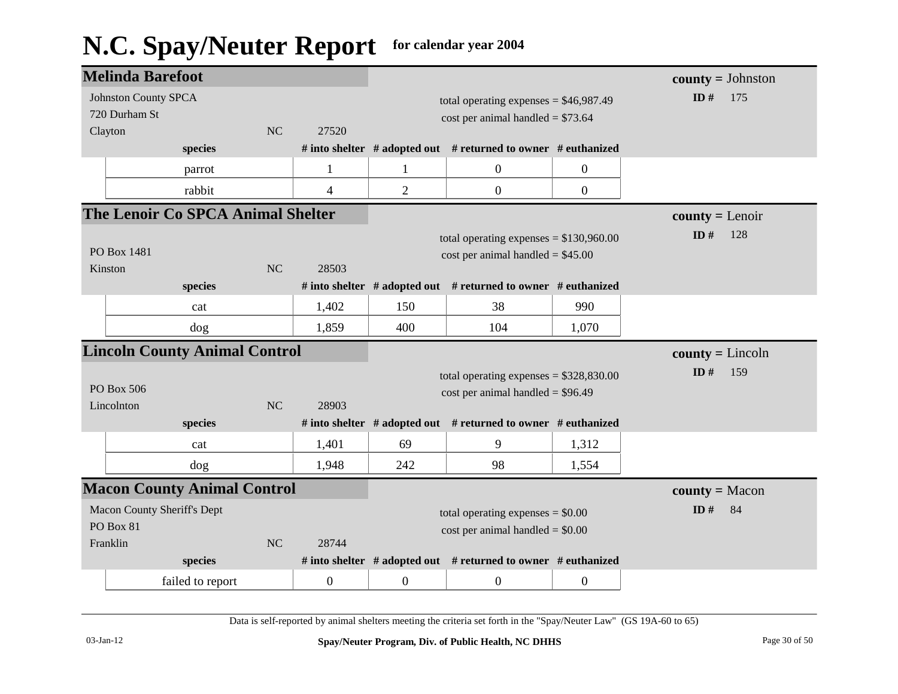# N.C. Spay/Neuter Report for calendar year 2004

## Melinda Barefoot

**county =** Johnston
**ID #** 175

Johnston County SPCA
720 Durham St
Clayton NC 27520

total operating expenses = $46,987.49
cost per animal handled = $73.64

| species | # into shelter | # adopted out | # returned to owner | # euthanized |
|---|---|---|---|---|
| parrot | 1 | 1 | 0 | 0 |
| rabbit | 4 | 2 | 0 | 0 |

## The Lenoir Co SPCA Animal Shelter

**county =** Lenoir
**ID #** 128

PO Box 1481
Kinston NC 28503

total operating expenses = $130,960.00
cost per animal handled = $45.00

| species | # into shelter | # adopted out | # returned to owner | # euthanized |
|---|---|---|---|---|
| cat | 1,402 | 150 | 38 | 990 |
| dog | 1,859 | 400 | 104 | 1,070 |

## Lincoln County Animal Control

**county =** Lincoln
**ID #** 159

PO Box 506
Lincolnton NC 28903

total operating expenses = $328,830.00
cost per animal handled = $96.49

| species | # into shelter | # adopted out | # returned to owner | # euthanized |
|---|---|---|---|---|
| cat | 1,401 | 69 | 9 | 1,312 |
| dog | 1,948 | 242 | 98 | 1,554 |

## Macon County Animal Control

**county =** Macon
**ID #** 84

Macon County Sheriff's Dept
PO Box 81
Franklin NC 28744

total operating expenses = $0.00
cost per animal handled = $0.00

| species | # into shelter | # adopted out | # returned to owner | # euthanized |
|---|---|---|---|---|
| failed to report | 0 | 0 | 0 | 0 |

Data is self-reported by animal shelters meeting the criteria set forth in the "Spay/Neuter Law" (GS 19A-60 to 65)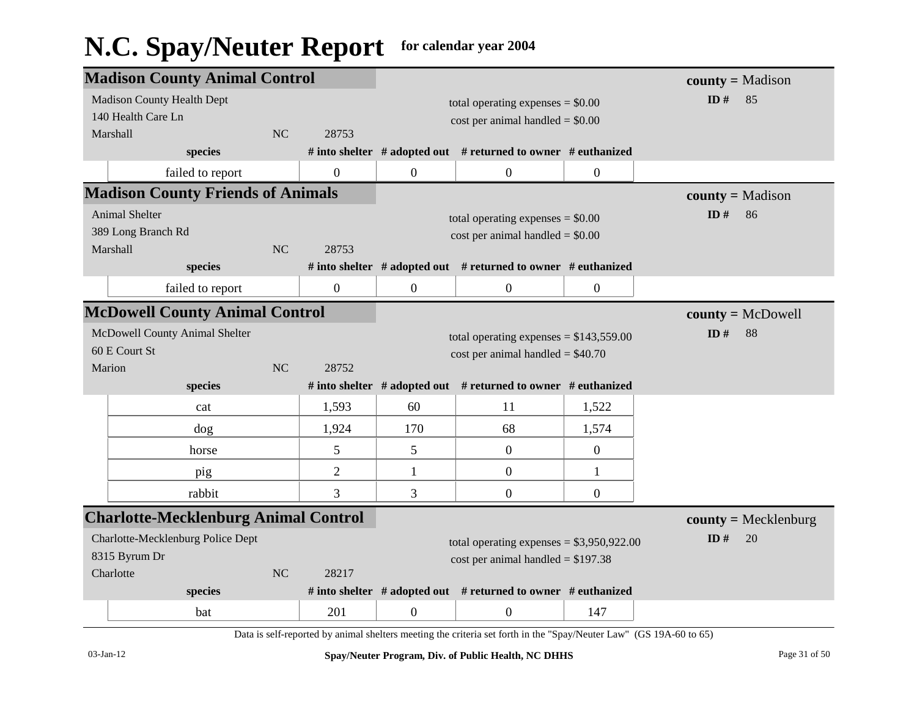# N.C. Spay/Neuter Report for calendar year 2004

## Madison County Animal Control

**county =** Madison
**ID #** 85

Madison County Health Dept
140 Health Care Ln
Marshall NC 28753

total operating expenses = $0.00
cost per animal handled = $0.00

| species | # into shelter | # adopted out | # returned to owner | # euthanized |
|---|---|---|---|---|
| failed to report | 0 | 0 | 0 | 0 |

## Madison County Friends of Animals

**county =** Madison
**ID #** 86

Animal Shelter
389 Long Branch Rd
Marshall NC 28753

total operating expenses = $0.00
cost per animal handled = $0.00

| species | # into shelter | # adopted out | # returned to owner | # euthanized |
|---|---|---|---|---|
| failed to report | 0 | 0 | 0 | 0 |

## McDowell County Animal Control

**county =** McDowell
**ID #** 88

McDowell County Animal Shelter
60 E Court St
Marion NC 28752

total operating expenses = $143,559.00
cost per animal handled = $40.70

| species | # into shelter | # adopted out | # returned to owner | # euthanized |
|---|---|---|---|---|
| cat | 1,593 | 60 | 11 | 1,522 |
| dog | 1,924 | 170 | 68 | 1,574 |
| horse | 5 | 5 | 0 | 0 |
| pig | 2 | 1 | 0 | 1 |
| rabbit | 3 | 3 | 0 | 0 |

## Charlotte-Mecklenburg Animal Control

**county =** Mecklenburg
**ID #** 20

Charlotte-Mecklenburg Police Dept
8315 Byrum Dr
Charlotte NC 28217

total operating expenses = $3,950,922.00
cost per animal handled = $197.38

| species | # into shelter | # adopted out | # returned to owner | # euthanized |
|---|---|---|---|---|
| bat | 201 | 0 | 0 | 147 |

Data is self-reported by animal shelters meeting the criteria set forth in the "Spay/Neuter Law" (GS 19A-60 to 65)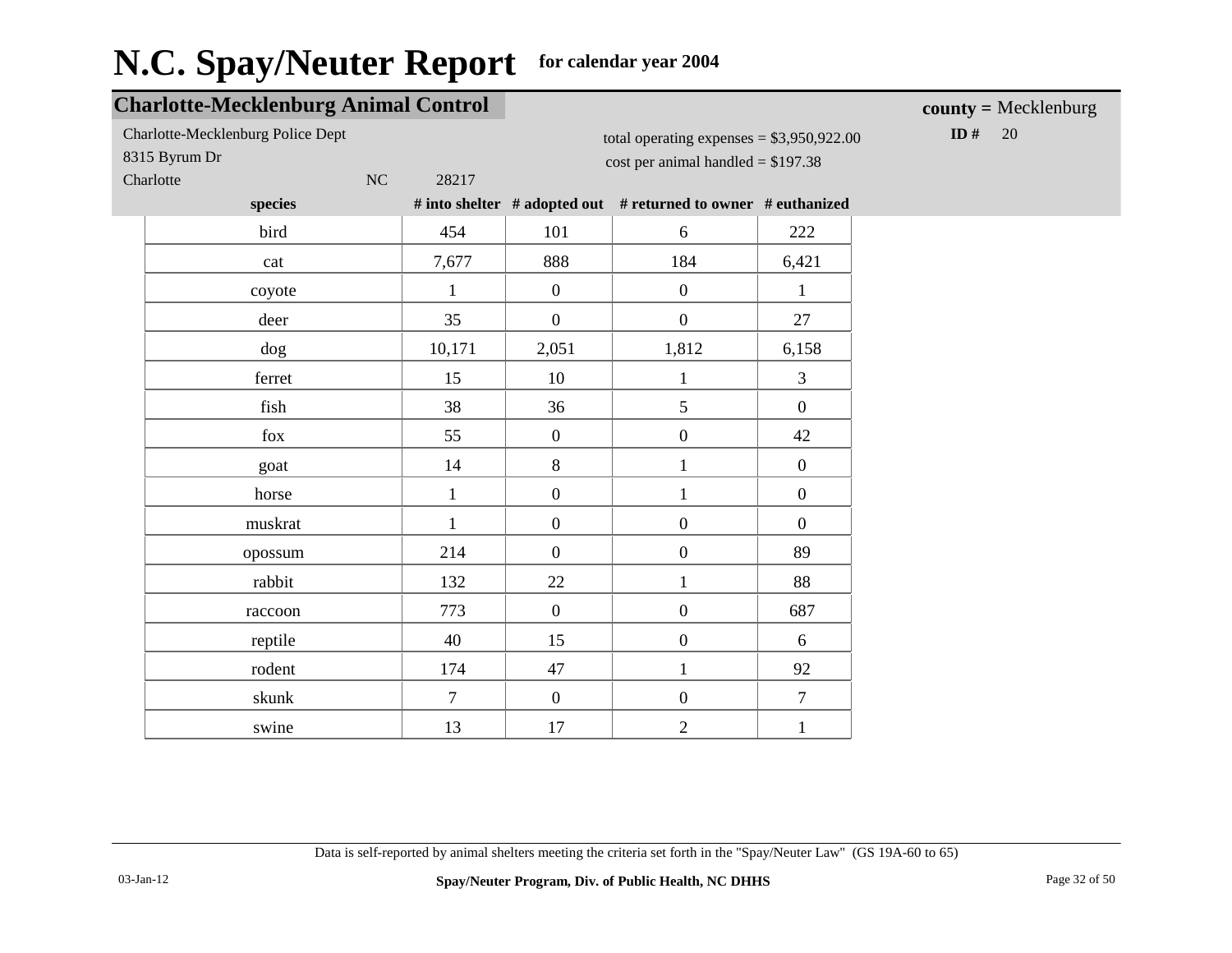# N.C. Spay/Neuter Report for calendar year 2004

## Charlotte-Mecklenburg Animal Control

**county =** Mecklenburg

**ID #** 20

Charlotte-Mecklenburg Police Dept
8315 Byrum Dr
Charlotte NC 28217

total operating expenses = $3,950,922.00
cost per animal handled = $197.38

| species | # into shelter | # adopted out | # returned to owner | # euthanized |
|---|---|---|---|---|
| bird | 454 | 101 | 6 | 222 |
| cat | 7,677 | 888 | 184 | 6,421 |
| coyote | 1 | 0 | 0 | 1 |
| deer | 35 | 0 | 0 | 27 |
| dog | 10,171 | 2,051 | 1,812 | 6,158 |
| ferret | 15 | 10 | 1 | 3 |
| fish | 38 | 36 | 5 | 0 |
| fox | 55 | 0 | 0 | 42 |
| goat | 14 | 8 | 1 | 0 |
| horse | 1 | 0 | 1 | 0 |
| muskrat | 1 | 0 | 0 | 0 |
| opossum | 214 | 0 | 0 | 89 |
| rabbit | 132 | 22 | 1 | 88 |
| raccoon | 773 | 0 | 0 | 687 |
| reptile | 40 | 15 | 0 | 6 |
| rodent | 174 | 47 | 1 | 92 |
| skunk | 7 | 0 | 0 | 7 |
| swine | 13 | 17 | 2 | 1 |

Data is self-reported by animal shelters meeting the criteria set forth in the "Spay/Neuter Law" (GS 19A-60 to 65)

03-Jan-12

**Spay/Neuter Program, Div. of Public Health, NC DHHS**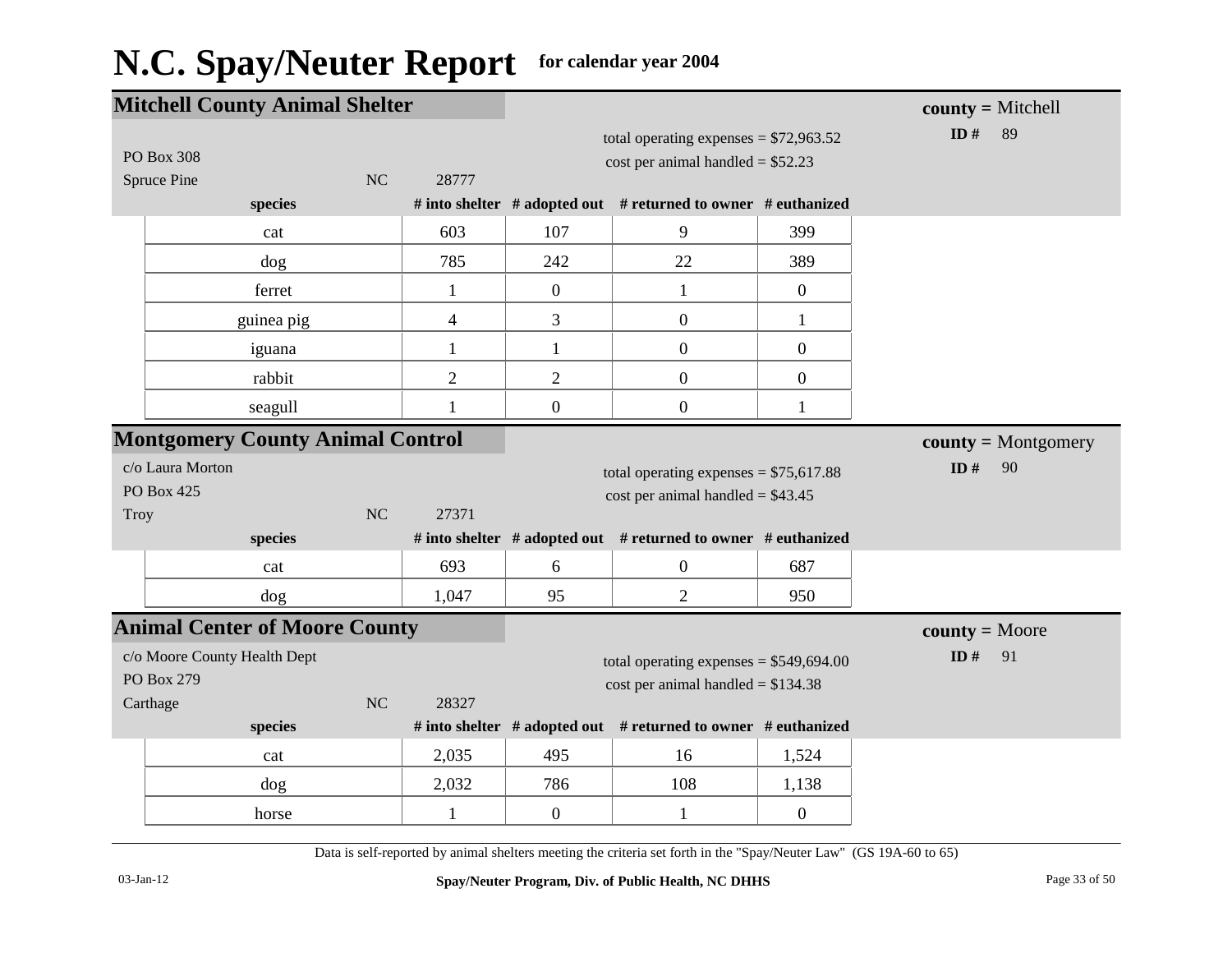# N.C. Spay/Neuter Report for calendar year 2004

## Mitchell County Animal Shelter

**county =** Mitchell
**ID #** 89

PO Box 308
Spruce Pine NC 28777

total operating expenses = $72,963.52
cost per animal handled = $52.23

| species | # into shelter | # adopted out | # returned to owner | # euthanized |
|---|---|---|---|---|
| cat | 603 | 107 | 9 | 399 |
| dog | 785 | 242 | 22 | 389 |
| ferret | 1 | 0 | 1 | 0 |
| guinea pig | 4 | 3 | 0 | 1 |
| iguana | 1 | 1 | 0 | 0 |
| rabbit | 2 | 2 | 0 | 0 |
| seagull | 1 | 0 | 0 | 1 |

## Montgomery County Animal Control

**county =** Montgomery
**ID #** 90

c/o Laura Morton
PO Box 425
Troy NC 27371

total operating expenses = $75,617.88
cost per animal handled = $43.45

| species | # into shelter | # adopted out | # returned to owner | # euthanized |
|---|---|---|---|---|
| cat | 693 | 6 | 0 | 687 |
| dog | 1,047 | 95 | 2 | 950 |

## Animal Center of Moore County

**county =** Moore
**ID #** 91

c/o Moore County Health Dept
PO Box 279
Carthage NC 28327

total operating expenses = $549,694.00
cost per animal handled = $134.38

| species | # into shelter | # adopted out | # returned to owner | # euthanized |
|---|---|---|---|---|
| cat | 2,035 | 495 | 16 | 1,524 |
| dog | 2,032 | 786 | 108 | 1,138 |
| horse | 1 | 0 | 1 | 0 |

Data is self-reported by animal shelters meeting the criteria set forth in the "Spay/Neuter Law" (GS 19A-60 to 65)

03-Jan-12

Spay/Neuter Program, Div. of Public Health, NC DHHS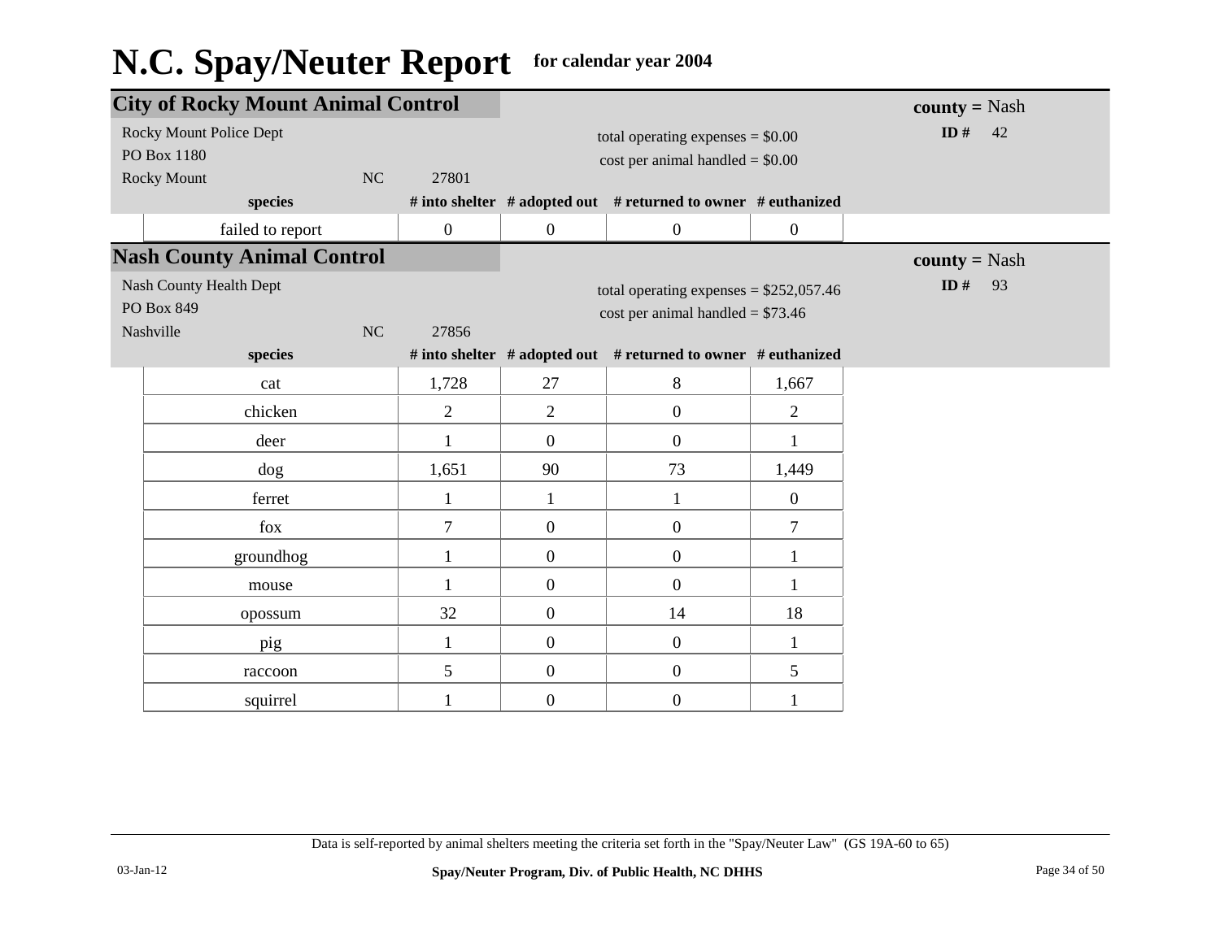# N.C. Spay/Neuter Report for calendar year 2004

## City of Rocky Mount Animal Control

**county =** Nash
**ID #** 42

Rocky Mount Police Dept
PO Box 1180
Rocky Mount NC 27801

total operating expenses = $0.00
cost per animal handled = $0.00

| species | # into shelter | # adopted out | # returned to owner | # euthanized |
|---|---|---|---|---|
| failed to report | 0 | 0 | 0 | 0 |

## Nash County Animal Control

**county =** Nash
**ID #** 93

Nash County Health Dept
PO Box 849
Nashville NC 27856

total operating expenses = $252,057.46
cost per animal handled = $73.46

| species | # into shelter | # adopted out | # returned to owner | # euthanized |
|---|---|---|---|---|
| cat | 1,728 | 27 | 8 | 1,667 |
| chicken | 2 | 2 | 0 | 2 |
| deer | 1 | 0 | 0 | 1 |
| dog | 1,651 | 90 | 73 | 1,449 |
| ferret | 1 | 1 | 1 | 0 |
| fox | 7 | 0 | 0 | 7 |
| groundhog | 1 | 0 | 0 | 1 |
| mouse | 1 | 0 | 0 | 1 |
| opossum | 32 | 0 | 14 | 18 |
| pig | 1 | 0 | 0 | 1 |
| raccoon | 5 | 0 | 0 | 5 |
| squirrel | 1 | 0 | 0 | 1 |

Data is self-reported by animal shelters meeting the criteria set forth in the "Spay/Neuter Law" (GS 19A-60 to 65)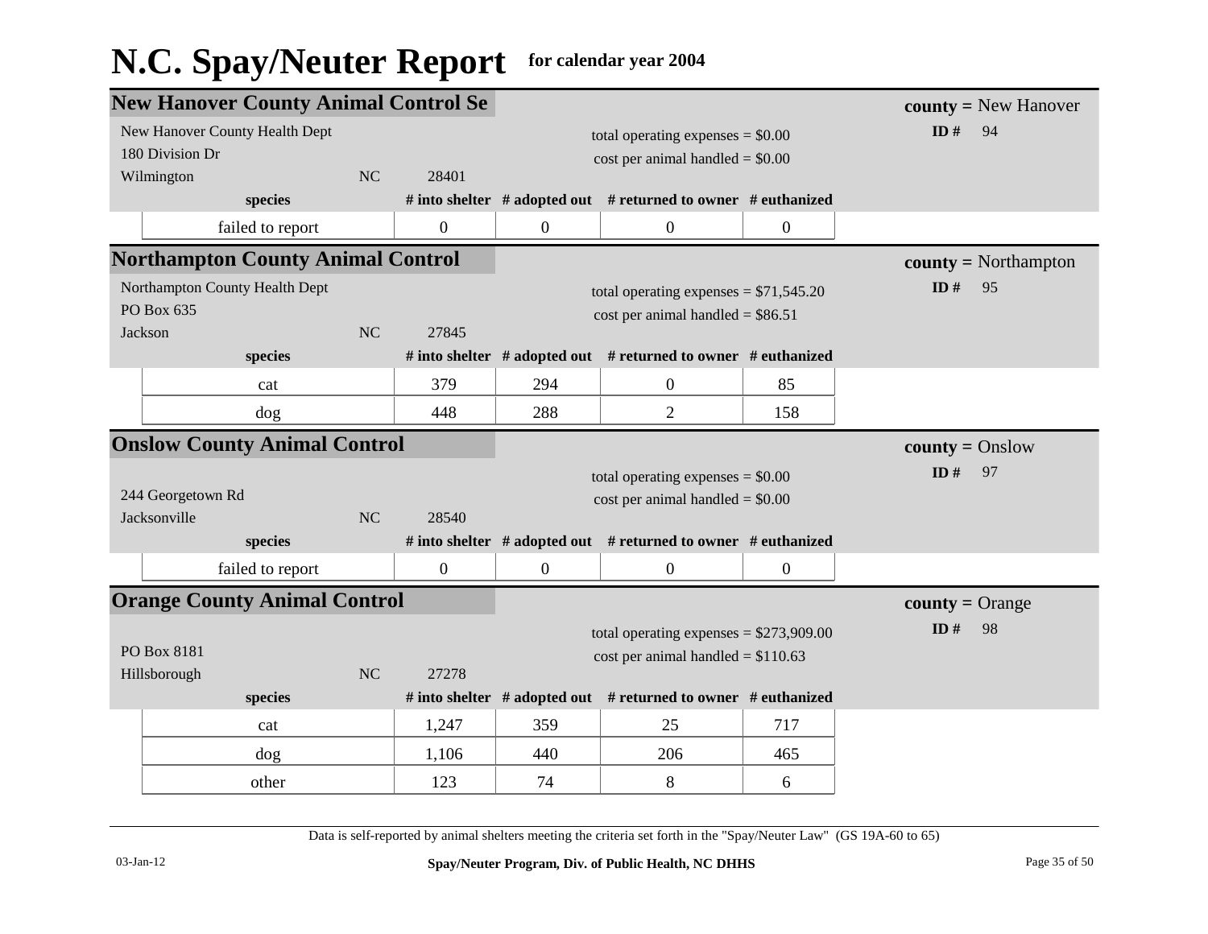# N.C. Spay/Neuter Report for calendar year 2004

## New Hanover County Animal Control Se

**county =** New Hanover
**ID #** 94

New Hanover County Health Dept
180 Division Dr
Wilmington NC 28401

total operating expenses = $0.00
cost per animal handled = $0.00

| species | # into shelter | # adopted out | # returned to owner | # euthanized |
|---|---|---|---|---|
| failed to report | 0 | 0 | 0 | 0 |

## Northampton County Animal Control

**county =** Northampton
**ID #** 95

Northampton County Health Dept
PO Box 635
Jackson NC 27845

total operating expenses = $71,545.20
cost per animal handled = $86.51

| species | # into shelter | # adopted out | # returned to owner | # euthanized |
|---|---|---|---|---|
| cat | 379 | 294 | 0 | 85 |
| dog | 448 | 288 | 2 | 158 |

## Onslow County Animal Control

**county =** Onslow
**ID #** 97

244 Georgetown Rd
Jacksonville NC 28540

total operating expenses = $0.00
cost per animal handled = $0.00

| species | # into shelter | # adopted out | # returned to owner | # euthanized |
|---|---|---|---|---|
| failed to report | 0 | 0 | 0 | 0 |

## Orange County Animal Control

**county =** Orange
**ID #** 98

PO Box 8181
Hillsborough NC 27278

total operating expenses = $273,909.00
cost per animal handled = $110.63

| species | # into shelter | # adopted out | # returned to owner | # euthanized |
|---|---|---|---|---|
| cat | 1,247 | 359 | 25 | 717 |
| dog | 1,106 | 440 | 206 | 465 |
| other | 123 | 74 | 8 | 6 |

Data is self-reported by animal shelters meeting the criteria set forth in the "Spay/Neuter Law" (GS 19A-60 to 65)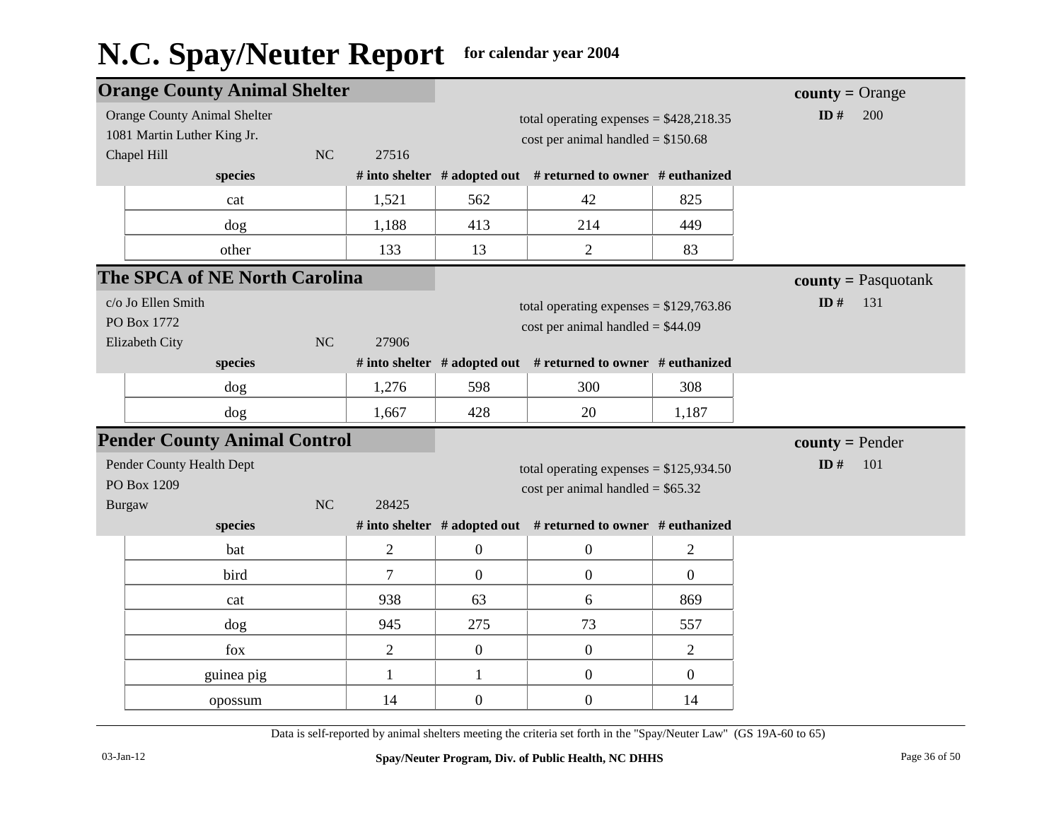# N.C. Spay/Neuter Report for calendar year 2004

## Orange County Animal Shelter

**county =** Orange
**ID #** 200

Orange County Animal Shelter
1081 Martin Luther King Jr.
Chapel Hill NC 27516

total operating expenses = $428,218.35
cost per animal handled = $150.68

| species | # into shelter | # adopted out | # returned to owner | # euthanized |
|---|---|---|---|---|
| cat | 1,521 | 562 | 42 | 825 |
| dog | 1,188 | 413 | 214 | 449 |
| other | 133 | 13 | 2 | 83 |

## The SPCA of NE North Carolina

**county =** Pasquotank
**ID #** 131

c/o Jo Ellen Smith
PO Box 1772
Elizabeth City NC 27906

total operating expenses = $129,763.86
cost per animal handled = $44.09

| species | # into shelter | # adopted out | # returned to owner | # euthanized |
|---|---|---|---|---|
| dog | 1,276 | 598 | 300 | 308 |
| dog | 1,667 | 428 | 20 | 1,187 |

## Pender County Animal Control

**county =** Pender
**ID #** 101

Pender County Health Dept
PO Box 1209
Burgaw NC 28425

total operating expenses = $125,934.50
cost per animal handled = $65.32

| species | # into shelter | # adopted out | # returned to owner | # euthanized |
|---|---|---|---|---|
| bat | 2 | 0 | 0 | 2 |
| bird | 7 | 0 | 0 | 0 |
| cat | 938 | 63 | 6 | 869 |
| dog | 945 | 275 | 73 | 557 |
| fox | 2 | 0 | 0 | 2 |
| guinea pig | 1 | 1 | 0 | 0 |
| opossum | 14 | 0 | 0 | 14 |

Data is self-reported by animal shelters meeting the criteria set forth in the "Spay/Neuter Law" (GS 19A-60 to 65)

03-Jan-12 Spay/Neuter Program, Div. of Public Health, NC DHHS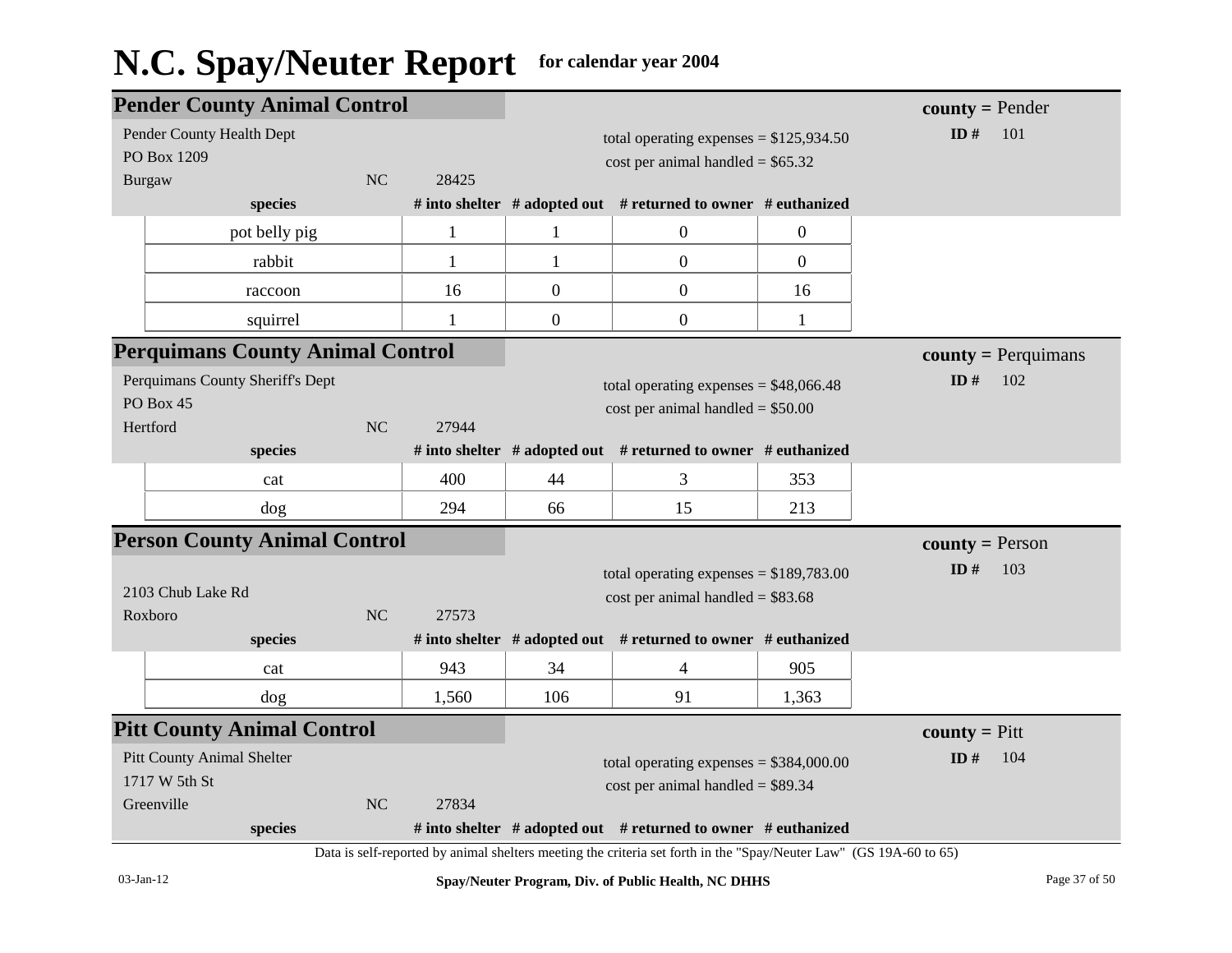# N.C. Spay/Neuter Report for calendar year 2004

## Pender County Animal Control

**county =** Pender
**ID #** 101

Pender County Health Dept
PO Box 1209
Burgaw NC 28425

total operating expenses = $125,934.50
cost per animal handled = $65.32

| species | # into shelter | # adopted out | # returned to owner | # euthanized |
|---|---|---|---|---|
| pot belly pig | 1 | 1 | 0 | 0 |
| rabbit | 1 | 1 | 0 | 0 |
| raccoon | 16 | 0 | 0 | 16 |
| squirrel | 1 | 0 | 0 | 1 |

## Perquimans County Animal Control

**county =** Perquimans
**ID #** 102

Perquimans County Sheriff's Dept
PO Box 45
Hertford NC 27944

total operating expenses = $48,066.48
cost per animal handled = $50.00

| species | # into shelter | # adopted out | # returned to owner | # euthanized |
|---|---|---|---|---|
| cat | 400 | 44 | 3 | 353 |
| dog | 294 | 66 | 15 | 213 |

## Person County Animal Control

**county =** Person
**ID #** 103

2103 Chub Lake Rd
Roxboro NC 27573

total operating expenses = $189,783.00
cost per animal handled = $83.68

| species | # into shelter | # adopted out | # returned to owner | # euthanized |
|---|---|---|---|---|
| cat | 943 | 34 | 4 | 905 |
| dog | 1,560 | 106 | 91 | 1,363 |

## Pitt County Animal Control

**county =** Pitt
**ID #** 104

Pitt County Animal Shelter
1717 W 5th St
Greenville NC 27834

total operating expenses = $384,000.00
cost per animal handled = $89.34

| species | # into shelter | # adopted out | # returned to owner | # euthanized |
|---|---|---|---|---|

Data is self-reported by animal shelters meeting the criteria set forth in the "Spay/Neuter Law" (GS 19A-60 to 65)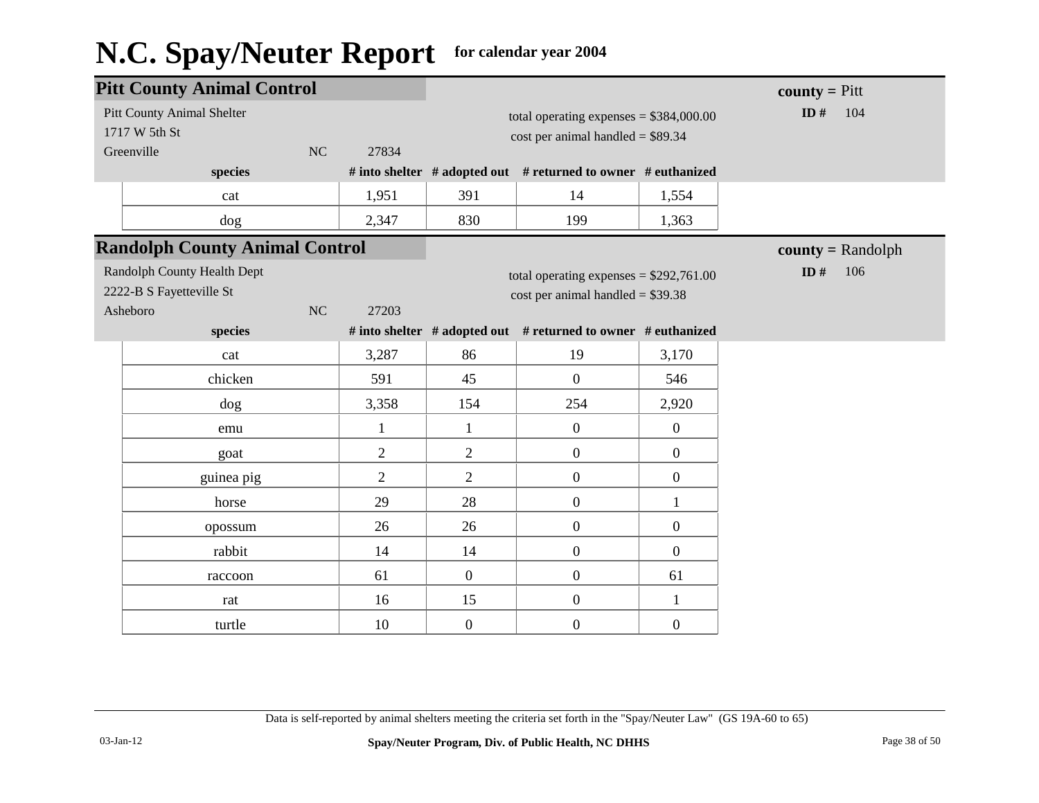# N.C. Spay/Neuter Report for calendar year 2004

## Pitt County Animal Control

**county =** Pitt
**ID #** 104

Pitt County Animal Shelter
1717 W 5th St
Greenville NC 27834

total operating expenses = $384,000.00
cost per animal handled = $89.34

| species | # into shelter | # adopted out | # returned to owner | # euthanized |
|---|---|---|---|---|
| cat | 1,951 | 391 | 14 | 1,554 |
| dog | 2,347 | 830 | 199 | 1,363 |

## Randolph County Animal Control

**county =** Randolph
**ID #** 106

Randolph County Health Dept
2222-B S Fayetteville St
Asheboro NC 27203

total operating expenses = $292,761.00
cost per animal handled = $39.38

| species | # into shelter | # adopted out | # returned to owner | # euthanized |
|---|---|---|---|---|
| cat | 3,287 | 86 | 19 | 3,170 |
| chicken | 591 | 45 | 0 | 546 |
| dog | 3,358 | 154 | 254 | 2,920 |
| emu | 1 | 1 | 0 | 0 |
| goat | 2 | 2 | 0 | 0 |
| guinea pig | 2 | 2 | 0 | 0 |
| horse | 29 | 28 | 0 | 1 |
| opossum | 26 | 26 | 0 | 0 |
| rabbit | 14 | 14 | 0 | 0 |
| raccoon | 61 | 0 | 0 | 61 |
| rat | 16 | 15 | 0 | 1 |
| turtle | 10 | 0 | 0 | 0 |

Data is self-reported by animal shelters meeting the criteria set forth in the "Spay/Neuter Law" (GS 19A-60 to 65)

03-Jan-12

**Spay/Neuter Program, Div. of Public Health, NC DHHS**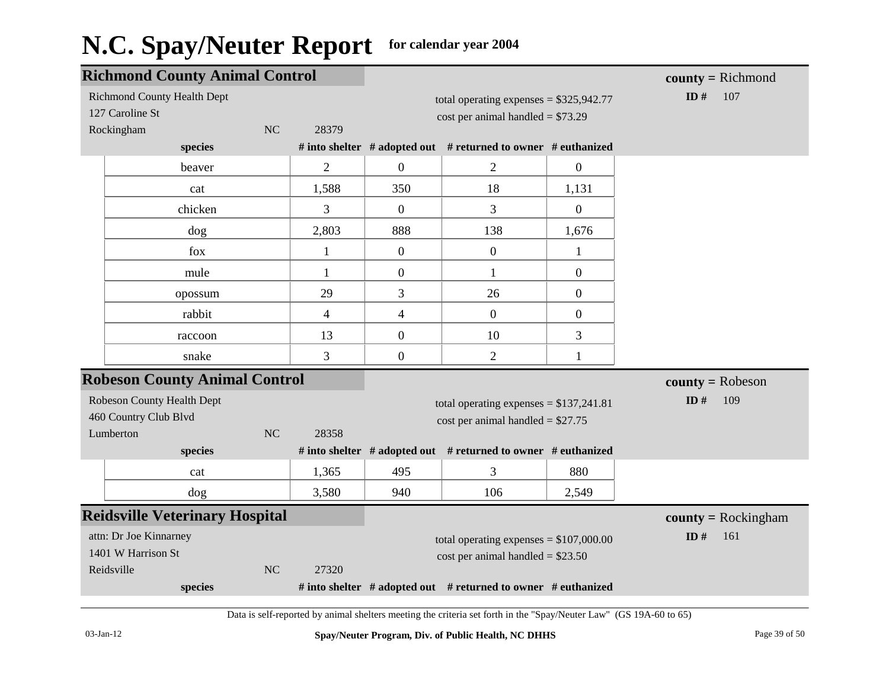# N.C. Spay/Neuter Report for calendar year 2004

## Richmond County Animal Control

**county =** Richmond
**ID #** 107

Richmond County Health Dept
127 Caroline St
Rockingham NC 28379

total operating expenses = $325,942.77
cost per animal handled = $73.29

| species | # into shelter | # adopted out | # returned to owner | # euthanized |
|---|---|---|---|---|
| beaver | 2 | 0 | 2 | 0 |
| cat | 1,588 | 350 | 18 | 1,131 |
| chicken | 3 | 0 | 3 | 0 |
| dog | 2,803 | 888 | 138 | 1,676 |
| fox | 1 | 0 | 0 | 1 |
| mule | 1 | 0 | 1 | 0 |
| opossum | 29 | 3 | 26 | 0 |
| rabbit | 4 | 4 | 0 | 0 |
| raccoon | 13 | 0 | 10 | 3 |
| snake | 3 | 0 | 2 | 1 |

## Robeson County Animal Control

**county =** Robeson
**ID #** 109

Robeson County Health Dept
460 Country Club Blvd
Lumberton NC 28358

total operating expenses = $137,241.81
cost per animal handled = $27.75

| species | # into shelter | # adopted out | # returned to owner | # euthanized |
|---|---|---|---|---|
| cat | 1,365 | 495 | 3 | 880 |
| dog | 3,580 | 940 | 106 | 2,549 |

## Reidsville Veterinary Hospital

**county =** Rockingham
**ID #** 161

attn: Dr Joe Kinnarney
1401 W Harrison St
Reidsville NC 27320

total operating expenses = $107,000.00
cost per animal handled = $23.50

| species | # into shelter | # adopted out | # returned to owner | # euthanized |
|---|---|---|---|---|

Data is self-reported by animal shelters meeting the criteria set forth in the "Spay/Neuter Law" (GS 19A-60 to 65)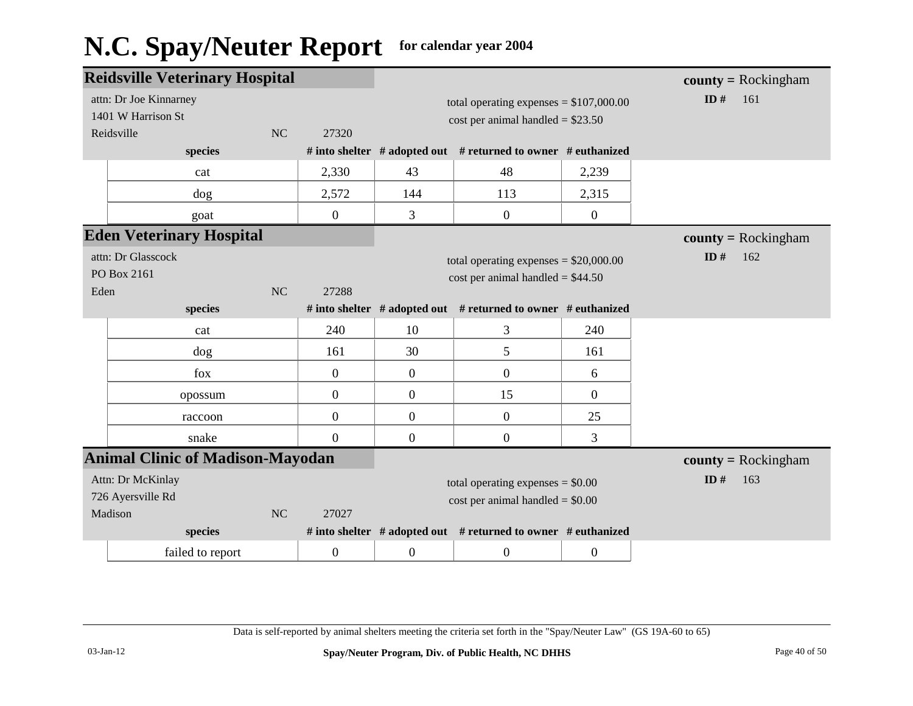# N.C. Spay/Neuter Report for calendar year 2004

## Reidsville Veterinary Hospital

**county =** Rockingham
**ID #** 161

attn: Dr Joe Kinnarney
1401 W Harrison St
Reidsville NC 27320

total operating expenses = $107,000.00
cost per animal handled = $23.50

| species | # into shelter | # adopted out | # returned to owner | # euthanized |
|---|---|---|---|---|
| cat | 2,330 | 43 | 48 | 2,239 |
| dog | 2,572 | 144 | 113 | 2,315 |
| goat | 0 | 3 | 0 | 0 |

## Eden Veterinary Hospital

**county =** Rockingham
**ID #** 162

attn: Dr Glasscock
PO Box 2161
Eden NC 27288

total operating expenses = $20,000.00
cost per animal handled = $44.50

| species | # into shelter | # adopted out | # returned to owner | # euthanized |
|---|---|---|---|---|
| cat | 240 | 10 | 3 | 240 |
| dog | 161 | 30 | 5 | 161 |
| fox | 0 | 0 | 0 | 6 |
| opossum | 0 | 0 | 15 | 0 |
| raccoon | 0 | 0 | 0 | 25 |
| snake | 0 | 0 | 0 | 3 |

## Animal Clinic of Madison-Mayodan

**county =** Rockingham
**ID #** 163

Attn: Dr McKinlay
726 Ayersville Rd
Madison NC 27027

total operating expenses = $0.00
cost per animal handled = $0.00

| species | # into shelter | # adopted out | # returned to owner | # euthanized |
|---|---|---|---|---|
| failed to report | 0 | 0 | 0 | 0 |

Data is self-reported by animal shelters meeting the criteria set forth in the "Spay/Neuter Law" (GS 19A-60 to 65)

03-Jan-12 Spay/Neuter Program, Div. of Public Health, NC DHHS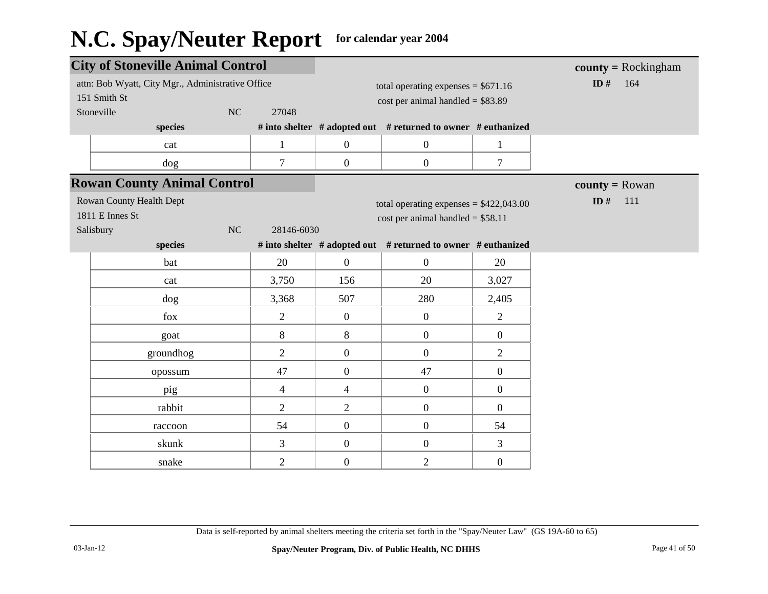# N.C. Spay/Neuter Report for calendar year 2004

## City of Stoneville Animal Control

**county =** Rockingham

**ID #** 164

attn: Bob Wyatt, City Mgr., Administrative Office
151 Smith St
Stoneville NC 27048

total operating expenses = $671.16
cost per animal handled = $83.89

| species | # into shelter | # adopted out | # returned to owner | # euthanized |
|---|---|---|---|---|
| cat | 1 | 0 | 0 | 1 |
| dog | 7 | 0 | 0 | 7 |

## Rowan County Animal Control

**county =** Rowan

**ID #** 111

Rowan County Health Dept
1811 E Innes St
Salisbury NC 28146-6030

total operating expenses = $422,043.00
cost per animal handled = $58.11

| species | # into shelter | # adopted out | # returned to owner | # euthanized |
|---|---|---|---|---|
| bat | 20 | 0 | 0 | 20 |
| cat | 3,750 | 156 | 20 | 3,027 |
| dog | 3,368 | 507 | 280 | 2,405 |
| fox | 2 | 0 | 0 | 2 |
| goat | 8 | 8 | 0 | 0 |
| groundhog | 2 | 0 | 0 | 2 |
| opossum | 47 | 0 | 47 | 0 |
| pig | 4 | 4 | 0 | 0 |
| rabbit | 2 | 2 | 0 | 0 |
| raccoon | 54 | 0 | 0 | 54 |
| skunk | 3 | 0 | 0 | 3 |
| snake | 2 | 0 | 2 | 0 |

Data is self-reported by animal shelters meeting the criteria set forth in the "Spay/Neuter Law" (GS 19A-60 to 65)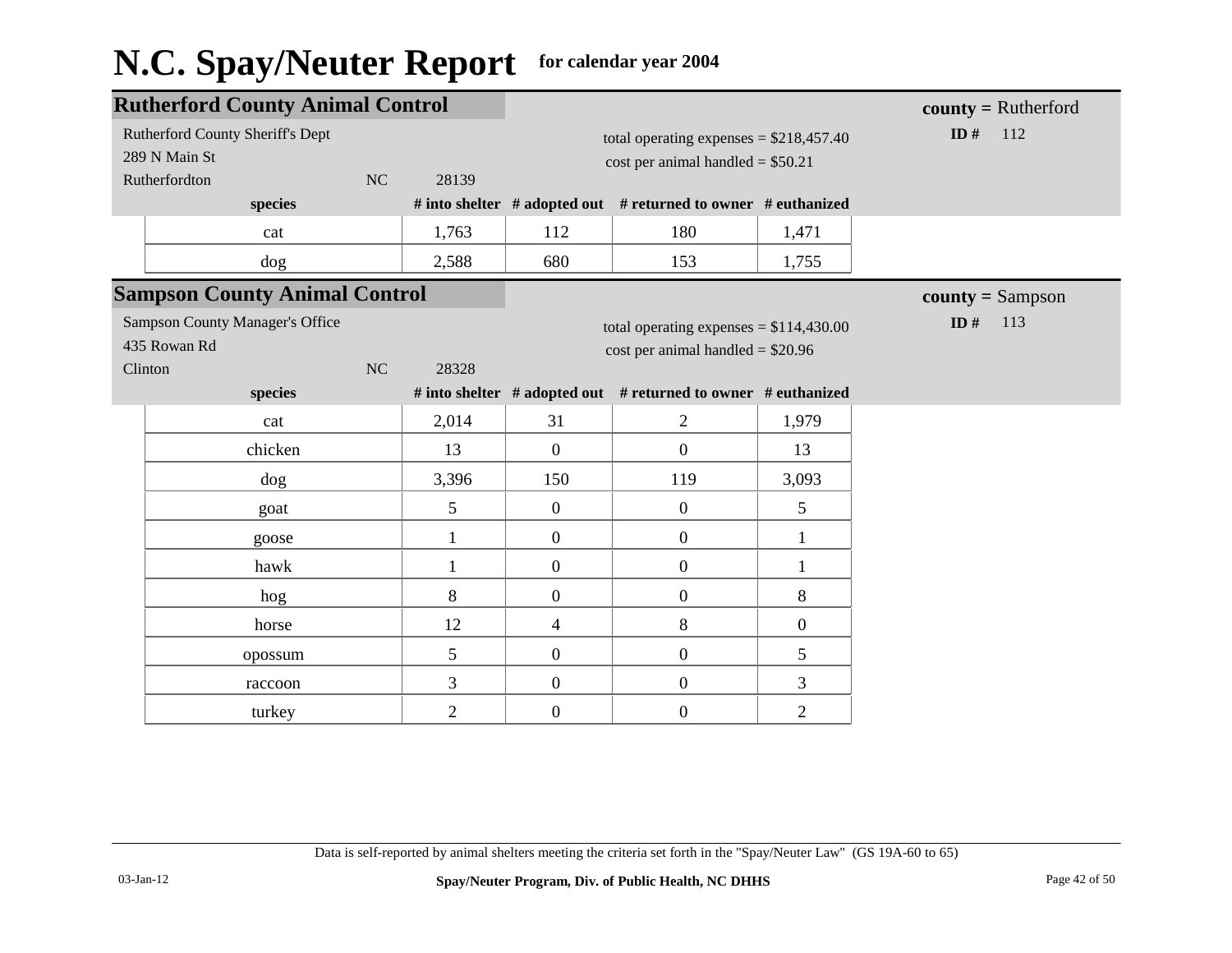# N.C. Spay/Neuter Report for calendar year 2004

## Rutherford County Animal Control

**county =** Rutherford
**ID #** 112

Rutherford County Sheriff's Dept
289 N Main St
Rutherfordton NC 28139

total operating expenses = $218,457.40
cost per animal handled = $50.21

| species | # into shelter | # adopted out | # returned to owner | # euthanized |
|---|---|---|---|---|
| cat | 1,763 | 112 | 180 | 1,471 |
| dog | 2,588 | 680 | 153 | 1,755 |

## Sampson County Animal Control

**county =** Sampson
**ID #** 113

Sampson County Manager's Office
435 Rowan Rd
Clinton NC 28328

total operating expenses = $114,430.00
cost per animal handled = $20.96

| species | # into shelter | # adopted out | # returned to owner | # euthanized |
|---|---|---|---|---|
| cat | 2,014 | 31 | 2 | 1,979 |
| chicken | 13 | 0 | 0 | 13 |
| dog | 3,396 | 150 | 119 | 3,093 |
| goat | 5 | 0 | 0 | 5 |
| goose | 1 | 0 | 0 | 1 |
| hawk | 1 | 0 | 0 | 1 |
| hog | 8 | 0 | 0 | 8 |
| horse | 12 | 4 | 8 | 0 |
| opossum | 5 | 0 | 0 | 5 |
| raccoon | 3 | 0 | 0 | 3 |
| turkey | 2 | 0 | 0 | 2 |

Data is self-reported by animal shelters meeting the criteria set forth in the "Spay/Neuter Law" (GS 19A-60 to 65)

03-Jan-12

Spay/Neuter Program, Div. of Public Health, NC DHHS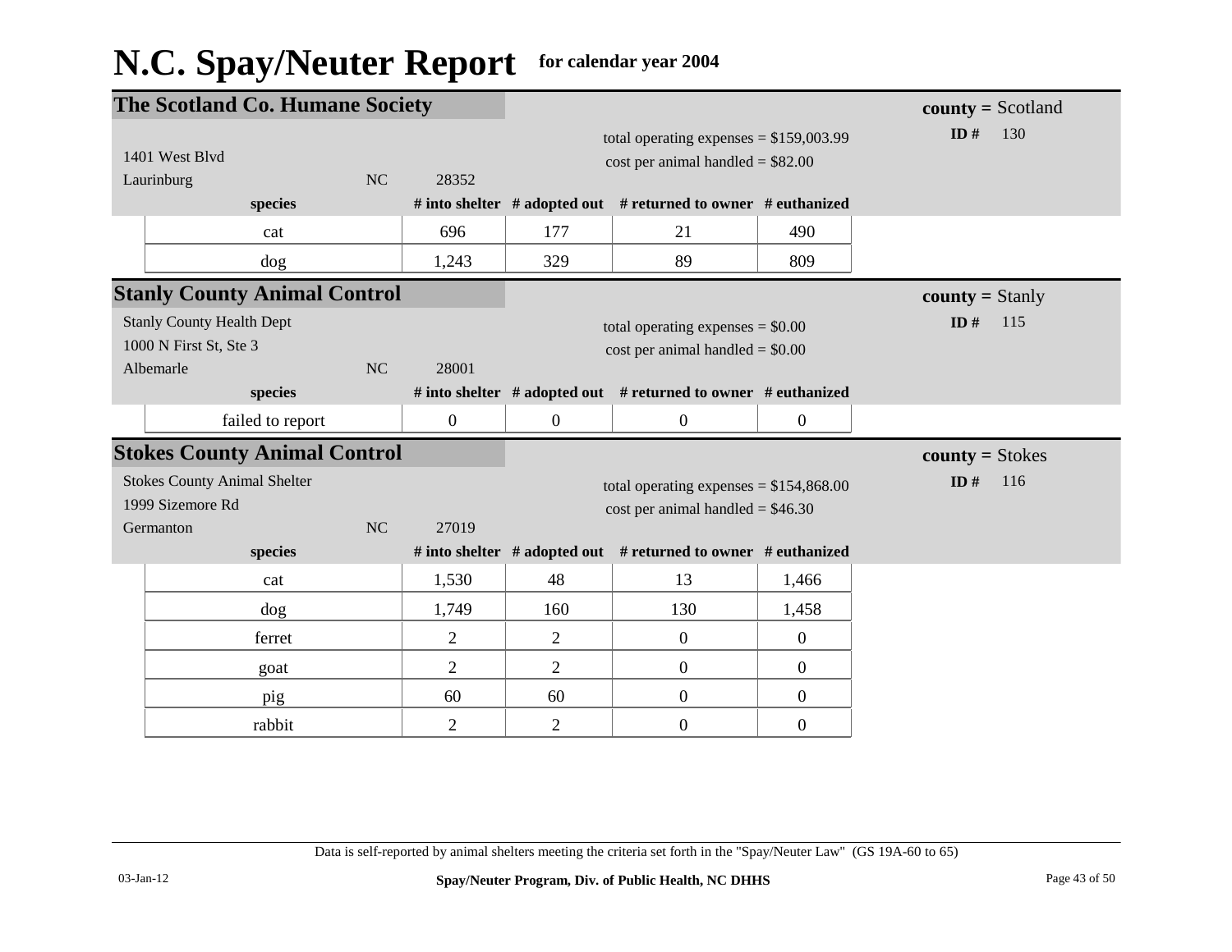# N.C. Spay/Neuter Report for calendar year 2004

## The Scotland Co. Humane Society

**county =** Scotland
**ID #** 130

1401 West Blvd
Laurinburg NC 28352

total operating expenses = $159,003.99
cost per animal handled = $82.00

| species | # into shelter | # adopted out | # returned to owner | # euthanized |
|---|---|---|---|---|
| cat | 696 | 177 | 21 | 490 |
| dog | 1,243 | 329 | 89 | 809 |

## Stanly County Animal Control

**county =** Stanly
**ID #** 115

Stanly County Health Dept
1000 N First St, Ste 3
Albemarle NC 28001

total operating expenses = $0.00
cost per animal handled = $0.00

| species | # into shelter | # adopted out | # returned to owner | # euthanized |
|---|---|---|---|---|
| failed to report | 0 | 0 | 0 | 0 |

## Stokes County Animal Control

**county =** Stokes
**ID #** 116

Stokes County Animal Shelter
1999 Sizemore Rd
Germanton NC 27019

total operating expenses = $154,868.00
cost per animal handled = $46.30

| species | # into shelter | # adopted out | # returned to owner | # euthanized |
|---|---|---|---|---|
| cat | 1,530 | 48 | 13 | 1,466 |
| dog | 1,749 | 160 | 130 | 1,458 |
| ferret | 2 | 2 | 0 | 0 |
| goat | 2 | 2 | 0 | 0 |
| pig | 60 | 60 | 0 | 0 |
| rabbit | 2 | 2 | 0 | 0 |

Data is self-reported by animal shelters meeting the criteria set forth in the "Spay/Neuter Law" (GS 19A-60 to 65)

03-Jan-12 Spay/Neuter Program, Div. of Public Health, NC DHHS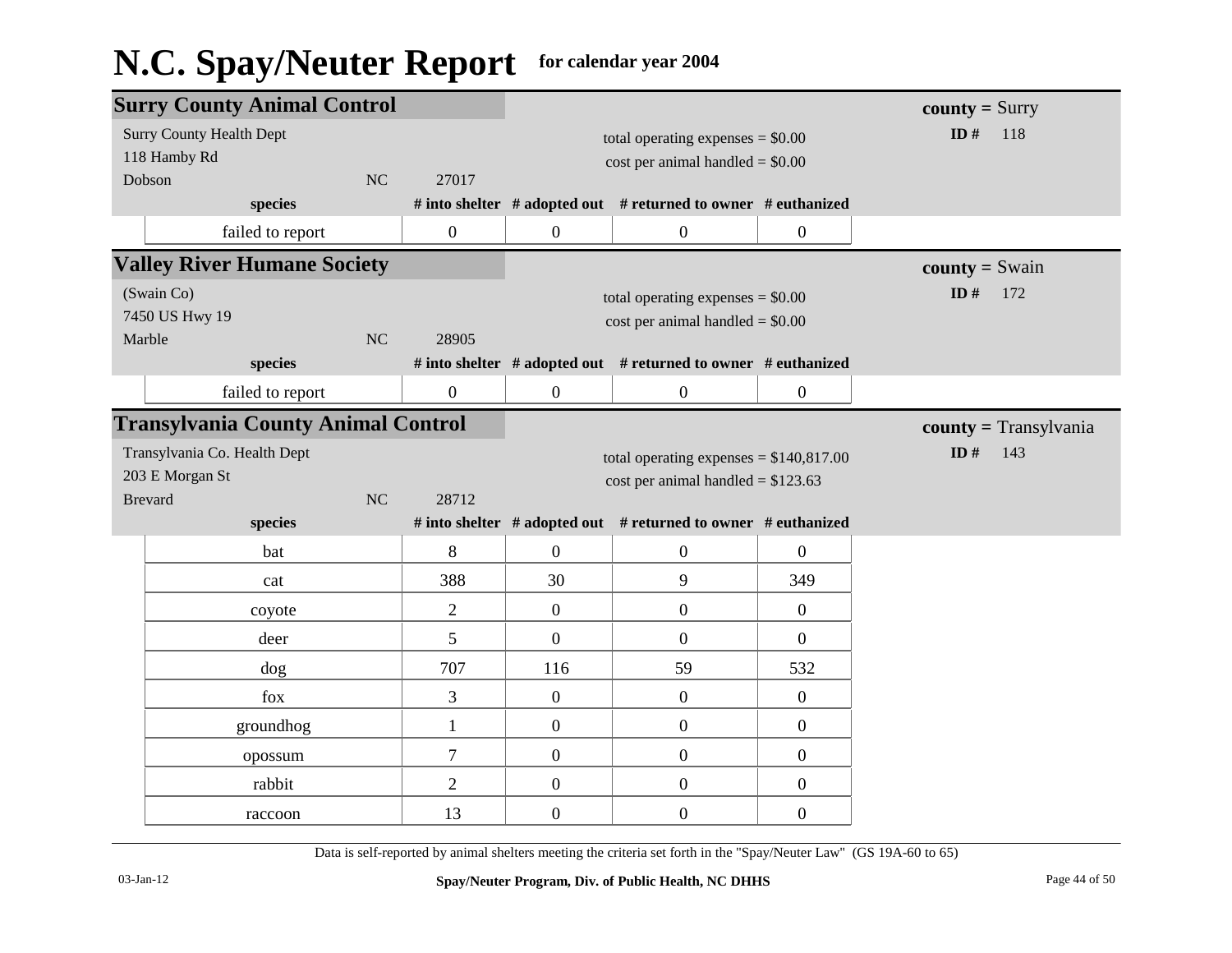# N.C. Spay/Neuter Report for calendar year 2004

## Surry County Animal Control

**county =** Surry
**ID #** 118

Surry County Health Dept
118 Hamby Rd
Dobson NC 27017

total operating expenses = $0.00
cost per animal handled = $0.00

| species | # into shelter | # adopted out | # returned to owner | # euthanized |
|---|---|---|---|---|
| failed to report | 0 | 0 | 0 | 0 |

## Valley River Humane Society

**county =** Swain
**ID #** 172

(Swain Co)
7450 US Hwy 19
Marble NC 28905

total operating expenses = $0.00
cost per animal handled = $0.00

| species | # into shelter | # adopted out | # returned to owner | # euthanized |
|---|---|---|---|---|
| failed to report | 0 | 0 | 0 | 0 |

## Transylvania County Animal Control

**county =** Transylvania
**ID #** 143

Transylvania Co. Health Dept
203 E Morgan St
Brevard NC 28712

total operating expenses = $140,817.00
cost per animal handled = $123.63

| species | # into shelter | # adopted out | # returned to owner | # euthanized |
|---|---|---|---|---|
| bat | 8 | 0 | 0 | 0 |
| cat | 388 | 30 | 9 | 349 |
| coyote | 2 | 0 | 0 | 0 |
| deer | 5 | 0 | 0 | 0 |
| dog | 707 | 116 | 59 | 532 |
| fox | 3 | 0 | 0 | 0 |
| groundhog | 1 | 0 | 0 | 0 |
| opossum | 7 | 0 | 0 | 0 |
| rabbit | 2 | 0 | 0 | 0 |
| raccoon | 13 | 0 | 0 | 0 |

Data is self-reported by animal shelters meeting the criteria set forth in the "Spay/Neuter Law" (GS 19A-60 to 65)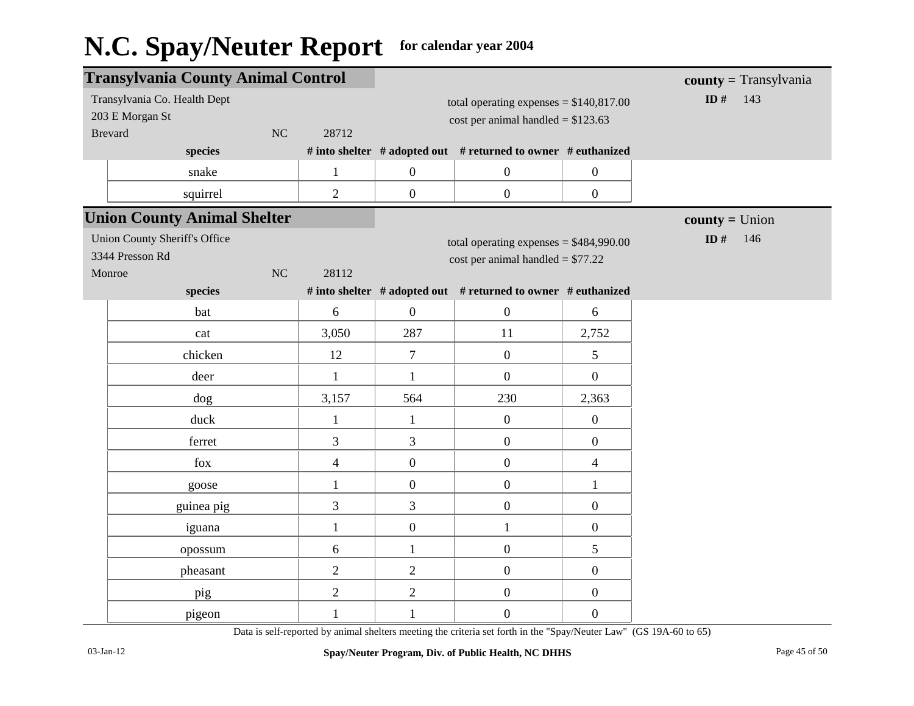# N.C. Spay/Neuter Report for calendar year 2004

## Transylvania County Animal Control

**county =** Transylvania
**ID #** 143

Transylvania Co. Health Dept
203 E Morgan St
Brevard NC 28712

total operating expenses = $140,817.00
cost per animal handled = $123.63

| species | # into shelter | # adopted out | # returned to owner | # euthanized |
|---|---|---|---|---|
| snake | 1 | 0 | 0 | 0 |
| squirrel | 2 | 0 | 0 | 0 |

## Union County Animal Shelter

**county =** Union
**ID #** 146

Union County Sheriff's Office
3344 Presson Rd
Monroe NC 28112

total operating expenses = $484,990.00
cost per animal handled = $77.22

| species | # into shelter | # adopted out | # returned to owner | # euthanized |
|---|---|---|---|---|
| bat | 6 | 0 | 0 | 6 |
| cat | 3,050 | 287 | 11 | 2,752 |
| chicken | 12 | 7 | 0 | 5 |
| deer | 1 | 1 | 0 | 0 |
| dog | 3,157 | 564 | 230 | 2,363 |
| duck | 1 | 1 | 0 | 0 |
| ferret | 3 | 3 | 0 | 0 |
| fox | 4 | 0 | 0 | 4 |
| goose | 1 | 0 | 0 | 1 |
| guinea pig | 3 | 3 | 0 | 0 |
| iguana | 1 | 0 | 1 | 0 |
| opossum | 6 | 1 | 0 | 5 |
| pheasant | 2 | 2 | 0 | 0 |
| pig | 2 | 2 | 0 | 0 |
| pigeon | 1 | 1 | 0 | 0 |

Data is self-reported by animal shelters meeting the criteria set forth in the "Spay/Neuter Law" (GS 19A-60 to 65)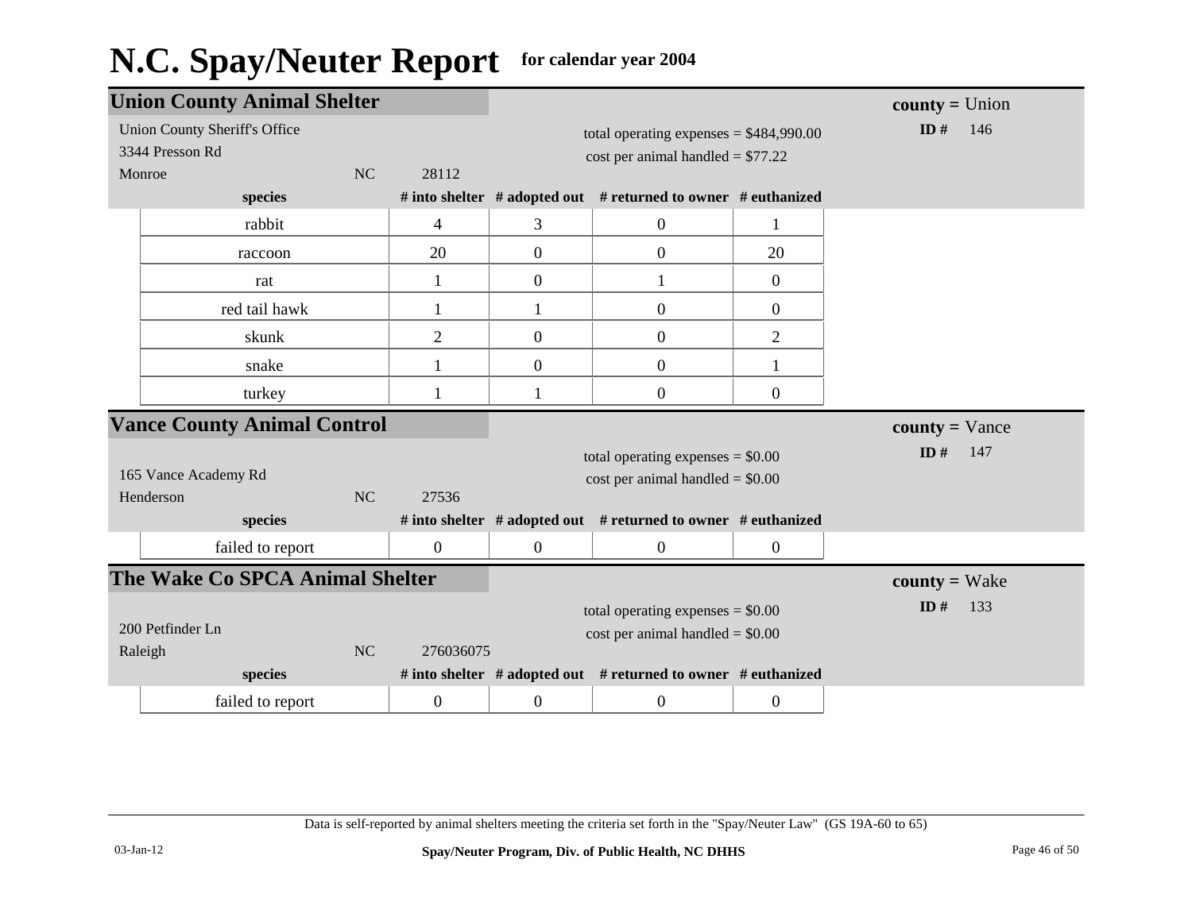# N.C. Spay/Neuter Report for calendar year 2004

## Union County Animal Shelter

**county =** Union

**ID #** 146

Union County Sheriff's Office
3344 Presson Rd
Monroe NC 28112

total operating expenses = $484,990.00
cost per animal handled = $77.22

| species | # into shelter | # adopted out | # returned to owner | # euthanized |
|---|---|---|---|---|
| rabbit | 4 | 3 | 0 | 1 |
| raccoon | 20 | 0 | 0 | 20 |
| rat | 1 | 0 | 1 | 0 |
| red tail hawk | 1 | 1 | 0 | 0 |
| skunk | 2 | 0 | 0 | 2 |
| snake | 1 | 0 | 0 | 1 |
| turkey | 1 | 1 | 0 | 0 |

## Vance County Animal Control

**county =** Vance

**ID #** 147

165 Vance Academy Rd
Henderson NC 27536

total operating expenses = $0.00
cost per animal handled = $0.00

| species | # into shelter | # adopted out | # returned to owner | # euthanized |
|---|---|---|---|---|
| failed to report | 0 | 0 | 0 | 0 |

## The Wake Co SPCA Animal Shelter

**county =** Wake

**ID #** 133

200 Petfinder Ln
Raleigh NC 276036075

total operating expenses = $0.00
cost per animal handled = $0.00

| species | # into shelter | # adopted out | # returned to owner | # euthanized |
|---|---|---|---|---|
| failed to report | 0 | 0 | 0 | 0 |

Data is self-reported by animal shelters meeting the criteria set forth in the "Spay/Neuter Law" (GS 19A-60 to 65)

03-Jan-12 Spay/Neuter Program, Div. of Public Health, NC DHHS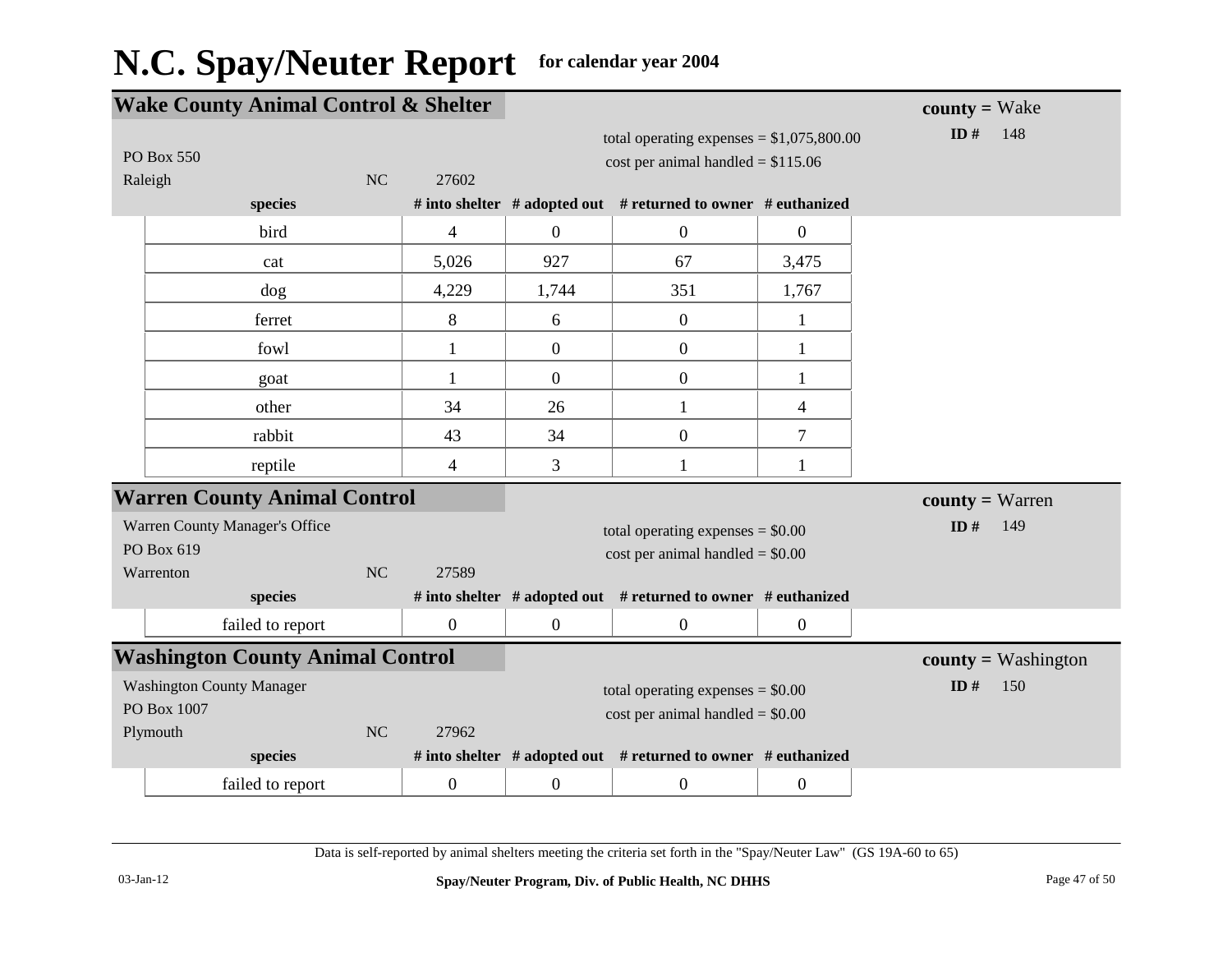# N.C. Spay/Neuter Report for calendar year 2004

## Wake County Animal Control & Shelter

**county =** Wake
**ID #** 148

PO Box 550
Raleigh NC 27602

total operating expenses = $1,075,800.00
cost per animal handled = $115.06

| species | # into shelter | # adopted out | # returned to owner | # euthanized |
|---|---|---|---|---|
| bird | 4 | 0 | 0 | 0 |
| cat | 5,026 | 927 | 67 | 3,475 |
| dog | 4,229 | 1,744 | 351 | 1,767 |
| ferret | 8 | 6 | 0 | 1 |
| fowl | 1 | 0 | 0 | 1 |
| goat | 1 | 0 | 0 | 1 |
| other | 34 | 26 | 1 | 4 |
| rabbit | 43 | 34 | 0 | 7 |
| reptile | 4 | 3 | 1 | 1 |

## Warren County Animal Control

**county =** Warren
**ID #** 149

Warren County Manager's Office
PO Box 619
Warrenton NC 27589

total operating expenses = $0.00
cost per animal handled = $0.00

| species | # into shelter | # adopted out | # returned to owner | # euthanized |
|---|---|---|---|---|
| failed to report | 0 | 0 | 0 | 0 |

## Washington County Animal Control

**county =** Washington
**ID #** 150

Washington County Manager
PO Box 1007
Plymouth NC 27962

total operating expenses = $0.00
cost per animal handled = $0.00

| species | # into shelter | # adopted out | # returned to owner | # euthanized |
|---|---|---|---|---|
| failed to report | 0 | 0 | 0 | 0 |

Data is self-reported by animal shelters meeting the criteria set forth in the "Spay/Neuter Law" (GS 19A-60 to 65)

03-Jan-12 Spay/Neuter Program, Div. of Public Health, NC DHHS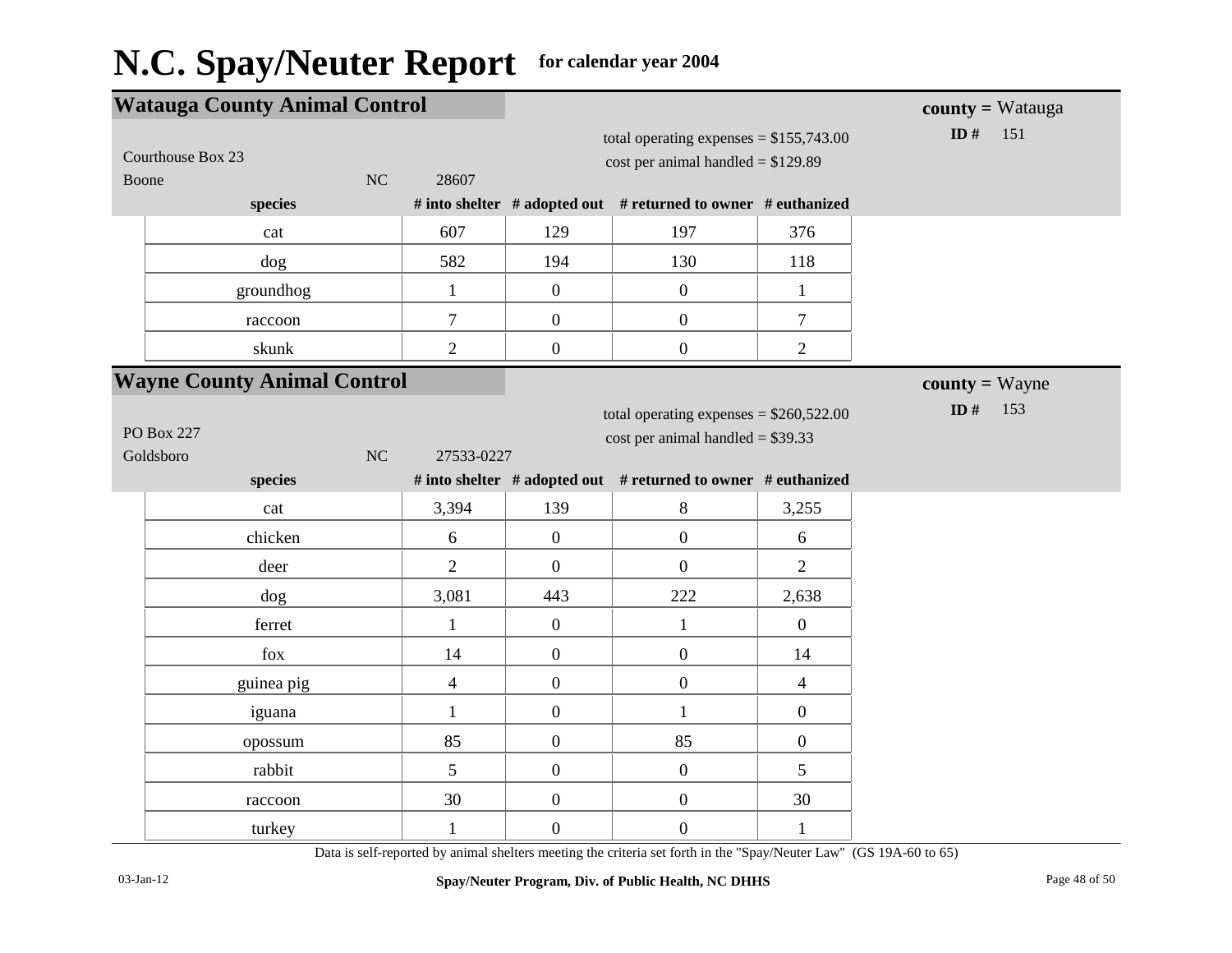# N.C. Spay/Neuter Report for calendar year 2004

## Watauga County Animal Control

**county =** Watauga
**ID #** 151

Courthouse Box 23
Boone NC 28607

total operating expenses = $155,743.00
cost per animal handled = $129.89

| species | # into shelter | # adopted out | # returned to owner | # euthanized |
|---|---|---|---|---|
| cat | 607 | 129 | 197 | 376 |
| dog | 582 | 194 | 130 | 118 |
| groundhog | 1 | 0 | 0 | 1 |
| raccoon | 7 | 0 | 0 | 7 |
| skunk | 2 | 0 | 0 | 2 |

## Wayne County Animal Control

**county =** Wayne
**ID #** 153

PO Box 227
Goldsboro NC 27533-0227

total operating expenses = $260,522.00
cost per animal handled = $39.33

| species | # into shelter | # adopted out | # returned to owner | # euthanized |
|---|---|---|---|---|
| cat | 3,394 | 139 | 8 | 3,255 |
| chicken | 6 | 0 | 0 | 6 |
| deer | 2 | 0 | 0 | 2 |
| dog | 3,081 | 443 | 222 | 2,638 |
| ferret | 1 | 0 | 1 | 0 |
| fox | 14 | 0 | 0 | 14 |
| guinea pig | 4 | 0 | 0 | 4 |
| iguana | 1 | 0 | 1 | 0 |
| opossum | 85 | 0 | 85 | 0 |
| rabbit | 5 | 0 | 0 | 5 |
| raccoon | 30 | 0 | 0 | 30 |
| turkey | 1 | 0 | 0 | 1 |

Data is self-reported by animal shelters meeting the criteria set forth in the "Spay/Neuter Law" (GS 19A-60 to 65)

03-Jan-12 Spay/Neuter Program, Div. of Public Health, NC DHHS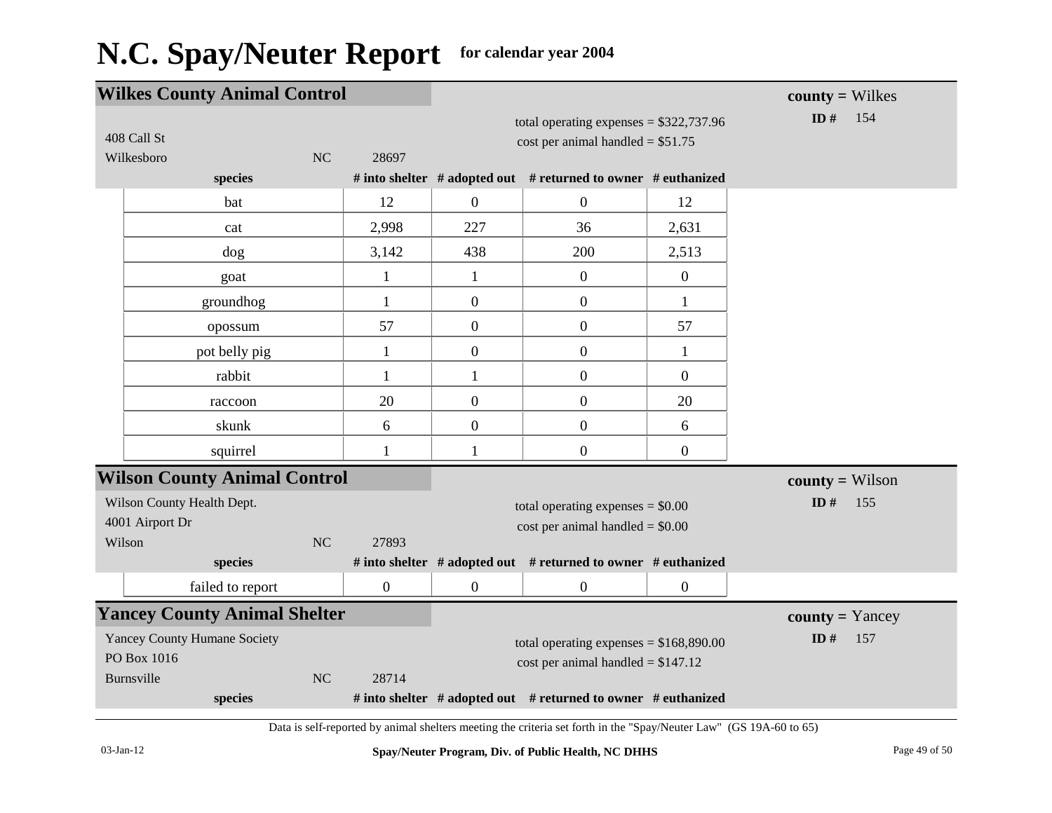# N.C. Spay/Neuter Report for calendar year 2004

## Wilkes County Animal Control

**county =** Wilkes
**ID #** 154

408 Call St
Wilkesboro NC 28697

total operating expenses = $322,737.96
cost per animal handled = $51.75

| species | # into shelter | # adopted out | # returned to owner | # euthanized |
|---|---|---|---|---|
| bat | 12 | 0 | 0 | 12 |
| cat | 2,998 | 227 | 36 | 2,631 |
| dog | 3,142 | 438 | 200 | 2,513 |
| goat | 1 | 1 | 0 | 0 |
| groundhog | 1 | 0 | 0 | 1 |
| opossum | 57 | 0 | 0 | 57 |
| pot belly pig | 1 | 0 | 0 | 1 |
| rabbit | 1 | 1 | 0 | 0 |
| raccoon | 20 | 0 | 0 | 20 |
| skunk | 6 | 0 | 0 | 6 |
| squirrel | 1 | 1 | 0 | 0 |

## Wilson County Animal Control

**county =** Wilson
**ID #** 155

Wilson County Health Dept.
4001 Airport Dr
Wilson NC 27893

total operating expenses = $0.00
cost per animal handled = $0.00

| species | # into shelter | # adopted out | # returned to owner | # euthanized |
|---|---|---|---|---|
| failed to report | 0 | 0 | 0 | 0 |

## Yancey County Animal Shelter

**county =** Yancey
**ID #** 157

Yancey County Humane Society
PO Box 1016
Burnsville NC 28714

total operating expenses = $168,890.00
cost per animal handled = $147.12

| species | # into shelter | # adopted out | # returned to owner | # euthanized |
|---|---|---|---|---|

Data is self-reported by animal shelters meeting the criteria set forth in the "Spay/Neuter Law" (GS 19A-60 to 65)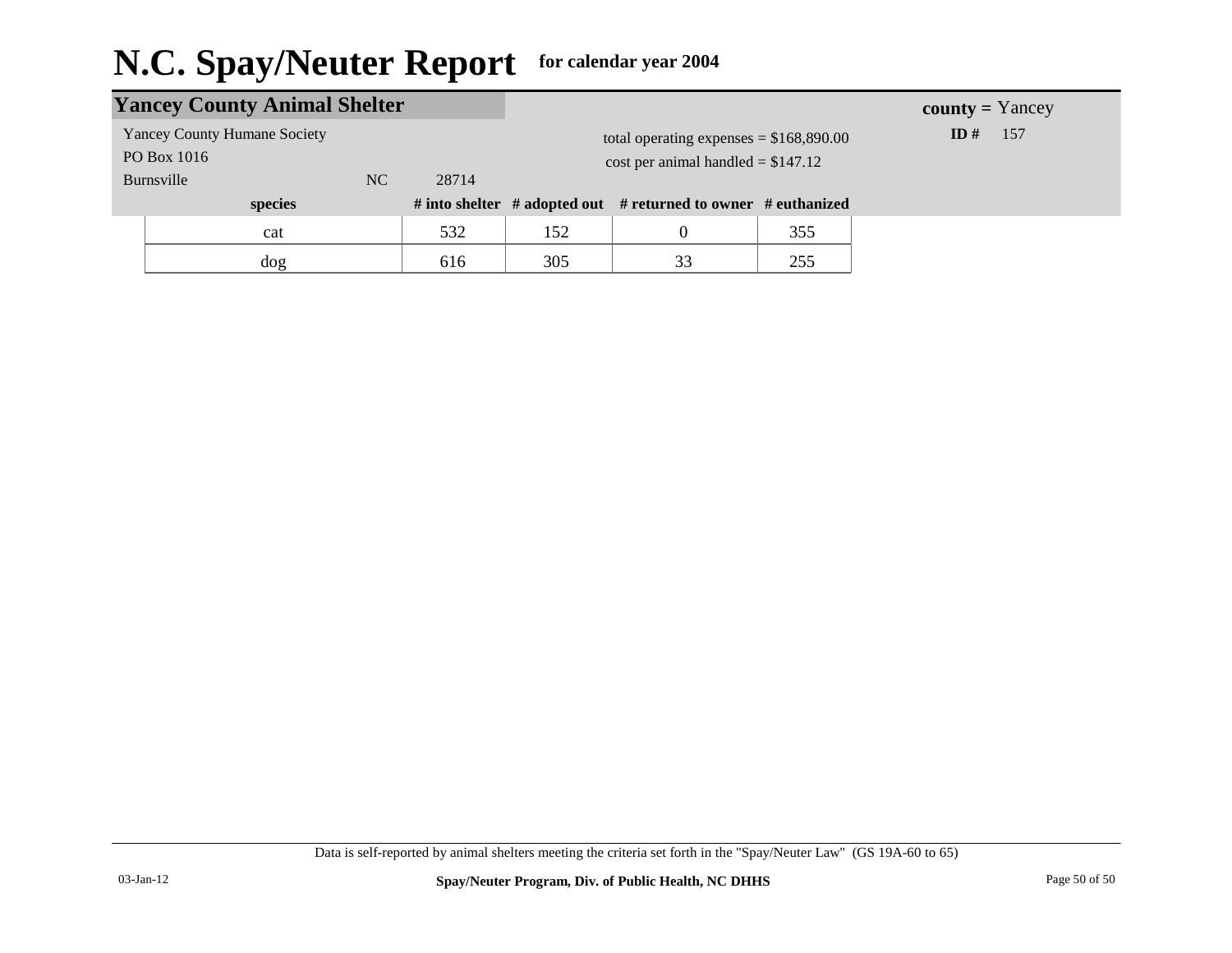# N.C. Spay/Neuter Report for calendar year 2004

## Yancey County Animal Shelter

**county =** Yancey

**ID #** 157

Yancey County Humane Society
PO Box 1016
Burnsville NC 28714

total operating expenses = $168,890.00
cost per animal handled = $147.12

| species | # into shelter | # adopted out | # returned to owner | # euthanized |
|---|---|---|---|---|
| cat | 532 | 152 | 0 | 355 |
| dog | 616 | 305 | 33 | 255 |

Data is self-reported by animal shelters meeting the criteria set forth in the "Spay/Neuter Law" (GS 19A-60 to 65)

03-Jan-12

**Spay/Neuter Program, Div. of Public Health, NC DHHS**